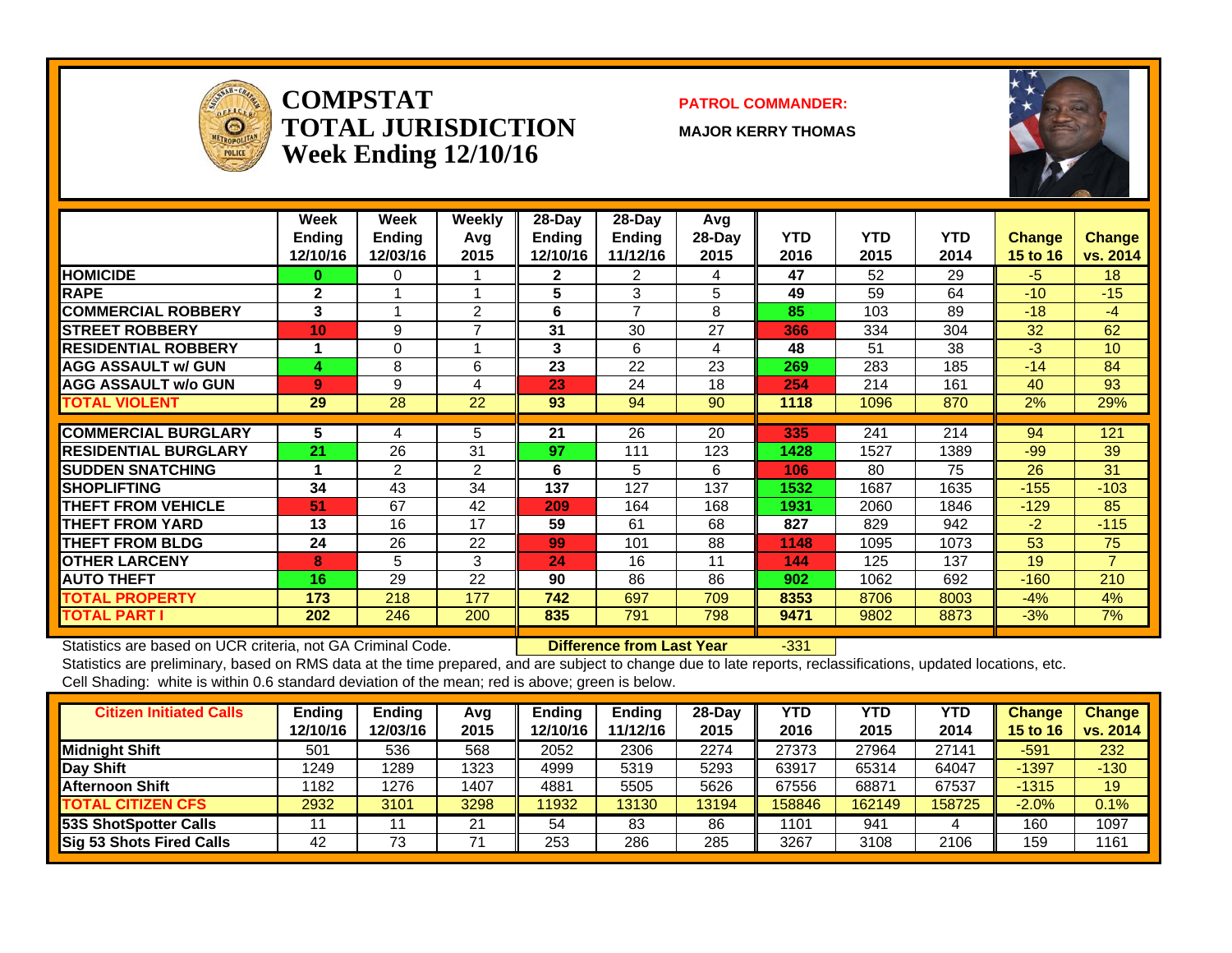# COMPSTAT TOTAL JURISDICTION Week Ending 12/10/16

**PATROL COMMANDER:**

**MAJOR KERRY THOMAS**

| | Week Ending 12/10/16 | Week Ending 12/03/16 | Weekly Avg 2015 | 28-Day Ending 12/10/16 | 28-Day Ending 11/12/16 | Avg 28-Day 2015 | YTD 2016 | YTD 2015 | YTD 2014 | Change 15 to 16 | Change vs. 2014 |
|---|---|---|---|---|---|---|---|---|---|---|---|
| HOMICIDE | 0 | 0 | 1 | 2 | 2 | 4 | 47 | 52 | 29 | -5 | 18 |
| RAPE | 2 | 1 | 1 | 5 | 3 | 5 | 49 | 59 | 64 | -10 | -15 |
| COMMERCIAL ROBBERY | 3 | 1 | 2 | 6 | 7 | 8 | 85 | 103 | 89 | -18 | -4 |
| STREET ROBBERY | 10 | 9 | 7 | 31 | 30 | 27 | 366 | 334 | 304 | 32 | 62 |
| RESIDENTIAL ROBBERY | 1 | 0 | 1 | 3 | 6 | 4 | 48 | 51 | 38 | -3 | 10 |
| AGG ASSAULT w/ GUN | 4 | 8 | 6 | 23 | 22 | 23 | 269 | 283 | 185 | -14 | 84 |
| AGG ASSAULT w/o GUN | 9 | 9 | 4 | 23 | 24 | 18 | 254 | 214 | 161 | 40 | 93 |
| TOTAL VIOLENT | 29 | 28 | 22 | 93 | 94 | 90 | 1118 | 1096 | 870 | 2% | 29% |
| COMMERCIAL BURGLARY | 5 | 4 | 5 | 21 | 26 | 20 | 335 | 241 | 214 | 94 | 121 |
| RESIDENTIAL BURGLARY | 21 | 26 | 31 | 97 | 111 | 123 | 1428 | 1527 | 1389 | -99 | 39 |
| SUDDEN SNATCHING | 1 | 2 | 2 | 6 | 5 | 6 | 106 | 80 | 75 | 26 | 31 |
| SHOPLIFTING | 34 | 43 | 34 | 137 | 127 | 137 | 1532 | 1687 | 1635 | -155 | -103 |
| THEFT FROM VEHICLE | 51 | 67 | 42 | 209 | 164 | 168 | 1931 | 2060 | 1846 | -129 | 85 |
| THEFT FROM YARD | 13 | 16 | 17 | 59 | 61 | 68 | 827 | 829 | 942 | -2 | -115 |
| THEFT FROM BLDG | 24 | 26 | 22 | 99 | 101 | 88 | 1148 | 1095 | 1073 | 53 | 75 |
| OTHER LARCENY | 8 | 5 | 3 | 24 | 16 | 11 | 144 | 125 | 137 | 19 | 7 |
| AUTO THEFT | 16 | 29 | 22 | 90 | 86 | 86 | 902 | 1062 | 692 | -160 | 210 |
| TOTAL PROPERTY | 173 | 218 | 177 | 742 | 697 | 709 | 8353 | 8706 | 8003 | -4% | 4% |
| TOTAL PART I | 202 | 246 | 200 | 835 | 791 | 798 | 9471 | 9802 | 8873 | -3% | 7% |

Statistics are based on UCR criteria, not GA Criminal Code. **Difference from Last Year** -331

Statistics are preliminary, based on RMS data at the time prepared, and are subject to change due to late reports, reclassifications, updated locations, etc.

Cell Shading: white is within 0.6 standard deviation of the mean; red is above; green is below.

| Citizen Initiated Calls | Ending 12/10/16 | Ending 12/03/16 | Avg 2015 | Ending 12/10/16 | Ending 11/12/16 | 28-Day 2015 | YTD 2016 | YTD 2015 | YTD 2014 | Change 15 to 16 | Change vs. 2014 |
|---|---|---|---|---|---|---|---|---|---|---|---|
| Midnight Shift | 501 | 536 | 568 | 2052 | 2306 | 2274 | 27373 | 27964 | 27141 | -591 | 232 |
| Day Shift | 1249 | 1289 | 1323 | 4999 | 5319 | 5293 | 63917 | 65314 | 64047 | -1397 | -130 |
| Afternoon Shift | 1182 | 1276 | 1407 | 4881 | 5505 | 5626 | 67556 | 68871 | 67537 | -1315 | 19 |
| TOTAL CITIZEN CFS | 2932 | 3101 | 3298 | 11932 | 13130 | 13194 | 158846 | 162149 | 158725 | -2.0% | 0.1% |
| 53S ShotSpotter Calls | 11 | 11 | 21 | 54 | 83 | 86 | 1101 | 941 | 4 | 160 | 1097 |
| Sig 53 Shots Fired Calls | 42 | 73 | 71 | 253 | 286 | 285 | 3267 | 3108 | 2106 | 159 | 1161 |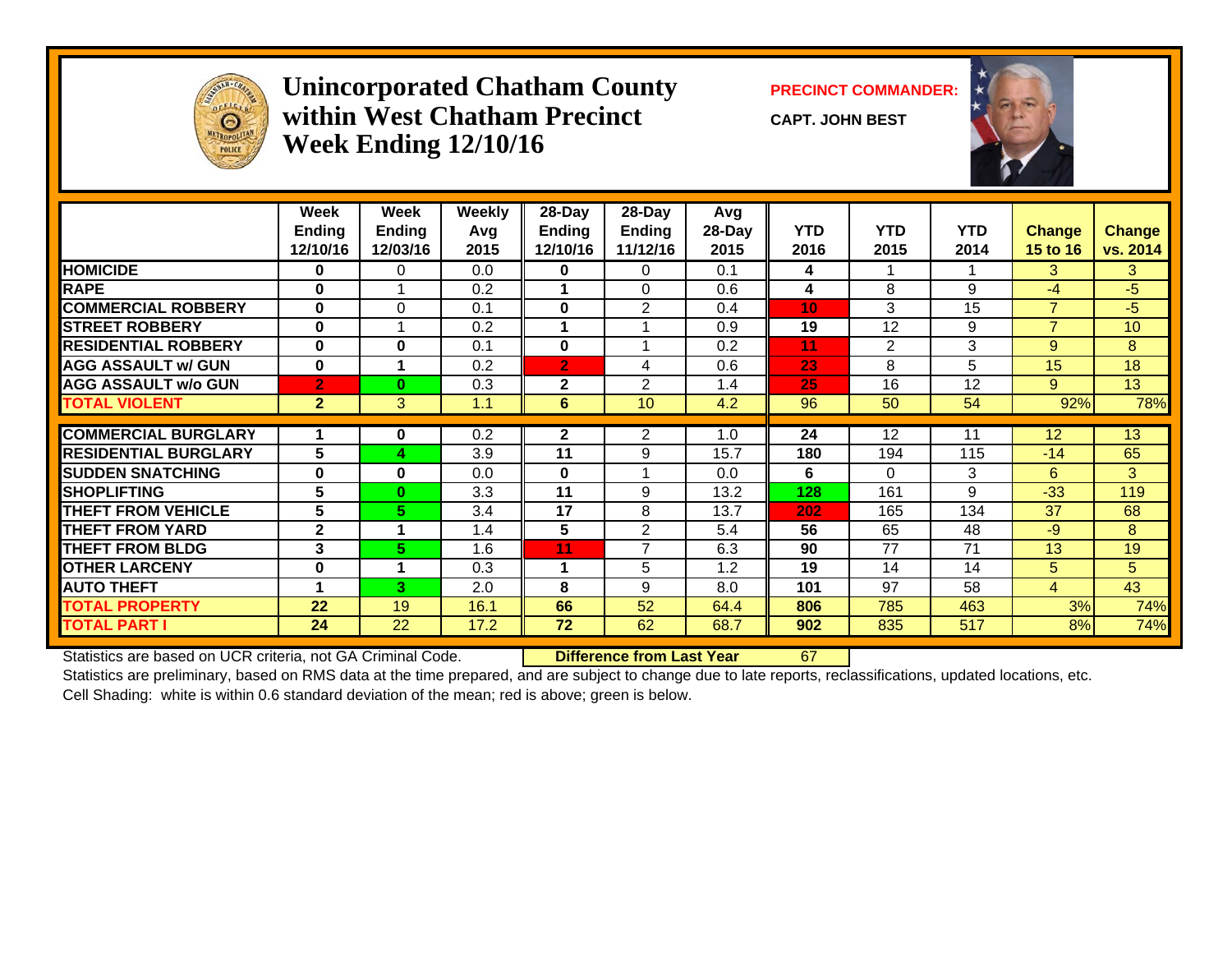# Unincorporated Chatham County within West Chatham Precinct Week Ending 12/10/16

**PRECINCT COMMANDER:**

**CAPT. JOHN BEST**

| | Week Ending 12/10/16 | Week Ending 12/03/16 | Weekly Avg 2015 | 28-Day Ending 12/10/16 | 28-Day Ending 11/12/16 | Avg 28-Day 2015 | YTD 2016 | YTD 2015 | YTD 2014 | Change 15 to 16 | Change vs. 2014 |
|---|---|---|---|---|---|---|---|---|---|---|---|
| HOMICIDE | 0 | 0 | 0.0 | 0 | 0 | 0.1 | 4 | 1 | 1 | 3 | 3 |
| RAPE | 0 | 1 | 0.2 | 1 | 0 | 0.6 | 4 | 8 | 9 | -4 | -5 |
| COMMERCIAL ROBBERY | 0 | 0 | 0.1 | 0 | 2 | 0.4 | 10 | 3 | 15 | 7 | -5 |
| STREET ROBBERY | 0 | 1 | 0.2 | 1 | 1 | 0.9 | 19 | 12 | 9 | 7 | 10 |
| RESIDENTIAL ROBBERY | 0 | 0 | 0.1 | 0 | 1 | 0.2 | 11 | 2 | 3 | 9 | 8 |
| AGG ASSAULT w/ GUN | 0 | 1 | 0.2 | 2 | 4 | 0.6 | 23 | 8 | 5 | 15 | 18 |
| AGG ASSAULT w/o GUN | 2 | 0 | 0.3 | 2 | 2 | 1.4 | 25 | 16 | 12 | 9 | 13 |
| TOTAL VIOLENT | 2 | 3 | 1.1 | 6 | 10 | 4.2 | 96 | 50 | 54 | 92% | 78% |
| COMMERCIAL BURGLARY | 1 | 0 | 0.2 | 2 | 2 | 1.0 | 24 | 12 | 11 | 12 | 13 |
| RESIDENTIAL BURGLARY | 5 | 4 | 3.9 | 11 | 9 | 15.7 | 180 | 194 | 115 | -14 | 65 |
| SUDDEN SNATCHING | 0 | 0 | 0.0 | 0 | 1 | 0.0 | 6 | 0 | 3 | 6 | 3 |
| SHOPLIFTING | 5 | 0 | 3.3 | 11 | 9 | 13.2 | 128 | 161 | 9 | -33 | 119 |
| THEFT FROM VEHICLE | 5 | 5 | 3.4 | 17 | 8 | 13.7 | 202 | 165 | 134 | 37 | 68 |
| THEFT FROM YARD | 2 | 1 | 1.4 | 5 | 2 | 5.4 | 56 | 65 | 48 | -9 | 8 |
| THEFT FROM BLDG | 3 | 5 | 1.6 | 11 | 7 | 6.3 | 90 | 77 | 71 | 13 | 19 |
| OTHER LARCENY | 0 | 1 | 0.3 | 1 | 5 | 1.2 | 19 | 14 | 14 | 5 | 5 |
| AUTO THEFT | 1 | 3 | 2.0 | 8 | 9 | 8.0 | 101 | 97 | 58 | 4 | 43 |
| TOTAL PROPERTY | 22 | 19 | 16.1 | 66 | 52 | 64.4 | 806 | 785 | 463 | 3% | 74% |
| TOTAL PART I | 24 | 22 | 17.2 | 72 | 62 | 68.7 | 902 | 835 | 517 | 8% | 74% |

Statistics are based on UCR criteria, not GA Criminal Code. **Difference from Last Year** 67

Statistics are preliminary, based on RMS data at the time prepared, and are subject to change due to late reports, reclassifications, updated locations, etc.

Cell Shading: white is within 0.6 standard deviation of the mean; red is above; green is below.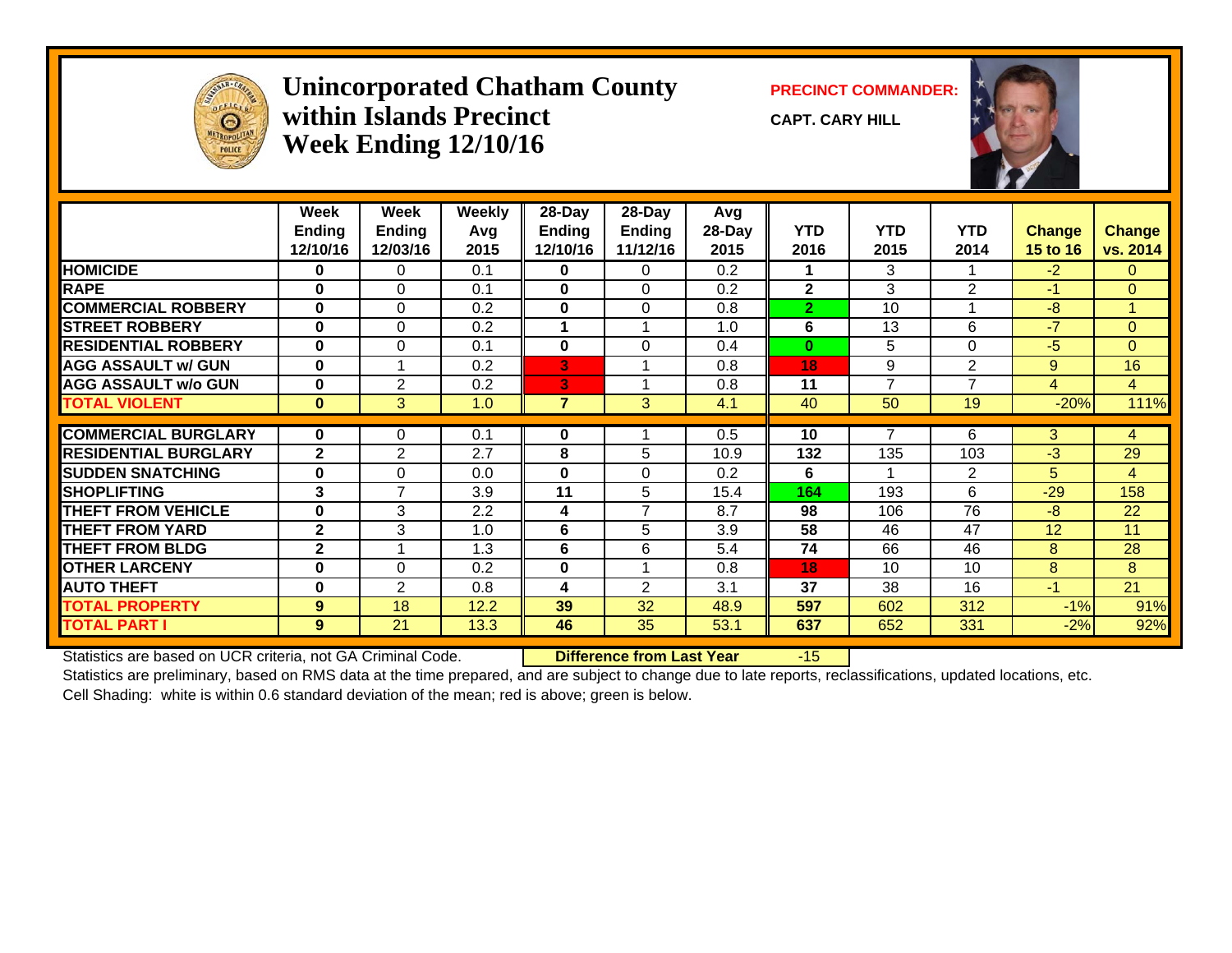# Unincorporated Chatham County within Islands Precinct Week Ending 12/10/16

**PRECINCT COMMANDER:**

**CAPT. CARY HILL**

| | Week Ending 12/10/16 | Week Ending 12/03/16 | Weekly Avg 2015 | 28-Day Ending 12/10/16 | 28-Day Ending 11/12/16 | Avg 28-Day 2015 | YTD 2016 | YTD 2015 | YTD 2014 | Change 15 to 16 | Change vs. 2014 |
|---|---|---|---|---|---|---|---|---|---|---|---|
| HOMICIDE | 0 | 0 | 0.1 | 0 | 0 | 0.2 | 1 | 3 | 1 | -2 | 0 |
| RAPE | 0 | 0 | 0.1 | 0 | 0 | 0.2 | 2 | 3 | 2 | -1 | 0 |
| COMMERCIAL ROBBERY | 0 | 0 | 0.2 | 0 | 0 | 0.8 | 2 | 10 | 1 | -8 | 1 |
| STREET ROBBERY | 0 | 0 | 0.2 | 1 | 1 | 1.0 | 6 | 13 | 6 | -7 | 0 |
| RESIDENTIAL ROBBERY | 0 | 0 | 0.1 | 0 | 0 | 0.4 | 0 | 5 | 0 | -5 | 0 |
| AGG ASSAULT w/ GUN | 0 | 1 | 0.2 | 3 | 1 | 0.8 | 18 | 9 | 2 | 9 | 16 |
| AGG ASSAULT w/o GUN | 0 | 2 | 0.2 | 3 | 1 | 0.8 | 11 | 7 | 7 | 4 | 4 |
| TOTAL VIOLENT | 0 | 3 | 1.0 | 7 | 3 | 4.1 | 40 | 50 | 19 | -20% | 111% |
| COMMERCIAL BURGLARY | 0 | 0 | 0.1 | 0 | 1 | 0.5 | 10 | 7 | 6 | 3 | 4 |
| RESIDENTIAL BURGLARY | 2 | 2 | 2.7 | 8 | 5 | 10.9 | 132 | 135 | 103 | -3 | 29 |
| SUDDEN SNATCHING | 0 | 0 | 0.0 | 0 | 0 | 0.2 | 6 | 1 | 2 | 5 | 4 |
| SHOPLIFTING | 3 | 7 | 3.9 | 11 | 5 | 15.4 | 164 | 193 | 6 | -29 | 158 |
| THEFT FROM VEHICLE | 0 | 3 | 2.2 | 4 | 7 | 8.7 | 98 | 106 | 76 | -8 | 22 |
| THEFT FROM YARD | 2 | 3 | 1.0 | 6 | 5 | 3.9 | 58 | 46 | 47 | 12 | 11 |
| THEFT FROM BLDG | 2 | 1 | 1.3 | 6 | 6 | 5.4 | 74 | 66 | 46 | 8 | 28 |
| OTHER LARCENY | 0 | 0 | 0.2 | 0 | 1 | 0.8 | 18 | 10 | 10 | 8 | 8 |
| AUTO THEFT | 0 | 2 | 0.8 | 4 | 2 | 3.1 | 37 | 38 | 16 | -1 | 21 |
| TOTAL PROPERTY | 9 | 18 | 12.2 | 39 | 32 | 48.9 | 597 | 602 | 312 | -1% | 91% |
| TOTAL PART I | 9 | 21 | 13.3 | 46 | 35 | 53.1 | 637 | 652 | 331 | -2% | 92% |

Statistics are based on UCR criteria, not GA Criminal Code. **Difference from Last Year** -15

Statistics are preliminary, based on RMS data at the time prepared, and are subject to change due to late reports, reclassifications, updated locations, etc.

Cell Shading: white is within 0.6 standard deviation of the mean; red is above; green is below.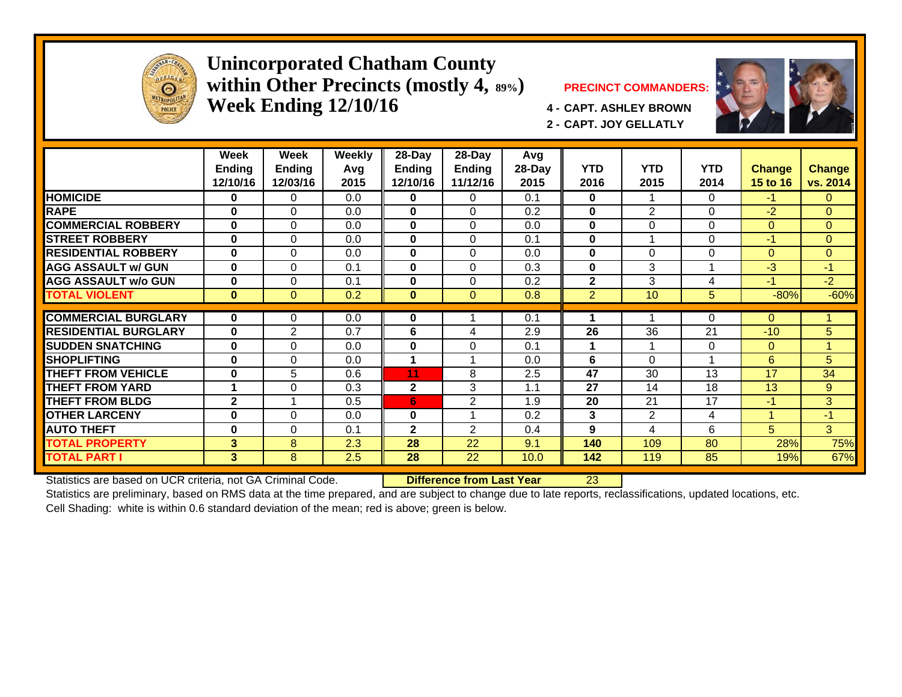# Unincorporated Chatham County within Other Precincts (mostly 4, 89%) Week Ending 12/10/16

**PRECINCT COMMANDERS:**

**4 - CAPT. ASHLEY BROWN**

**2 - CAPT. JOY GELLATLY**

| | Week Ending 12/10/16 | Week Ending 12/03/16 | Weekly Avg 2015 | 28-Day Ending 12/10/16 | 28-Day Ending 11/12/16 | Avg 28-Day 2015 | YTD 2016 | YTD 2015 | YTD 2014 | Change 15 to 16 | Change vs. 2014 |
|---|---|---|---|---|---|---|---|---|---|---|---|
| HOMICIDE | 0 | 0 | 0.0 | 0 | 0 | 0.1 | 0 | 1 | 0 | -1 | 0 |
| RAPE | 0 | 0 | 0.0 | 0 | 0 | 0.2 | 0 | 2 | 0 | -2 | 0 |
| COMMERCIAL ROBBERY | 0 | 0 | 0.0 | 0 | 0 | 0.0 | 0 | 0 | 0 | 0 | 0 |
| STREET ROBBERY | 0 | 0 | 0.0 | 0 | 0 | 0.1 | 0 | 1 | 0 | -1 | 0 |
| RESIDENTIAL ROBBERY | 0 | 0 | 0.0 | 0 | 0 | 0.0 | 0 | 0 | 0 | 0 | 0 |
| AGG ASSAULT w/ GUN | 0 | 0 | 0.1 | 0 | 0 | 0.3 | 0 | 3 | 1 | -3 | -1 |
| AGG ASSAULT w/o GUN | 0 | 0 | 0.1 | 0 | 0 | 0.2 | 2 | 3 | 4 | -1 | -2 |
| TOTAL VIOLENT | 0 | 0 | 0.2 | 0 | 0 | 0.8 | 2 | 10 | 5 | -80% | -60% |
| COMMERCIAL BURGLARY | 0 | 0 | 0.0 | 0 | 1 | 0.1 | 1 | 1 | 0 | 0 | 1 |
| RESIDENTIAL BURGLARY | 0 | 2 | 0.7 | 6 | 4 | 2.9 | 26 | 36 | 21 | -10 | 5 |
| SUDDEN SNATCHING | 0 | 0 | 0.0 | 0 | 0 | 0.1 | 1 | 1 | 0 | 0 | 1 |
| SHOPLIFTING | 0 | 0 | 0.0 | 1 | 1 | 0.0 | 6 | 0 | 1 | 6 | 5 |
| THEFT FROM VEHICLE | 0 | 5 | 0.6 | 11 | 8 | 2.5 | 47 | 30 | 13 | 17 | 34 |
| THEFT FROM YARD | 1 | 0 | 0.3 | 2 | 3 | 1.1 | 27 | 14 | 18 | 13 | 9 |
| THEFT FROM BLDG | 2 | 1 | 0.5 | 6 | 2 | 1.9 | 20 | 21 | 17 | -1 | 3 |
| OTHER LARCENY | 0 | 0 | 0.0 | 0 | 1 | 0.2 | 3 | 2 | 4 | 1 | -1 |
| AUTO THEFT | 0 | 0 | 0.1 | 2 | 2 | 0.4 | 9 | 4 | 6 | 5 | 3 |
| TOTAL PROPERTY | 3 | 8 | 2.3 | 28 | 22 | 9.1 | 140 | 109 | 80 | 28% | 75% |
| TOTAL PART I | 3 | 8 | 2.5 | 28 | 22 | 10.0 | 142 | 119 | 85 | 19% | 67% |

Statistics are based on UCR criteria, not GA Criminal Code. **Difference from Last Year** 23

Statistics are preliminary, based on RMS data at the time prepared, and are subject to change due to late reports, reclassifications, updated locations, etc.

Cell Shading: white is within 0.6 standard deviation of the mean; red is above; green is below.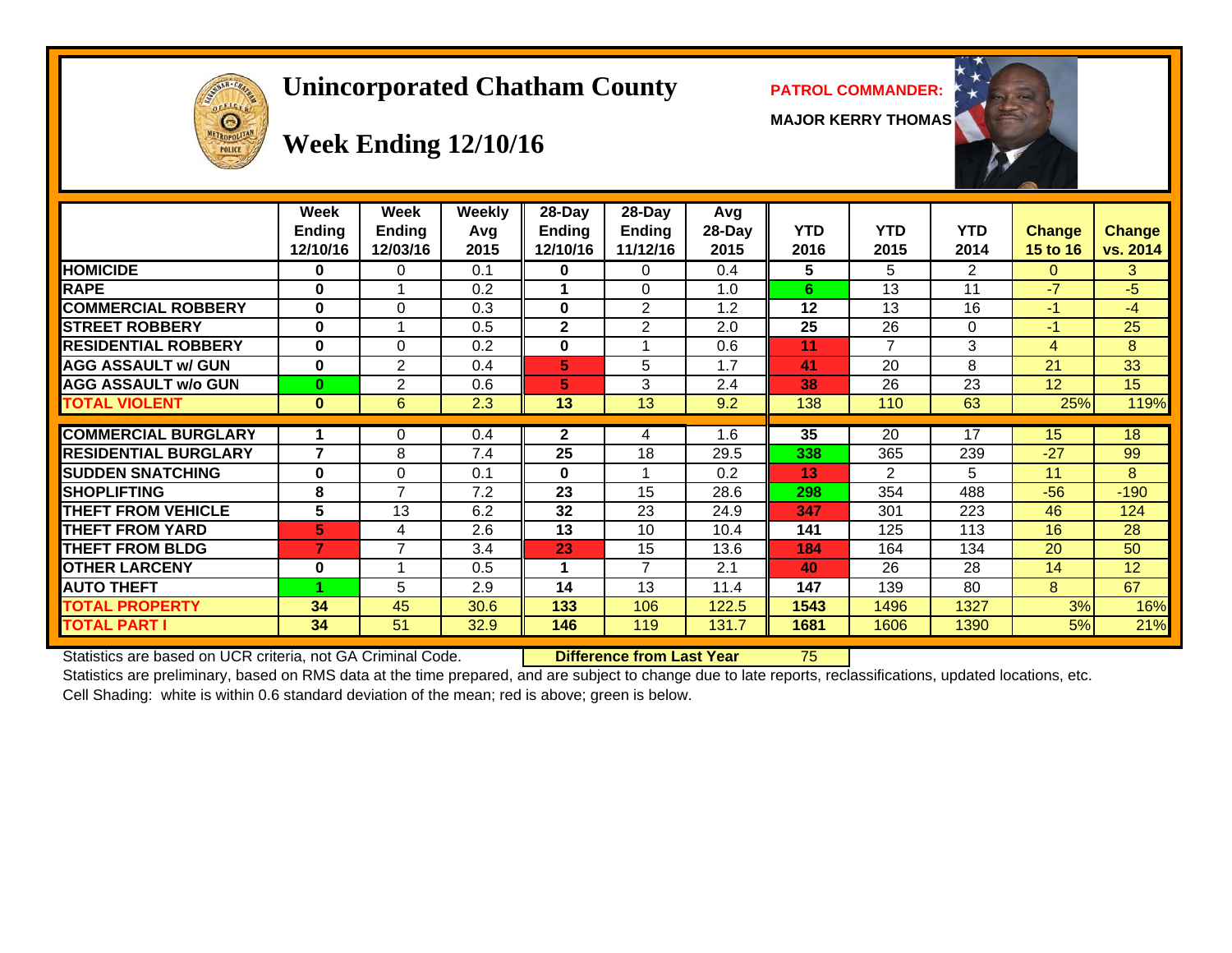# Unincorporated Chatham County

## Week Ending 12/10/16

**PATROL COMMANDER:**

**MAJOR KERRY THOMAS**

| | Week Ending 12/10/16 | Week Ending 12/03/16 | Weekly Avg 2015 | 28-Day Ending 12/10/16 | 28-Day Ending 11/12/16 | Avg 28-Day 2015 | YTD 2016 | YTD 2015 | YTD 2014 | Change 15 to 16 | Change vs. 2014 |
|---|---|---|---|---|---|---|---|---|---|---|---|
| HOMICIDE | 0 | 0 | 0.1 | 0 | 0 | 0.4 | 5 | 5 | 2 | 0 | 3 |
| RAPE | 0 | 1 | 0.2 | 1 | 0 | 1.0 | 6 | 13 | 11 | -7 | -5 |
| COMMERCIAL ROBBERY | 0 | 0 | 0.3 | 0 | 2 | 1.2 | 12 | 13 | 16 | -1 | -4 |
| STREET ROBBERY | 0 | 1 | 0.5 | 2 | 2 | 2.0 | 25 | 26 | 0 | -1 | 25 |
| RESIDENTIAL ROBBERY | 0 | 0 | 0.2 | 0 | 1 | 0.6 | 11 | 7 | 3 | 4 | 8 |
| AGG ASSAULT w/ GUN | 0 | 2 | 0.4 | 5 | 5 | 1.7 | 41 | 20 | 8 | 21 | 33 |
| AGG ASSAULT w/o GUN | 0 | 2 | 0.6 | 5 | 3 | 2.4 | 38 | 26 | 23 | 12 | 15 |
| TOTAL VIOLENT | 0 | 6 | 2.3 | 13 | 13 | 9.2 | 138 | 110 | 63 | 25% | 119% |
| COMMERCIAL BURGLARY | 1 | 0 | 0.4 | 2 | 4 | 1.6 | 35 | 20 | 17 | 15 | 18 |
| RESIDENTIAL BURGLARY | 7 | 8 | 7.4 | 25 | 18 | 29.5 | 338 | 365 | 239 | -27 | 99 |
| SUDDEN SNATCHING | 0 | 0 | 0.1 | 0 | 1 | 0.2 | 13 | 2 | 5 | 11 | 8 |
| SHOPLIFTING | 8 | 7 | 7.2 | 23 | 15 | 28.6 | 298 | 354 | 488 | -56 | -190 |
| THEFT FROM VEHICLE | 5 | 13 | 6.2 | 32 | 23 | 24.9 | 347 | 301 | 223 | 46 | 124 |
| THEFT FROM YARD | 5 | 4 | 2.6 | 13 | 10 | 10.4 | 141 | 125 | 113 | 16 | 28 |
| THEFT FROM BLDG | 7 | 7 | 3.4 | 23 | 15 | 13.6 | 184 | 164 | 134 | 20 | 50 |
| OTHER LARCENY | 0 | 1 | 0.5 | 1 | 7 | 2.1 | 40 | 26 | 28 | 14 | 12 |
| AUTO THEFT | 1 | 5 | 2.9 | 14 | 13 | 11.4 | 147 | 139 | 80 | 8 | 67 |
| TOTAL PROPERTY | 34 | 45 | 30.6 | 133 | 106 | 122.5 | 1543 | 1496 | 1327 | 3% | 16% |
| TOTAL PART I | 34 | 51 | 32.9 | 146 | 119 | 131.7 | 1681 | 1606 | 1390 | 5% | 21% |

Statistics are based on UCR criteria, not GA Criminal Code.

**Difference from Last Year** 75

Statistics are preliminary, based on RMS data at the time prepared, and are subject to change due to late reports, reclassifications, updated locations, etc.

Cell Shading: white is within 0.6 standard deviation of the mean; red is above; green is below.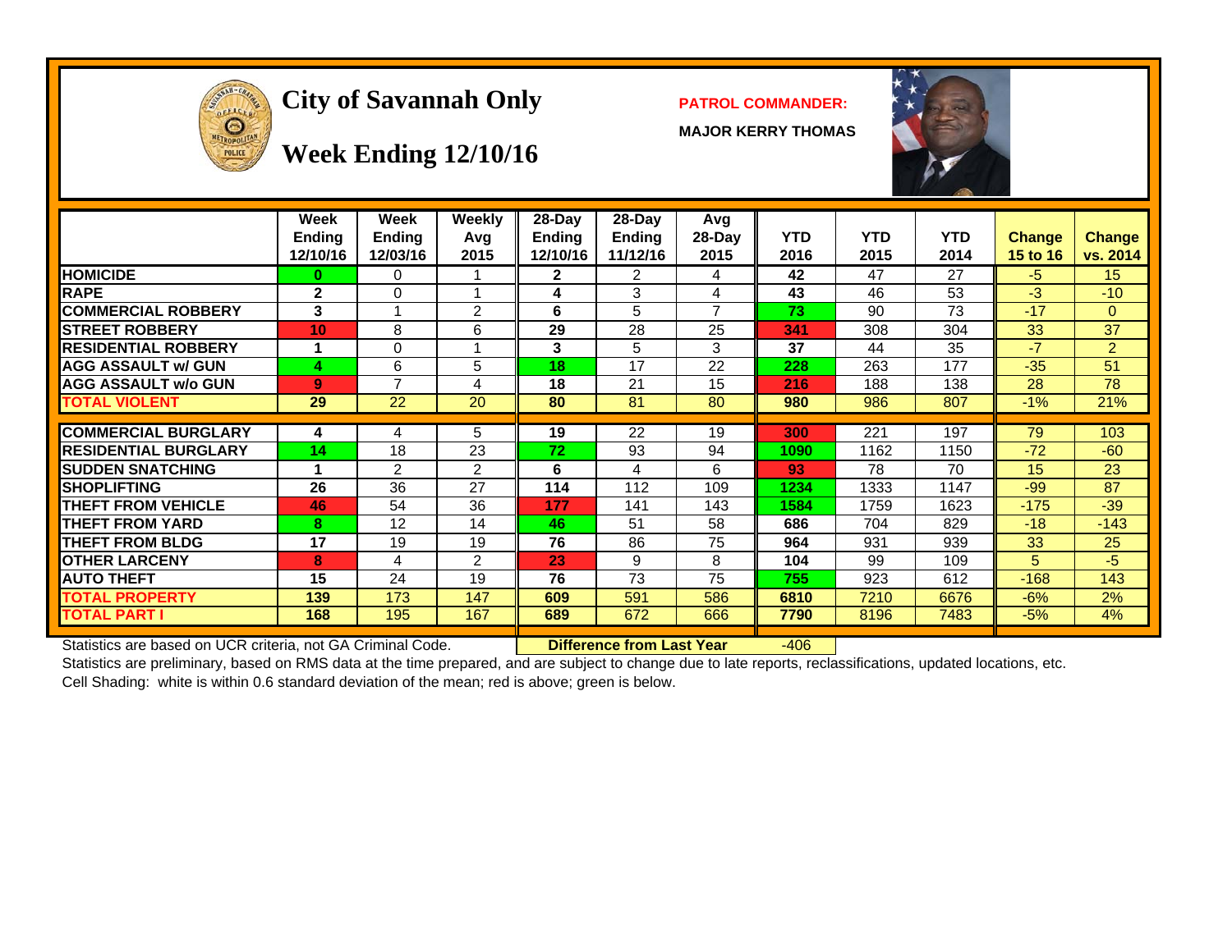# City of Savannah Only

## Week Ending 12/10/16

**PATROL COMMANDER:**

**MAJOR KERRY THOMAS**

| | Week Ending 12/10/16 | Week Ending 12/03/16 | Weekly Avg 2015 | 28-Day Ending 12/10/16 | 28-Day Ending 11/12/16 | Avg 28-Day 2015 | YTD 2016 | YTD 2015 | YTD 2014 | Change 15 to 16 | Change vs. 2014 |
|---|---|---|---|---|---|---|---|---|---|---|---|
| **HOMICIDE** | 0 | 0 | 1 | 2 | 2 | 4 | 42 | 47 | 27 | -5 | 15 |
| **RAPE** | 2 | 0 | 1 | 4 | 3 | 4 | 43 | 46 | 53 | -3 | -10 |
| **COMMERCIAL ROBBERY** | 3 | 1 | 2 | 6 | 5 | 7 | 73 | 90 | 73 | -17 | 0 |
| **STREET ROBBERY** | 10 | 8 | 6 | 29 | 28 | 25 | 341 | 308 | 304 | 33 | 37 |
| **RESIDENTIAL ROBBERY** | 1 | 0 | 1 | 3 | 5 | 3 | 37 | 44 | 35 | -7 | 2 |
| **AGG ASSAULT w/ GUN** | 4 | 6 | 5 | 18 | 17 | 22 | 228 | 263 | 177 | -35 | 51 |
| **AGG ASSAULT w/o GUN** | 9 | 7 | 4 | 18 | 21 | 15 | 216 | 188 | 138 | 28 | 78 |
| **TOTAL VIOLENT** | 29 | 22 | 20 | 80 | 81 | 80 | 980 | 986 | 807 | -1% | 21% |
| **COMMERCIAL BURGLARY** | 4 | 4 | 5 | 19 | 22 | 19 | 300 | 221 | 197 | 79 | 103 |
| **RESIDENTIAL BURGLARY** | 14 | 18 | 23 | 72 | 93 | 94 | 1090 | 1162 | 1150 | -72 | -60 |
| **SUDDEN SNATCHING** | 1 | 2 | 2 | 6 | 4 | 6 | 93 | 78 | 70 | 15 | 23 |
| **SHOPLIFTING** | 26 | 36 | 27 | 114 | 112 | 109 | 1234 | 1333 | 1147 | -99 | 87 |
| **THEFT FROM VEHICLE** | 46 | 54 | 36 | 177 | 141 | 143 | 1584 | 1759 | 1623 | -175 | -39 |
| **THEFT FROM YARD** | 8 | 12 | 14 | 46 | 51 | 58 | 686 | 704 | 829 | -18 | -143 |
| **THEFT FROM BLDG** | 17 | 19 | 19 | 76 | 86 | 75 | 964 | 931 | 939 | 33 | 25 |
| **OTHER LARCENY** | 8 | 4 | 2 | 23 | 9 | 8 | 104 | 99 | 109 | 5 | -5 |
| **AUTO THEFT** | 15 | 24 | 19 | 76 | 73 | 75 | 755 | 923 | 612 | -168 | 143 |
| **TOTAL PROPERTY** | 139 | 173 | 147 | 609 | 591 | 586 | 6810 | 7210 | 6676 | -6% | 2% |
| **TOTAL PART I** | 168 | 195 | 167 | 689 | 672 | 666 | 7790 | 8196 | 7483 | -5% | 4% |

Statistics are based on UCR criteria, not GA Criminal Code. **Difference from Last Year** -406

Statistics are preliminary, based on RMS data at the time prepared, and are subject to change due to late reports, reclassifications, updated locations, etc.

Cell Shading: white is within 0.6 standard deviation of the mean; red is above; green is below.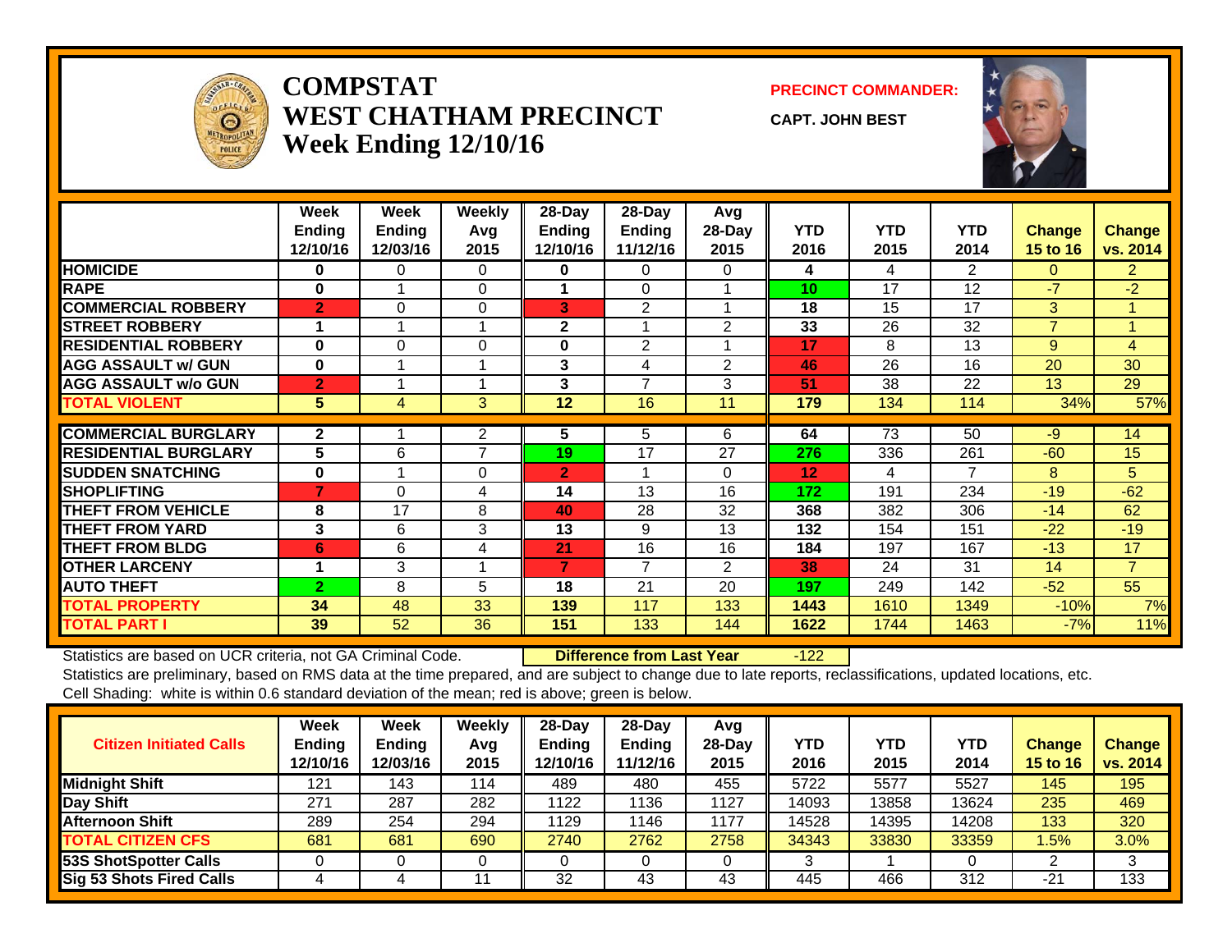# COMPSTAT
# WEST CHATHAM PRECINCT
## Week Ending 12/10/16

**PRECINCT COMMANDER:**

**CAPT. JOHN BEST**

| | Week Ending 12/10/16 | Week Ending 12/03/16 | Weekly Avg 2015 | 28-Day Ending 12/10/16 | 28-Day Ending 11/12/16 | Avg 28-Day 2015 | YTD 2016 | YTD 2015 | YTD 2014 | Change 15 to 16 | Change vs. 2014 |
|---|---|---|---|---|---|---|---|---|---|---|---|
| HOMICIDE | 0 | 0 | 0 | 0 | 0 | 0 | 4 | 4 | 2 | 0 | 2 |
| RAPE | 0 | 1 | 0 | 1 | 0 | 1 | 10 | 17 | 12 | -7 | -2 |
| COMMERCIAL ROBBERY | 2 | 0 | 0 | 3 | 2 | 1 | 18 | 15 | 17 | 3 | 1 |
| STREET ROBBERY | 1 | 1 | 1 | 2 | 1 | 2 | 33 | 26 | 32 | 7 | 1 |
| RESIDENTIAL ROBBERY | 0 | 0 | 0 | 0 | 2 | 1 | 17 | 8 | 13 | 9 | 4 |
| AGG ASSAULT w/ GUN | 0 | 1 | 1 | 3 | 4 | 2 | 46 | 26 | 16 | 20 | 30 |
| AGG ASSAULT w/o GUN | 2 | 1 | 1 | 3 | 7 | 3 | 51 | 38 | 22 | 13 | 29 |
| TOTAL VIOLENT | 5 | 4 | 3 | 12 | 16 | 11 | 179 | 134 | 114 | 34% | 57% |
| COMMERCIAL BURGLARY | 2 | 1 | 2 | 5 | 5 | 6 | 64 | 73 | 50 | -9 | 14 |
| RESIDENTIAL BURGLARY | 5 | 6 | 7 | 19 | 17 | 27 | 276 | 336 | 261 | -60 | 15 |
| SUDDEN SNATCHING | 0 | 1 | 0 | 2 | 1 | 0 | 12 | 4 | 7 | 8 | 5 |
| SHOPLIFTING | 7 | 0 | 4 | 14 | 13 | 16 | 172 | 191 | 234 | -19 | -62 |
| THEFT FROM VEHICLE | 8 | 17 | 8 | 40 | 28 | 32 | 368 | 382 | 306 | -14 | 62 |
| THEFT FROM YARD | 3 | 6 | 3 | 13 | 9 | 13 | 132 | 154 | 151 | -22 | -19 |
| THEFT FROM BLDG | 6 | 6 | 4 | 21 | 16 | 16 | 184 | 197 | 167 | -13 | 17 |
| OTHER LARCENY | 1 | 3 | 1 | 7 | 7 | 2 | 38 | 24 | 31 | 14 | 7 |
| AUTO THEFT | 2 | 8 | 5 | 18 | 21 | 20 | 197 | 249 | 142 | -52 | 55 |
| TOTAL PROPERTY | 34 | 48 | 33 | 139 | 117 | 133 | 1443 | 1610 | 1349 | -10% | 7% |
| TOTAL PART I | 39 | 52 | 36 | 151 | 133 | 144 | 1622 | 1744 | 1463 | -7% | 11% |

Statistics are based on UCR criteria, not GA Criminal Code. **Difference from Last Year** -122

Statistics are preliminary, based on RMS data at the time prepared, and are subject to change due to late reports, reclassifications, updated locations, etc.

Cell Shading: white is within 0.6 standard deviation of the mean; red is above; green is below.

| Citizen Initiated Calls | Week Ending 12/10/16 | Week Ending 12/03/16 | Weekly Avg 2015 | 28-Day Ending 12/10/16 | 28-Day Ending 11/12/16 | Avg 28-Day 2015 | YTD 2016 | YTD 2015 | YTD 2014 | Change 15 to 16 | Change vs. 2014 |
|---|---|---|---|---|---|---|---|---|---|---|---|
| Midnight Shift | 121 | 143 | 114 | 489 | 480 | 455 | 5722 | 5577 | 5527 | 145 | 195 |
| Day Shift | 271 | 287 | 282 | 1122 | 1136 | 1127 | 14093 | 13858 | 13624 | 235 | 469 |
| Afternoon Shift | 289 | 254 | 294 | 1129 | 1146 | 1177 | 14528 | 14395 | 14208 | 133 | 320 |
| TOTAL CITIZEN CFS | 681 | 681 | 690 | 2740 | 2762 | 2758 | 34343 | 33830 | 33359 | 1.5% | 3.0% |
| 53S ShotSpotter Calls | 0 | 0 | 0 | 0 | 0 | 0 | 3 | 1 | 0 | 2 | 3 |
| Sig 53 Shots Fired Calls | 4 | 4 | 11 | 32 | 43 | 43 | 445 | 466 | 312 | -21 | 133 |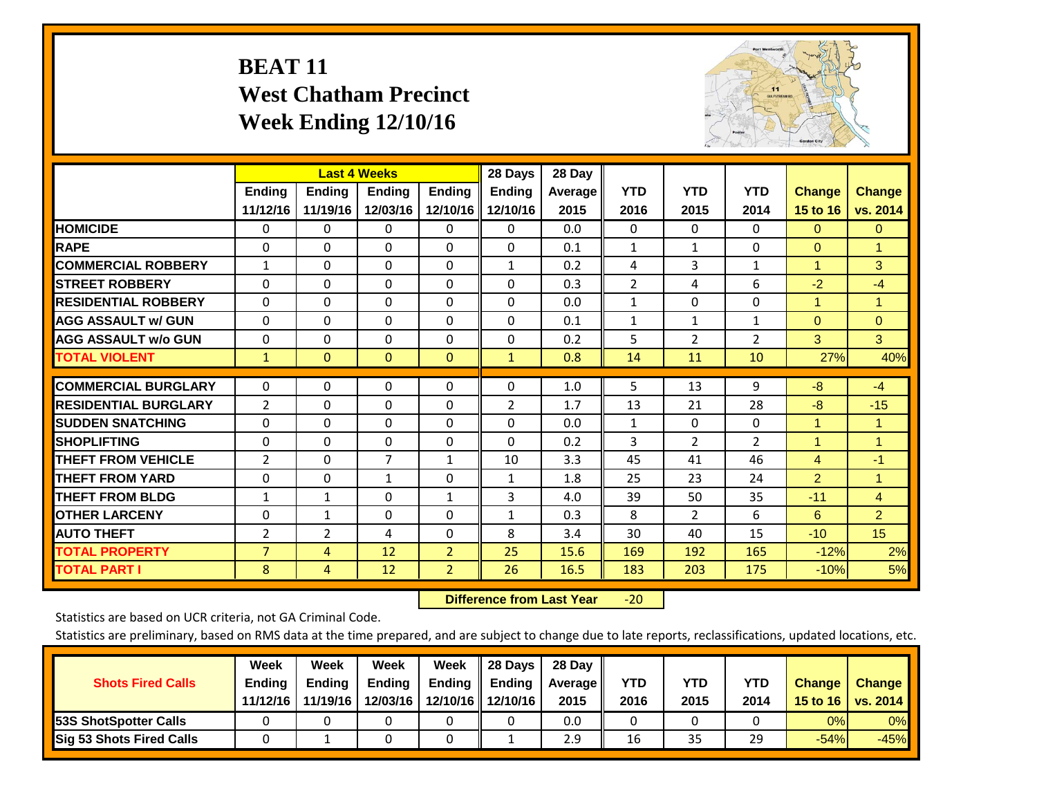# BEAT 11
# West Chatham Precinct
# Week Ending 12/10/16

| | Last 4 Weeks | | | | 28 Days | 28 Day | | | | | |
|---|---|---|---|---|---|---|---|---|---|---|---|
| | Ending 11/12/16 | Ending 11/19/16 | Ending 12/03/16 | Ending 12/10/16 | Ending 12/10/16 | Average 2015 | YTD 2016 | YTD 2015 | YTD 2014 | Change 15 to 16 | Change vs. 2014 |
| HOMICIDE | 0 | 0 | 0 | 0 | 0 | 0.0 | 0 | 0 | 0 | 0 | 0 |
| RAPE | 0 | 0 | 0 | 0 | 0 | 0.1 | 1 | 1 | 0 | 0 | 1 |
| COMMERCIAL ROBBERY | 1 | 0 | 0 | 0 | 1 | 0.2 | 4 | 3 | 1 | 1 | 3 |
| STREET ROBBERY | 0 | 0 | 0 | 0 | 0 | 0.3 | 2 | 4 | 6 | -2 | -4 |
| RESIDENTIAL ROBBERY | 0 | 0 | 0 | 0 | 0 | 0.0 | 1 | 0 | 0 | 1 | 1 |
| AGG ASSAULT w/ GUN | 0 | 0 | 0 | 0 | 0 | 0.1 | 1 | 1 | 1 | 0 | 0 |
| AGG ASSAULT w/o GUN | 0 | 0 | 0 | 0 | 0 | 0.2 | 5 | 2 | 2 | 3 | 3 |
| TOTAL VIOLENT | 1 | 0 | 0 | 0 | 1 | 0.8 | 14 | 11 | 10 | 27% | 40% |
| COMMERCIAL BURGLARY | 0 | 0 | 0 | 0 | 0 | 1.0 | 5 | 13 | 9 | -8 | -4 |
| RESIDENTIAL BURGLARY | 2 | 0 | 0 | 0 | 2 | 1.7 | 13 | 21 | 28 | -8 | -15 |
| SUDDEN SNATCHING | 0 | 0 | 0 | 0 | 0 | 0.0 | 1 | 0 | 0 | 1 | 1 |
| SHOPLIFTING | 0 | 0 | 0 | 0 | 0 | 0.2 | 3 | 2 | 2 | 1 | 1 |
| THEFT FROM VEHICLE | 2 | 0 | 7 | 1 | 10 | 3.3 | 45 | 41 | 46 | 4 | -1 |
| THEFT FROM YARD | 0 | 0 | 1 | 0 | 1 | 1.8 | 25 | 23 | 24 | 2 | 1 |
| THEFT FROM BLDG | 1 | 1 | 0 | 1 | 3 | 4.0 | 39 | 50 | 35 | -11 | 4 |
| OTHER LARCENY | 0 | 1 | 0 | 0 | 1 | 0.3 | 8 | 2 | 6 | 6 | 2 |
| AUTO THEFT | 2 | 2 | 4 | 0 | 8 | 3.4 | 30 | 40 | 15 | -10 | 15 |
| TOTAL PROPERTY | 7 | 4 | 12 | 2 | 25 | 15.6 | 169 | 192 | 165 | -12% | 2% |
| TOTAL PART I | 8 | 4 | 12 | 2 | 26 | 16.5 | 183 | 203 | 175 | -10% | 5% |

**Difference from Last Year** -20

Statistics are based on UCR criteria, not GA Criminal Code.

Statistics are preliminary, based on RMS data at the time prepared, and are subject to change due to late reports, reclassifications, updated locations, etc.

| Shots Fired Calls | Week Ending 11/12/16 | Week Ending 11/19/16 | Week Ending 12/03/16 | Week Ending 12/10/16 | 28 Days Ending 12/10/16 | 28 Day Average 2015 | YTD 2016 | YTD 2015 | YTD 2014 | Change 15 to 16 | Change vs. 2014 |
|---|---|---|---|---|---|---|---|---|---|---|---|
| 53S ShotSpotter Calls | 0 | 0 | 0 | 0 | 0 | 0.0 | 0 | 0 | 0 | 0% | 0% |
| Sig 53 Shots Fired Calls | 0 | 1 | 0 | 0 | 1 | 2.9 | 16 | 35 | 29 | -54% | -45% |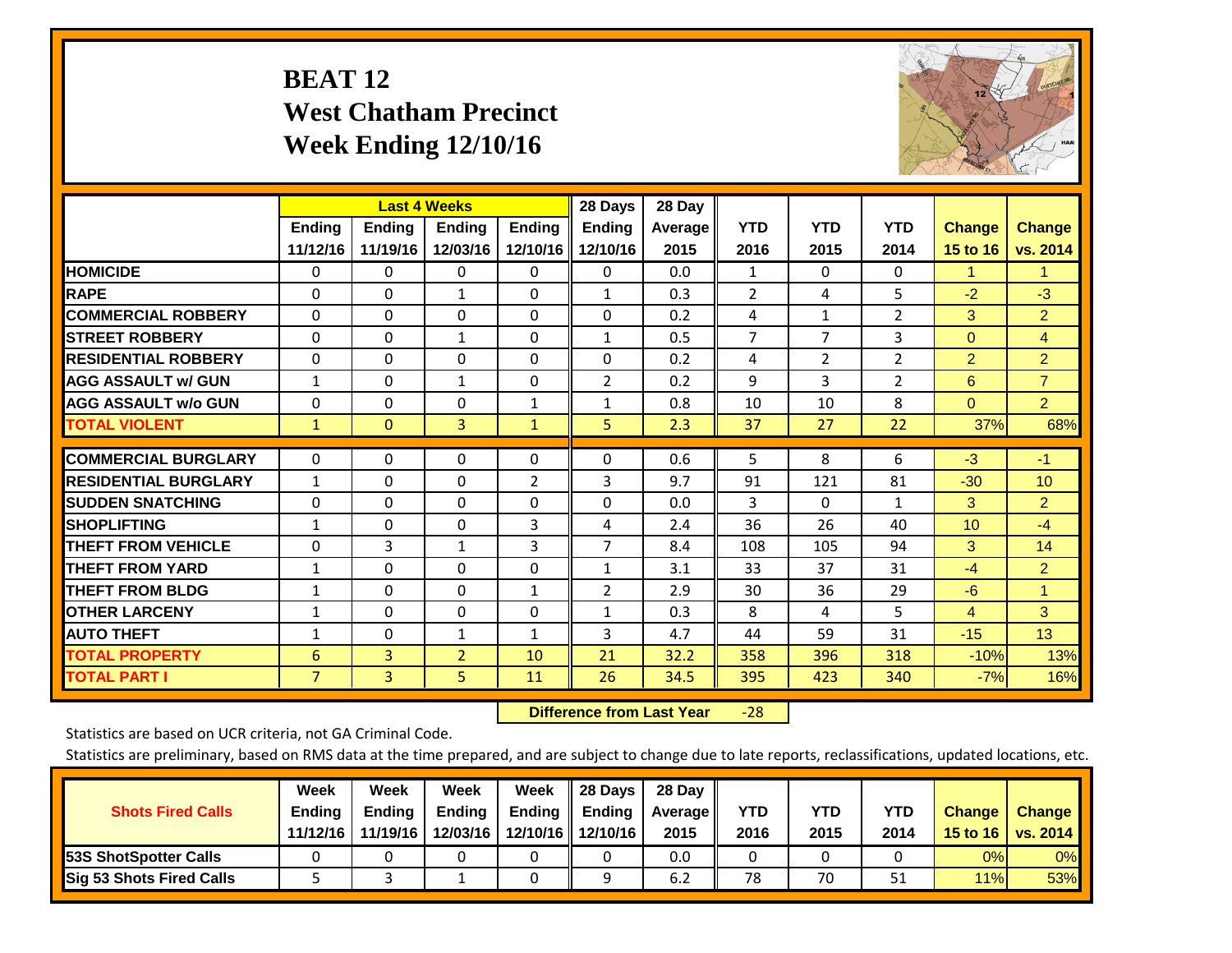# BEAT 12
## West Chatham Precinct
## Week Ending 12/10/16

| | Last 4 Weeks | | | | 28 Days | 28 Day | | | | | |
|---|---|---|---|---|---|---|---|---|---|---|---|
| | Ending 11/12/16 | Ending 11/19/16 | Ending 12/03/16 | Ending 12/10/16 | Ending 12/10/16 | Average 2015 | YTD 2016 | YTD 2015 | YTD 2014 | Change 15 to 16 | Change vs. 2014 |
| HOMICIDE | 0 | 0 | 0 | 0 | 0 | 0.0 | 1 | 0 | 0 | 1 | 1 |
| RAPE | 0 | 0 | 1 | 0 | 1 | 0.3 | 2 | 4 | 5 | -2 | -3 |
| COMMERCIAL ROBBERY | 0 | 0 | 0 | 0 | 0 | 0.2 | 4 | 1 | 2 | 3 | 2 |
| STREET ROBBERY | 0 | 0 | 1 | 0 | 1 | 0.5 | 7 | 7 | 3 | 0 | 4 |
| RESIDENTIAL ROBBERY | 0 | 0 | 0 | 0 | 0 | 0.2 | 4 | 2 | 2 | 2 | 2 |
| AGG ASSAULT w/ GUN | 1 | 0 | 1 | 0 | 2 | 0.2 | 9 | 3 | 2 | 6 | 7 |
| AGG ASSAULT w/o GUN | 0 | 0 | 0 | 1 | 1 | 0.8 | 10 | 10 | 8 | 0 | 2 |
| TOTAL VIOLENT | 1 | 0 | 3 | 1 | 5 | 2.3 | 37 | 27 | 22 | 37% | 68% |
| COMMERCIAL BURGLARY | 0 | 0 | 0 | 0 | 0 | 0.6 | 5 | 8 | 6 | -3 | -1 |
| RESIDENTIAL BURGLARY | 1 | 0 | 0 | 2 | 3 | 9.7 | 91 | 121 | 81 | -30 | 10 |
| SUDDEN SNATCHING | 0 | 0 | 0 | 0 | 0 | 0.0 | 3 | 0 | 1 | 3 | 2 |
| SHOPLIFTING | 1 | 0 | 0 | 3 | 4 | 2.4 | 36 | 26 | 40 | 10 | -4 |
| THEFT FROM VEHICLE | 0 | 3 | 1 | 3 | 7 | 8.4 | 108 | 105 | 94 | 3 | 14 |
| THEFT FROM YARD | 1 | 0 | 0 | 0 | 1 | 3.1 | 33 | 37 | 31 | -4 | 2 |
| THEFT FROM BLDG | 1 | 0 | 0 | 1 | 2 | 2.9 | 30 | 36 | 29 | -6 | 1 |
| OTHER LARCENY | 1 | 0 | 0 | 0 | 1 | 0.3 | 8 | 4 | 5 | 4 | 3 |
| AUTO THEFT | 1 | 0 | 1 | 1 | 3 | 4.7 | 44 | 59 | 31 | -15 | 13 |
| TOTAL PROPERTY | 6 | 3 | 2 | 10 | 21 | 32.2 | 358 | 396 | 318 | -10% | 13% |
| TOTAL PART I | 7 | 3 | 5 | 11 | 26 | 34.5 | 395 | 423 | 340 | -7% | 16% |

**Difference from Last Year** -28

Statistics are based on UCR criteria, not GA Criminal Code.

Statistics are preliminary, based on RMS data at the time prepared, and are subject to change due to late reports, reclassifications, updated locations, etc.

| Shots Fired Calls | Week Ending 11/12/16 | Week Ending 11/19/16 | Week Ending 12/03/16 | Week Ending 12/10/16 | 28 Days Ending 12/10/16 | 28 Day Average 2015 | YTD 2016 | YTD 2015 | YTD 2014 | Change 15 to 16 | Change vs. 2014 |
|---|---|---|---|---|---|---|---|---|---|---|---|
| 53S ShotSpotter Calls | 0 | 0 | 0 | 0 | 0 | 0.0 | 0 | 0 | 0 | 0% | 0% |
| Sig 53 Shots Fired Calls | 5 | 3 | 1 | 0 | 9 | 6.2 | 78 | 70 | 51 | 11% | 53% |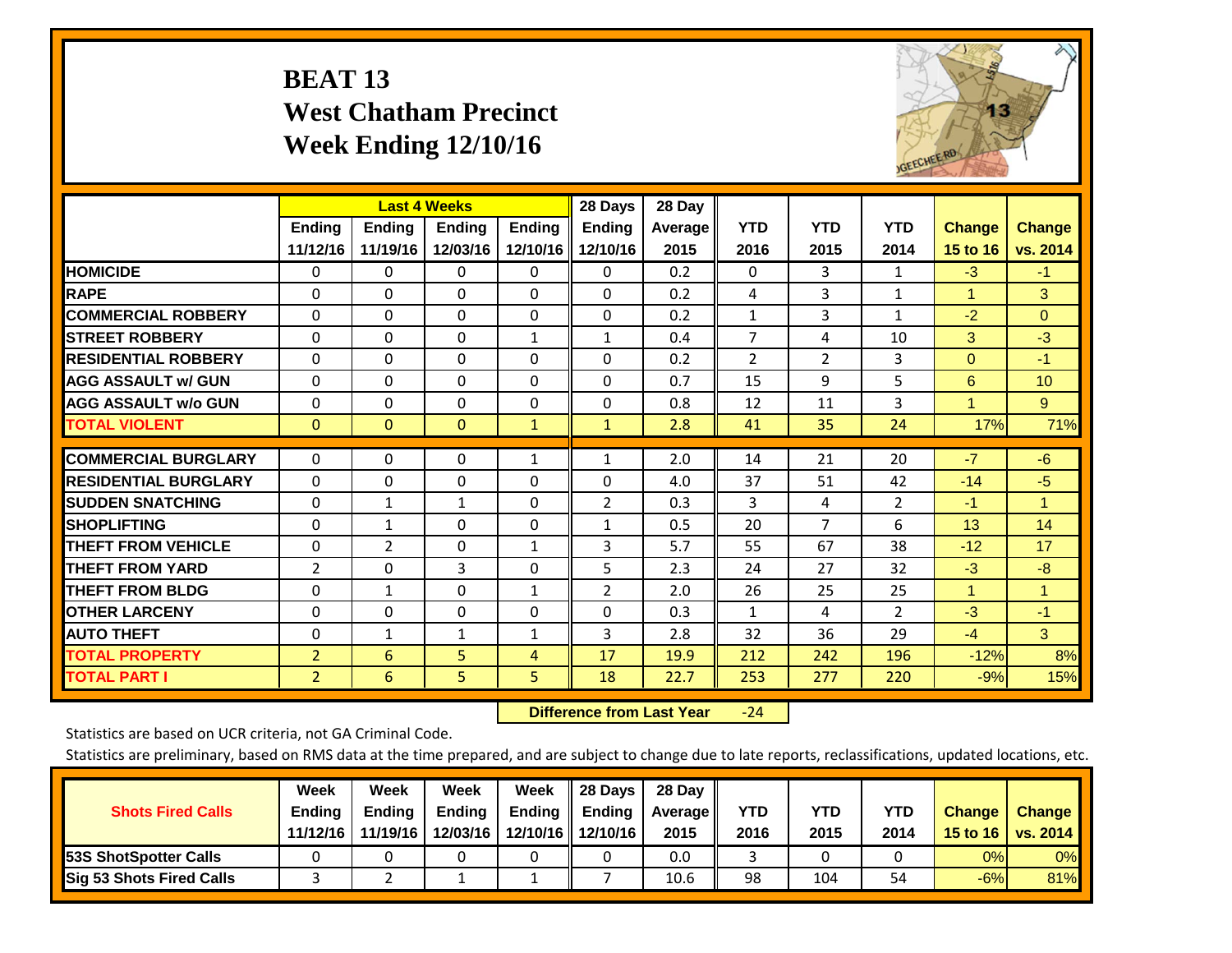# BEAT 13
# West Chatham Precinct
# Week Ending 12/10/16

| | Last 4 Weeks | | | | 28 Days | 28 Day | | | | | |
|---|---|---|---|---|---|---|---|---|---|---|---|
| | Ending 11/12/16 | Ending 11/19/16 | Ending 12/03/16 | Ending 12/10/16 | Ending 12/10/16 | Average 2015 | YTD 2016 | YTD 2015 | YTD 2014 | Change 15 to 16 | Change vs. 2014 |
| **HOMICIDE** | 0 | 0 | 0 | 0 | 0 | 0.2 | 0 | 3 | 1 | -3 | -1 |
| **RAPE** | 0 | 0 | 0 | 0 | 0 | 0.2 | 4 | 3 | 1 | 1 | 3 |
| **COMMERCIAL ROBBERY** | 0 | 0 | 0 | 0 | 0 | 0.2 | 1 | 3 | 1 | -2 | 0 |
| **STREET ROBBERY** | 0 | 0 | 0 | 1 | 1 | 0.4 | 7 | 4 | 10 | 3 | -3 |
| **RESIDENTIAL ROBBERY** | 0 | 0 | 0 | 0 | 0 | 0.2 | 2 | 2 | 3 | 0 | -1 |
| **AGG ASSAULT w/ GUN** | 0 | 0 | 0 | 0 | 0 | 0.7 | 15 | 9 | 5 | 6 | 10 |
| **AGG ASSAULT w/o GUN** | 0 | 0 | 0 | 0 | 0 | 0.8 | 12 | 11 | 3 | 1 | 9 |
| **TOTAL VIOLENT** | 0 | 0 | 0 | 1 | 1 | 2.8 | 41 | 35 | 24 | 17% | 71% |
| **COMMERCIAL BURGLARY** | 0 | 0 | 0 | 1 | 1 | 2.0 | 14 | 21 | 20 | -7 | -6 |
| **RESIDENTIAL BURGLARY** | 0 | 0 | 0 | 0 | 0 | 4.0 | 37 | 51 | 42 | -14 | -5 |
| **SUDDEN SNATCHING** | 0 | 1 | 1 | 0 | 2 | 0.3 | 3 | 4 | 2 | -1 | 1 |
| **SHOPLIFTING** | 0 | 1 | 0 | 0 | 1 | 0.5 | 20 | 7 | 6 | 13 | 14 |
| **THEFT FROM VEHICLE** | 0 | 2 | 0 | 1 | 3 | 5.7 | 55 | 67 | 38 | -12 | 17 |
| **THEFT FROM YARD** | 2 | 0 | 3 | 0 | 5 | 2.3 | 24 | 27 | 32 | -3 | -8 |
| **THEFT FROM BLDG** | 0 | 1 | 0 | 1 | 2 | 2.0 | 26 | 25 | 25 | 1 | 1 |
| **OTHER LARCENY** | 0 | 0 | 0 | 0 | 0 | 0.3 | 1 | 4 | 2 | -3 | -1 |
| **AUTO THEFT** | 0 | 1 | 1 | 1 | 3 | 2.8 | 32 | 36 | 29 | -4 | 3 |
| **TOTAL PROPERTY** | 2 | 6 | 5 | 4 | 17 | 19.9 | 212 | 242 | 196 | -12% | 8% |
| **TOTAL PART I** | 2 | 6 | 5 | 5 | 18 | 22.7 | 253 | 277 | 220 | -9% | 15% |

**Difference from Last Year** -24

Statistics are based on UCR criteria, not GA Criminal Code.

Statistics are preliminary, based on RMS data at the time prepared, and are subject to change due to late reports, reclassifications, updated locations, etc.

| Shots Fired Calls | Week Ending 11/12/16 | Week Ending 11/19/16 | Week Ending 12/03/16 | Week Ending 12/10/16 | 28 Days Ending 12/10/16 | 28 Day Average 2015 | YTD 2016 | YTD 2015 | YTD 2014 | Change 15 to 16 | Change vs. 2014 |
|---|---|---|---|---|---|---|---|---|---|---|---|
| **53S ShotSpotter Calls** | 0 | 0 | 0 | 0 | 0 | 0.0 | 3 | 0 | 0 | 0% | 0% |
| **Sig 53 Shots Fired Calls** | 3 | 2 | 1 | 1 | 7 | 10.6 | 98 | 104 | 54 | -6% | 81% |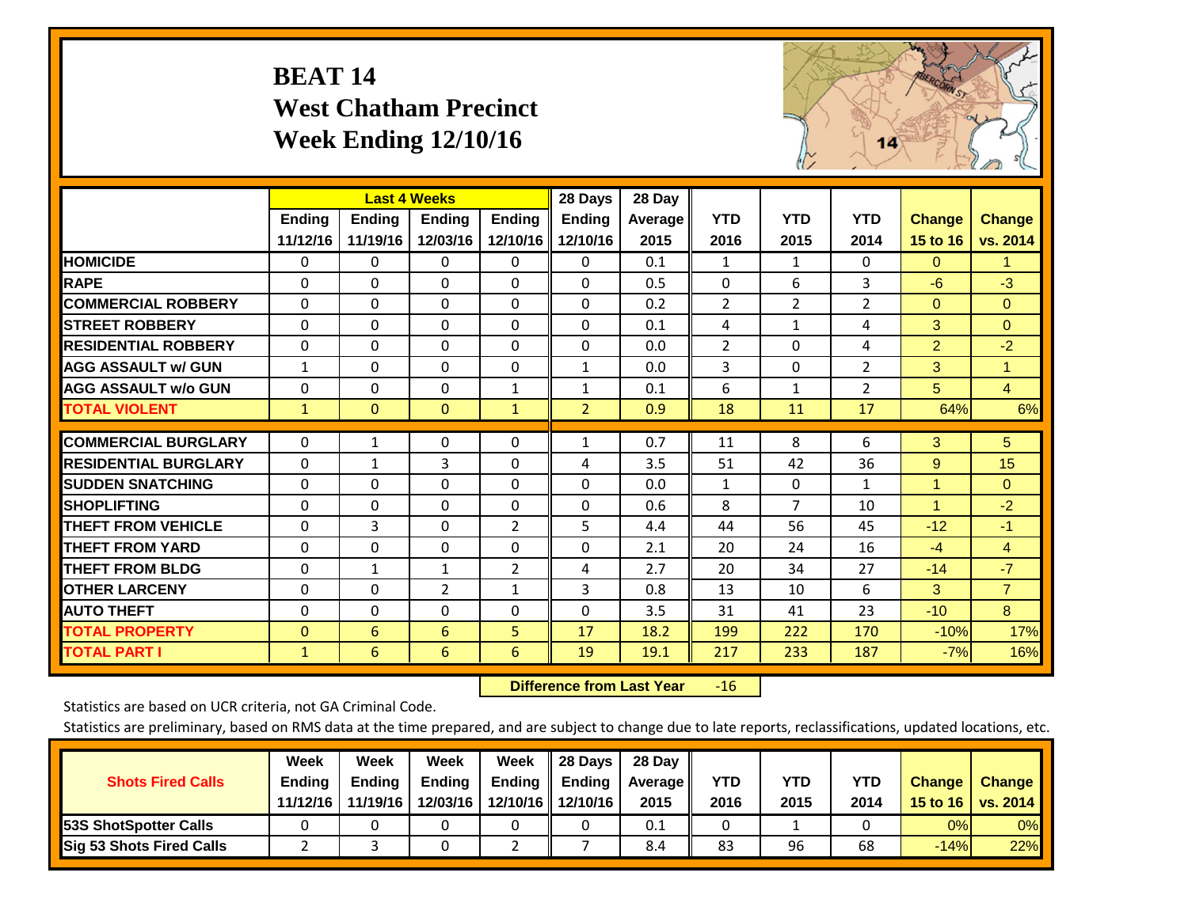# BEAT 14
## West Chatham Precinct
## Week Ending 12/10/16

| | Last 4 Weeks | | | | 28 Days | 28 Day | | | | | |
|---|---|---|---|---|---|---|---|---|---|---|---|
| | Ending 11/12/16 | Ending 11/19/16 | Ending 12/03/16 | Ending 12/10/16 | Ending 12/10/16 | Average 2015 | YTD 2016 | YTD 2015 | YTD 2014 | Change 15 to 16 | Change vs. 2014 |
| HOMICIDE | 0 | 0 | 0 | 0 | 0 | 0.1 | 1 | 1 | 0 | 0 | 1 |
| RAPE | 0 | 0 | 0 | 0 | 0 | 0.5 | 0 | 6 | 3 | -6 | -3 |
| COMMERCIAL ROBBERY | 0 | 0 | 0 | 0 | 0 | 0.2 | 2 | 2 | 2 | 0 | 0 |
| STREET ROBBERY | 0 | 0 | 0 | 0 | 0 | 0.1 | 4 | 1 | 4 | 3 | 0 |
| RESIDENTIAL ROBBERY | 0 | 0 | 0 | 0 | 0 | 0.0 | 2 | 0 | 4 | 2 | -2 |
| AGG ASSAULT w/ GUN | 1 | 0 | 0 | 0 | 1 | 0.0 | 3 | 0 | 2 | 3 | 1 |
| AGG ASSAULT w/o GUN | 0 | 0 | 0 | 1 | 1 | 0.1 | 6 | 1 | 2 | 5 | 4 |
| TOTAL VIOLENT | 1 | 0 | 0 | 1 | 2 | 0.9 | 18 | 11 | 17 | 64% | 6% |
| COMMERCIAL BURGLARY | 0 | 1 | 0 | 0 | 1 | 0.7 | 11 | 8 | 6 | 3 | 5 |
| RESIDENTIAL BURGLARY | 0 | 1 | 3 | 0 | 4 | 3.5 | 51 | 42 | 36 | 9 | 15 |
| SUDDEN SNATCHING | 0 | 0 | 0 | 0 | 0 | 0.0 | 1 | 0 | 1 | 1 | 0 |
| SHOPLIFTING | 0 | 0 | 0 | 0 | 0 | 0.6 | 8 | 7 | 10 | 1 | -2 |
| THEFT FROM VEHICLE | 0 | 3 | 0 | 2 | 5 | 4.4 | 44 | 56 | 45 | -12 | -1 |
| THEFT FROM YARD | 0 | 0 | 0 | 0 | 0 | 2.1 | 20 | 24 | 16 | -4 | 4 |
| THEFT FROM BLDG | 0 | 1 | 1 | 2 | 4 | 2.7 | 20 | 34 | 27 | -14 | -7 |
| OTHER LARCENY | 0 | 0 | 2 | 1 | 3 | 0.8 | 13 | 10 | 6 | 3 | 7 |
| AUTO THEFT | 0 | 0 | 0 | 0 | 0 | 3.5 | 31 | 41 | 23 | -10 | 8 |
| TOTAL PROPERTY | 0 | 6 | 6 | 5 | 17 | 18.2 | 199 | 222 | 170 | -10% | 17% |
| TOTAL PART I | 1 | 6 | 6 | 6 | 19 | 19.1 | 217 | 233 | 187 | -7% | 16% |

**Difference from Last Year** -16

Statistics are based on UCR criteria, not GA Criminal Code.

Statistics are preliminary, based on RMS data at the time prepared, and are subject to change due to late reports, reclassifications, updated locations, etc.

| Shots Fired Calls | Week Ending 11/12/16 | Week Ending 11/19/16 | Week Ending 12/03/16 | Week Ending 12/10/16 | 28 Days Ending 12/10/16 | 28 Day Average 2015 | YTD 2016 | YTD 2015 | YTD 2014 | Change 15 to 16 | Change vs. 2014 |
|---|---|---|---|---|---|---|---|---|---|---|---|
| 53S ShotSpotter Calls | 0 | 0 | 0 | 0 | 0 | 0.1 | 0 | 1 | 0 | 0% | 0% |
| Sig 53 Shots Fired Calls | 2 | 3 | 0 | 2 | 7 | 8.4 | 83 | 96 | 68 | -14% | 22% |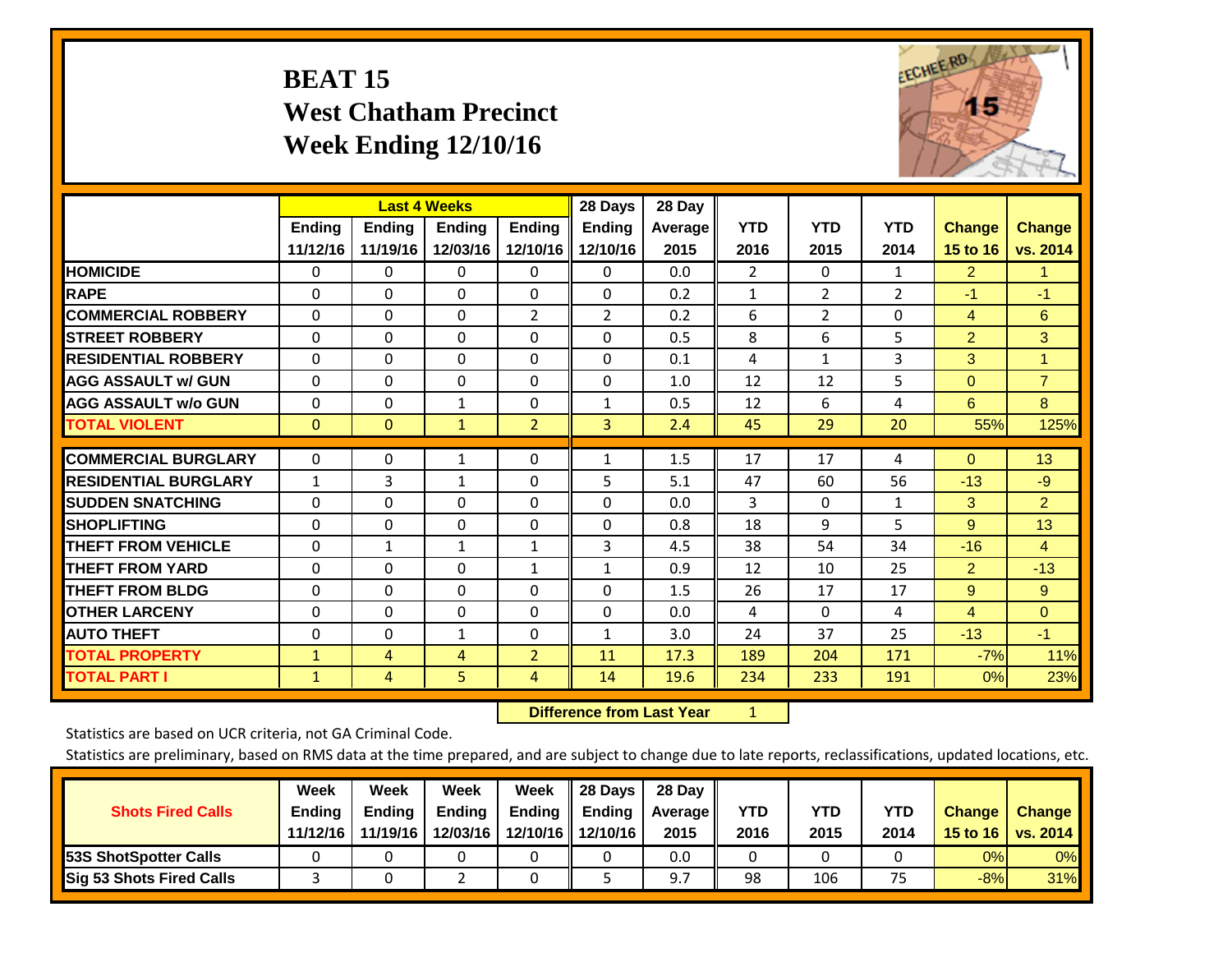# BEAT 15
# West Chatham Precinct
# Week Ending 12/10/16

| | Last 4 Weeks | | | | 28 Days | 28 Day | | | | | |
|---|---|---|---|---|---|---|---|---|---|---|---|
| | Ending 11/12/16 | Ending 11/19/16 | Ending 12/03/16 | Ending 12/10/16 | Ending 12/10/16 | Average 2015 | YTD 2016 | YTD 2015 | YTD 2014 | Change 15 to 16 | Change vs. 2014 |
| **HOMICIDE** | 0 | 0 | 0 | 0 | 0 | 0.0 | 2 | 0 | 1 | 2 | 1 |
| **RAPE** | 0 | 0 | 0 | 0 | 0 | 0.2 | 1 | 2 | 2 | -1 | -1 |
| **COMMERCIAL ROBBERY** | 0 | 0 | 0 | 2 | 2 | 0.2 | 6 | 2 | 0 | 4 | 6 |
| **STREET ROBBERY** | 0 | 0 | 0 | 0 | 0 | 0.5 | 8 | 6 | 5 | 2 | 3 |
| **RESIDENTIAL ROBBERY** | 0 | 0 | 0 | 0 | 0 | 0.1 | 4 | 1 | 3 | 3 | 1 |
| **AGG ASSAULT w/ GUN** | 0 | 0 | 0 | 0 | 0 | 1.0 | 12 | 12 | 5 | 0 | 7 |
| **AGG ASSAULT w/o GUN** | 0 | 0 | 1 | 0 | 1 | 0.5 | 12 | 6 | 4 | 6 | 8 |
| **TOTAL VIOLENT** | 0 | 0 | 1 | 2 | 3 | 2.4 | 45 | 29 | 20 | 55% | 125% |
| **COMMERCIAL BURGLARY** | 0 | 0 | 1 | 0 | 1 | 1.5 | 17 | 17 | 4 | 0 | 13 |
| **RESIDENTIAL BURGLARY** | 1 | 3 | 1 | 0 | 5 | 5.1 | 47 | 60 | 56 | -13 | -9 |
| **SUDDEN SNATCHING** | 0 | 0 | 0 | 0 | 0 | 0.0 | 3 | 0 | 1 | 3 | 2 |
| **SHOPLIFTING** | 0 | 0 | 0 | 0 | 0 | 0.8 | 18 | 9 | 5 | 9 | 13 |
| **THEFT FROM VEHICLE** | 0 | 1 | 1 | 1 | 3 | 4.5 | 38 | 54 | 34 | -16 | 4 |
| **THEFT FROM YARD** | 0 | 0 | 0 | 1 | 1 | 0.9 | 12 | 10 | 25 | 2 | -13 |
| **THEFT FROM BLDG** | 0 | 0 | 0 | 0 | 0 | 1.5 | 26 | 17 | 17 | 9 | 9 |
| **OTHER LARCENY** | 0 | 0 | 0 | 0 | 0 | 0.0 | 4 | 0 | 4 | 4 | 0 |
| **AUTO THEFT** | 0 | 0 | 1 | 0 | 1 | 3.0 | 24 | 37 | 25 | -13 | -1 |
| **TOTAL PROPERTY** | 1 | 4 | 4 | 2 | 11 | 17.3 | 189 | 204 | 171 | -7% | 11% |
| **TOTAL PART I** | 1 | 4 | 5 | 4 | 14 | 19.6 | 234 | 233 | 191 | 0% | 23% |

**Difference from Last Year** 1

Statistics are based on UCR criteria, not GA Criminal Code.

Statistics are preliminary, based on RMS data at the time prepared, and are subject to change due to late reports, reclassifications, updated locations, etc.

| Shots Fired Calls | Week Ending 11/12/16 | Week Ending 11/19/16 | Week Ending 12/03/16 | Week Ending 12/10/16 | 28 Days Ending 12/10/16 | 28 Day Average 2015 | YTD 2016 | YTD 2015 | YTD 2014 | Change 15 to 16 | Change vs. 2014 |
|---|---|---|---|---|---|---|---|---|---|---|---|
| **53S ShotSpotter Calls** | 0 | 0 | 0 | 0 | 0 | 0.0 | 0 | 0 | 0 | 0% | 0% |
| **Sig 53 Shots Fired Calls** | 3 | 0 | 2 | 0 | 5 | 9.7 | 98 | 106 | 75 | -8% | 31% |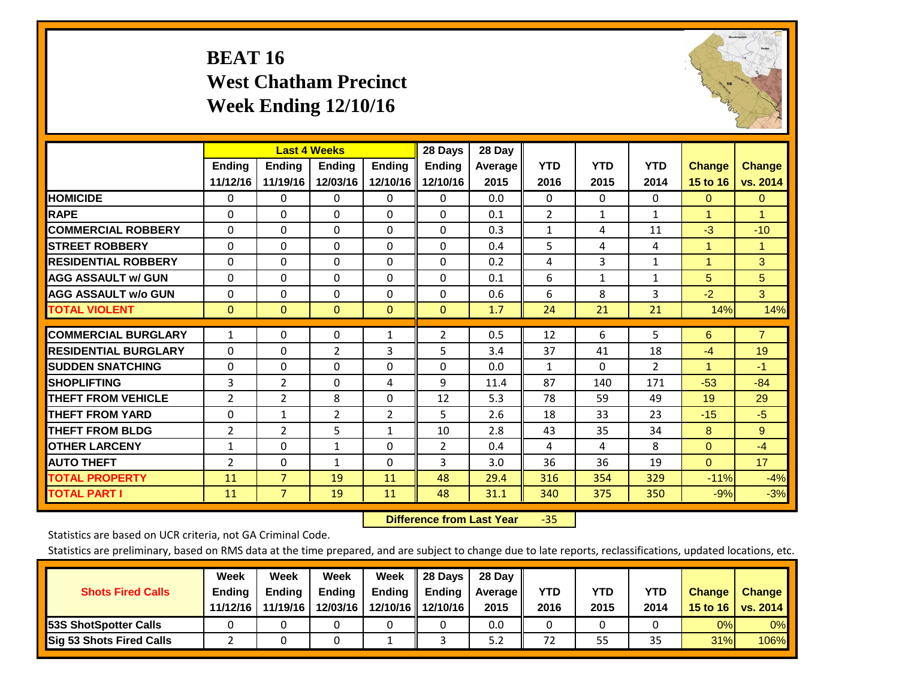# BEAT 16
## West Chatham Precinct
## Week Ending 12/10/16

| | Last 4 Weeks | | | | 28 Days | 28 Day | | | | | |
|---|---|---|---|---|---|---|---|---|---|---|---|
| | Ending 11/12/16 | Ending 11/19/16 | Ending 12/03/16 | Ending 12/10/16 | Ending 12/10/16 | Average 2015 | YTD 2016 | YTD 2015 | YTD 2014 | Change 15 to 16 | Change vs. 2014 |
| **HOMICIDE** | 0 | 0 | 0 | 0 | 0 | 0.0 | 0 | 0 | 0 | 0 | 0 |
| **RAPE** | 0 | 0 | 0 | 0 | 0 | 0.1 | 2 | 1 | 1 | 1 | 1 |
| **COMMERCIAL ROBBERY** | 0 | 0 | 0 | 0 | 0 | 0.3 | 1 | 4 | 11 | -3 | -10 |
| **STREET ROBBERY** | 0 | 0 | 0 | 0 | 0 | 0.4 | 5 | 4 | 4 | 1 | 1 |
| **RESIDENTIAL ROBBERY** | 0 | 0 | 0 | 0 | 0 | 0.2 | 4 | 3 | 1 | 1 | 3 |
| **AGG ASSAULT w/ GUN** | 0 | 0 | 0 | 0 | 0 | 0.1 | 6 | 1 | 1 | 5 | 5 |
| **AGG ASSAULT w/o GUN** | 0 | 0 | 0 | 0 | 0 | 0.6 | 6 | 8 | 3 | -2 | 3 |
| **TOTAL VIOLENT** | 0 | 0 | 0 | 0 | 0 | 1.7 | 24 | 21 | 21 | 14% | 14% |
| **COMMERCIAL BURGLARY** | 1 | 0 | 0 | 1 | 2 | 0.5 | 12 | 6 | 5 | 6 | 7 |
| **RESIDENTIAL BURGLARY** | 0 | 0 | 2 | 3 | 5 | 3.4 | 37 | 41 | 18 | -4 | 19 |
| **SUDDEN SNATCHING** | 0 | 0 | 0 | 0 | 0 | 0.0 | 1 | 0 | 2 | 1 | -1 |
| **SHOPLIFTING** | 3 | 2 | 0 | 4 | 9 | 11.4 | 87 | 140 | 171 | -53 | -84 |
| **THEFT FROM VEHICLE** | 2 | 2 | 8 | 0 | 12 | 5.3 | 78 | 59 | 49 | 19 | 29 |
| **THEFT FROM YARD** | 0 | 1 | 2 | 2 | 5 | 2.6 | 18 | 33 | 23 | -15 | -5 |
| **THEFT FROM BLDG** | 2 | 2 | 5 | 1 | 10 | 2.8 | 43 | 35 | 34 | 8 | 9 |
| **OTHER LARCENY** | 1 | 0 | 1 | 0 | 2 | 0.4 | 4 | 4 | 8 | 0 | -4 |
| **AUTO THEFT** | 2 | 0 | 1 | 0 | 3 | 3.0 | 36 | 36 | 19 | 0 | 17 |
| **TOTAL PROPERTY** | 11 | 7 | 19 | 11 | 48 | 29.4 | 316 | 354 | 329 | -11% | -4% |
| **TOTAL PART I** | 11 | 7 | 19 | 11 | 48 | 31.1 | 340 | 375 | 350 | -9% | -3% |

**Difference from Last Year** -35

Statistics are based on UCR criteria, not GA Criminal Code.

Statistics are preliminary, based on RMS data at the time prepared, and are subject to change due to late reports, reclassifications, updated locations, etc.

| Shots Fired Calls | Week Ending 11/12/16 | Week Ending 11/19/16 | Week Ending 12/03/16 | Week Ending 12/10/16 | 28 Days Ending 12/10/16 | 28 Day Average 2015 | YTD 2016 | YTD 2015 | YTD 2014 | Change 15 to 16 | Change vs. 2014 |
|---|---|---|---|---|---|---|---|---|---|---|---|
| **53S ShotSpotter Calls** | 0 | 0 | 0 | 0 | 0 | 0.0 | 0 | 0 | 0 | 0% | 0% |
| **Sig 53 Shots Fired Calls** | 2 | 0 | 0 | 1 | 3 | 5.2 | 72 | 55 | 35 | 31% | 106% |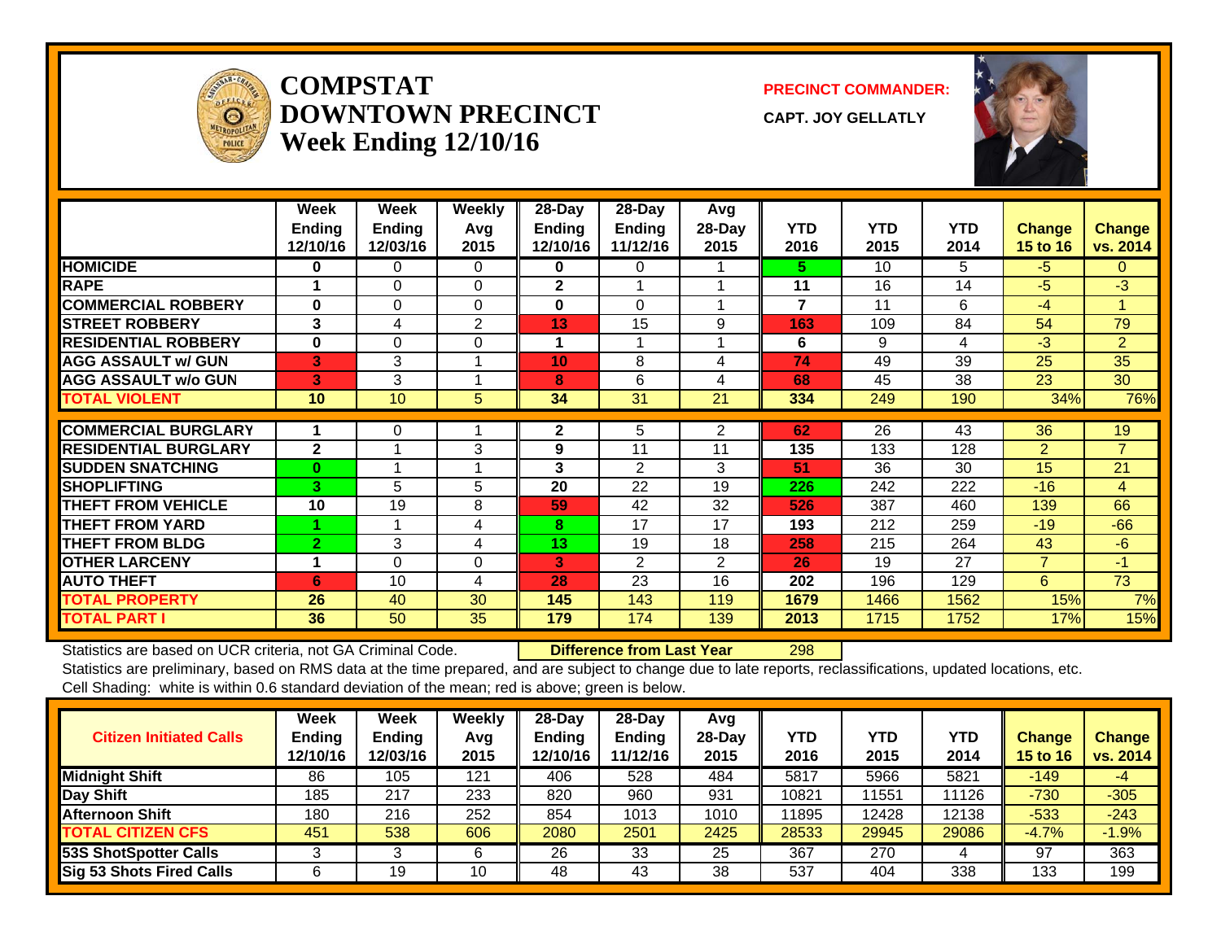# COMPSTAT
## DOWNTOWN PRECINCT
### Week Ending 12/10/16

**PRECINCT COMMANDER:**

**CAPT. JOY GELLATLY**

| | Week Ending 12/10/16 | Week Ending 12/03/16 | Weekly Avg 2015 | 28-Day Ending 12/10/16 | 28-Day Ending 11/12/16 | Avg 28-Day 2015 | YTD 2016 | YTD 2015 | YTD 2014 | Change 15 to 16 | Change vs. 2014 |
|---|---|---|---|---|---|---|---|---|---|---|---|
| HOMICIDE | 0 | 0 | 0 | 0 | 0 | 1 | 5 | 10 | 5 | -5 | 0 |
| RAPE | 1 | 0 | 0 | 2 | 1 | 1 | 11 | 16 | 14 | -5 | -3 |
| COMMERCIAL ROBBERY | 0 | 0 | 0 | 0 | 0 | 1 | 7 | 11 | 6 | -4 | 1 |
| STREET ROBBERY | 3 | 4 | 2 | 13 | 15 | 9 | 163 | 109 | 84 | 54 | 79 |
| RESIDENTIAL ROBBERY | 0 | 0 | 0 | 1 | 1 | 1 | 6 | 9 | 4 | -3 | 2 |
| AGG ASSAULT w/ GUN | 3 | 3 | 1 | 10 | 8 | 4 | 74 | 49 | 39 | 25 | 35 |
| AGG ASSAULT w/o GUN | 3 | 3 | 1 | 8 | 6 | 4 | 68 | 45 | 38 | 23 | 30 |
| **TOTAL VIOLENT** | 10 | 10 | 5 | 34 | 31 | 21 | 334 | 249 | 190 | 34% | 76% |
| COMMERCIAL BURGLARY | 1 | 0 | 1 | 2 | 5 | 2 | 62 | 26 | 43 | 36 | 19 |
| RESIDENTIAL BURGLARY | 2 | 1 | 3 | 9 | 11 | 11 | 135 | 133 | 128 | 2 | 7 |
| SUDDEN SNATCHING | 0 | 1 | 1 | 3 | 2 | 3 | 51 | 36 | 30 | 15 | 21 |
| SHOPLIFTING | 3 | 5 | 5 | 20 | 22 | 19 | 226 | 242 | 222 | -16 | 4 |
| THEFT FROM VEHICLE | 10 | 19 | 8 | 59 | 42 | 32 | 526 | 387 | 460 | 139 | 66 |
| THEFT FROM YARD | 1 | 1 | 4 | 8 | 17 | 17 | 193 | 212 | 259 | -19 | -66 |
| THEFT FROM BLDG | 2 | 3 | 4 | 13 | 19 | 18 | 258 | 215 | 264 | 43 | -6 |
| OTHER LARCENY | 1 | 0 | 0 | 3 | 2 | 2 | 26 | 19 | 27 | 7 | -1 |
| AUTO THEFT | 6 | 10 | 4 | 28 | 23 | 16 | 202 | 196 | 129 | 6 | 73 |
| **TOTAL PROPERTY** | 26 | 40 | 30 | 145 | 143 | 119 | 1679 | 1466 | 1562 | 15% | 7% |
| **TOTAL PART I** | 36 | 50 | 35 | 179 | 174 | 139 | 2013 | 1715 | 1752 | 17% | 15% |

Statistics are based on UCR criteria, not GA Criminal Code. **Difference from Last Year** 298

Statistics are preliminary, based on RMS data at the time prepared, and are subject to change due to late reports, reclassifications, updated locations, etc.

Cell Shading: white is within 0.6 standard deviation of the mean; red is above; green is below.

| Citizen Initiated Calls | Week Ending 12/10/16 | Week Ending 12/03/16 | Weekly Avg 2015 | 28-Day Ending 12/10/16 | 28-Day Ending 11/12/16 | Avg 28-Day 2015 | YTD 2016 | YTD 2015 | YTD 2014 | Change 15 to 16 | Change vs. 2014 |
|---|---|---|---|---|---|---|---|---|---|---|---|
| Midnight Shift | 86 | 105 | 121 | 406 | 528 | 484 | 5817 | 5966 | 5821 | -149 | -4 |
| Day Shift | 185 | 217 | 233 | 820 | 960 | 931 | 10821 | 11551 | 11126 | -730 | -305 |
| Afternoon Shift | 180 | 216 | 252 | 854 | 1013 | 1010 | 11895 | 12428 | 12138 | -533 | -243 |
| **TOTAL CITIZEN CFS** | 451 | 538 | 606 | 2080 | 2501 | 2425 | 28533 | 29945 | 29086 | -4.7% | -1.9% |
| 53S ShotSpotter Calls | 3 | 3 | 6 | 26 | 33 | 25 | 367 | 270 | 4 | 97 | 363 |
| Sig 53 Shots Fired Calls | 6 | 19 | 10 | 48 | 43 | 38 | 537 | 404 | 338 | 133 | 199 |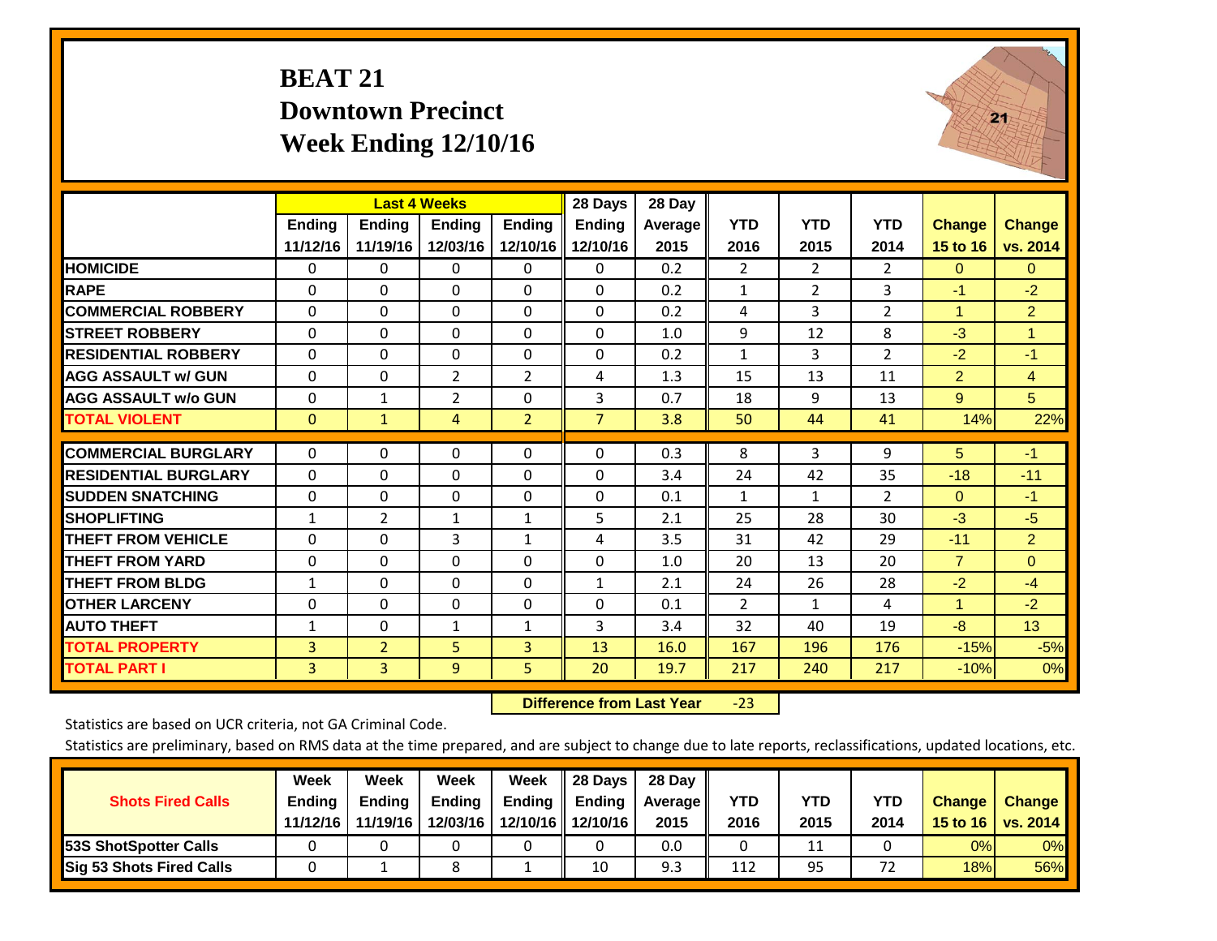# BEAT 21
## Downtown Precinct
## Week Ending 12/10/16

| | Last 4 Weeks | | | | 28 Days | 28 Day | | | | | |
|---|---|---|---|---|---|---|---|---|---|---|---|
| | Ending 11/12/16 | Ending 11/19/16 | Ending 12/03/16 | Ending 12/10/16 | Ending 12/10/16 | Average 2015 | YTD 2016 | YTD 2015 | YTD 2014 | Change 15 to 16 | Change vs. 2014 |
| HOMICIDE | 0 | 0 | 0 | 0 | 0 | 0.2 | 2 | 2 | 2 | 0 | 0 |
| RAPE | 0 | 0 | 0 | 0 | 0 | 0.2 | 1 | 2 | 3 | -1 | -2 |
| COMMERCIAL ROBBERY | 0 | 0 | 0 | 0 | 0 | 0.2 | 4 | 3 | 2 | 1 | 2 |
| STREET ROBBERY | 0 | 0 | 0 | 0 | 0 | 1.0 | 9 | 12 | 8 | -3 | 1 |
| RESIDENTIAL ROBBERY | 0 | 0 | 0 | 0 | 0 | 0.2 | 1 | 3 | 2 | -2 | -1 |
| AGG ASSAULT w/ GUN | 0 | 0 | 2 | 2 | 4 | 1.3 | 15 | 13 | 11 | 2 | 4 |
| AGG ASSAULT w/o GUN | 0 | 1 | 2 | 0 | 3 | 0.7 | 18 | 9 | 13 | 9 | 5 |
| TOTAL VIOLENT | 0 | 1 | 4 | 2 | 7 | 3.8 | 50 | 44 | 41 | 14% | 22% |
| COMMERCIAL BURGLARY | 0 | 0 | 0 | 0 | 0 | 0.3 | 8 | 3 | 9 | 5 | -1 |
| RESIDENTIAL BURGLARY | 0 | 0 | 0 | 0 | 0 | 3.4 | 24 | 42 | 35 | -18 | -11 |
| SUDDEN SNATCHING | 0 | 0 | 0 | 0 | 0 | 0.1 | 1 | 1 | 2 | 0 | -1 |
| SHOPLIFTING | 1 | 2 | 1 | 1 | 5 | 2.1 | 25 | 28 | 30 | -3 | -5 |
| THEFT FROM VEHICLE | 0 | 0 | 3 | 1 | 4 | 3.5 | 31 | 42 | 29 | -11 | 2 |
| THEFT FROM YARD | 0 | 0 | 0 | 0 | 0 | 1.0 | 20 | 13 | 20 | 7 | 0 |
| THEFT FROM BLDG | 1 | 0 | 0 | 0 | 1 | 2.1 | 24 | 26 | 28 | -2 | -4 |
| OTHER LARCENY | 0 | 0 | 0 | 0 | 0 | 0.1 | 2 | 1 | 4 | 1 | -2 |
| AUTO THEFT | 1 | 0 | 1 | 1 | 3 | 3.4 | 32 | 40 | 19 | -8 | 13 |
| TOTAL PROPERTY | 3 | 2 | 5 | 3 | 13 | 16.0 | 167 | 196 | 176 | -15% | -5% |
| TOTAL PART I | 3 | 3 | 9 | 5 | 20 | 19.7 | 217 | 240 | 217 | -10% | 0% |

**Difference from Last Year** -23

Statistics are based on UCR criteria, not GA Criminal Code.

Statistics are preliminary, based on RMS data at the time prepared, and are subject to change due to late reports, reclassifications, updated locations, etc.

| Shots Fired Calls | Week Ending 11/12/16 | Week Ending 11/19/16 | Week Ending 12/03/16 | Week Ending 12/10/16 | 28 Days Ending 12/10/16 | 28 Day Average 2015 | YTD 2016 | YTD 2015 | YTD 2014 | Change 15 to 16 | Change vs. 2014 |
|---|---|---|---|---|---|---|---|---|---|---|---|
| 53S ShotSpotter Calls | 0 | 0 | 0 | 0 | 0 | 0.0 | 0 | 11 | 0 | 0% | 0% |
| Sig 53 Shots Fired Calls | 0 | 1 | 8 | 1 | 10 | 9.3 | 112 | 95 | 72 | 18% | 56% |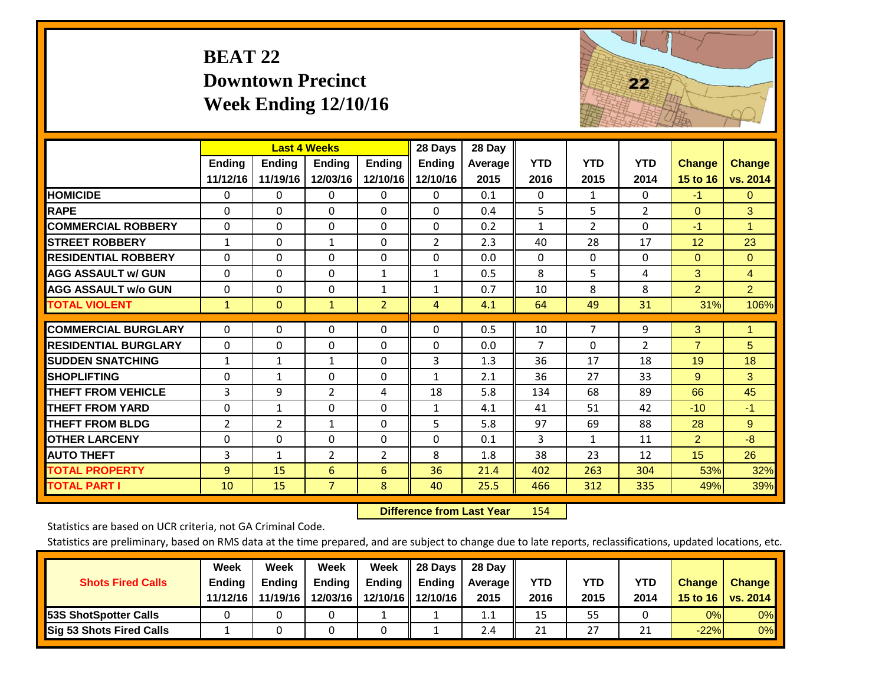# BEAT 22
## Downtown Precinct
## Week Ending 12/10/16

| | Last 4 Weeks | | | | 28 Days | 28 Day | | | | | |
|---|---|---|---|---|---|---|---|---|---|---|---|
| | Ending 11/12/16 | Ending 11/19/16 | Ending 12/03/16 | Ending 12/10/16 | Ending 12/10/16 | Average 2015 | YTD 2016 | YTD 2015 | YTD 2014 | Change 15 to 16 | Change vs. 2014 |
| HOMICIDE | 0 | 0 | 0 | 0 | 0 | 0.1 | 0 | 1 | 0 | -1 | 0 |
| RAPE | 0 | 0 | 0 | 0 | 0 | 0.4 | 5 | 5 | 2 | 0 | 3 |
| COMMERCIAL ROBBERY | 0 | 0 | 0 | 0 | 0 | 0.2 | 1 | 2 | 0 | -1 | 1 |
| STREET ROBBERY | 1 | 0 | 1 | 0 | 2 | 2.3 | 40 | 28 | 17 | 12 | 23 |
| RESIDENTIAL ROBBERY | 0 | 0 | 0 | 0 | 0 | 0.0 | 0 | 0 | 0 | 0 | 0 |
| AGG ASSAULT w/ GUN | 0 | 0 | 0 | 1 | 1 | 0.5 | 8 | 5 | 4 | 3 | 4 |
| AGG ASSAULT w/o GUN | 0 | 0 | 0 | 1 | 1 | 0.7 | 10 | 8 | 8 | 2 | 2 |
| TOTAL VIOLENT | 1 | 0 | 1 | 2 | 4 | 4.1 | 64 | 49 | 31 | 31% | 106% |
| COMMERCIAL BURGLARY | 0 | 0 | 0 | 0 | 0 | 0.5 | 10 | 7 | 9 | 3 | 1 |
| RESIDENTIAL BURGLARY | 0 | 0 | 0 | 0 | 0 | 0.0 | 7 | 0 | 2 | 7 | 5 |
| SUDDEN SNATCHING | 1 | 1 | 1 | 0 | 3 | 1.3 | 36 | 17 | 18 | 19 | 18 |
| SHOPLIFTING | 0 | 1 | 0 | 0 | 1 | 2.1 | 36 | 27 | 33 | 9 | 3 |
| THEFT FROM VEHICLE | 3 | 9 | 2 | 4 | 18 | 5.8 | 134 | 68 | 89 | 66 | 45 |
| THEFT FROM YARD | 0 | 1 | 0 | 0 | 1 | 4.1 | 41 | 51 | 42 | -10 | -1 |
| THEFT FROM BLDG | 2 | 2 | 1 | 0 | 5 | 5.8 | 97 | 69 | 88 | 28 | 9 |
| OTHER LARCENY | 0 | 0 | 0 | 0 | 0 | 0.1 | 3 | 1 | 11 | 2 | -8 |
| AUTO THEFT | 3 | 1 | 2 | 2 | 8 | 1.8 | 38 | 23 | 12 | 15 | 26 |
| TOTAL PROPERTY | 9 | 15 | 6 | 6 | 36 | 21.4 | 402 | 263 | 304 | 53% | 32% |
| TOTAL PART I | 10 | 15 | 7 | 8 | 40 | 25.5 | 466 | 312 | 335 | 49% | 39% |

**Difference from Last Year** 154

Statistics are based on UCR criteria, not GA Criminal Code.

Statistics are preliminary, based on RMS data at the time prepared, and are subject to change due to late reports, reclassifications, updated locations, etc.

| Shots Fired Calls | Week Ending 11/12/16 | Week Ending 11/19/16 | Week Ending 12/03/16 | Week Ending 12/10/16 | 28 Days Ending 12/10/16 | 28 Day Average 2015 | YTD 2016 | YTD 2015 | YTD 2014 | Change 15 to 16 | Change vs. 2014 |
|---|---|---|---|---|---|---|---|---|---|---|---|
| 53S ShotSpotter Calls | 0 | 0 | 0 | 1 | 1 | 1.1 | 15 | 55 | 0 | 0% | 0% |
| Sig 53 Shots Fired Calls | 1 | 0 | 0 | 0 | 1 | 2.4 | 21 | 27 | 21 | -22% | 0% |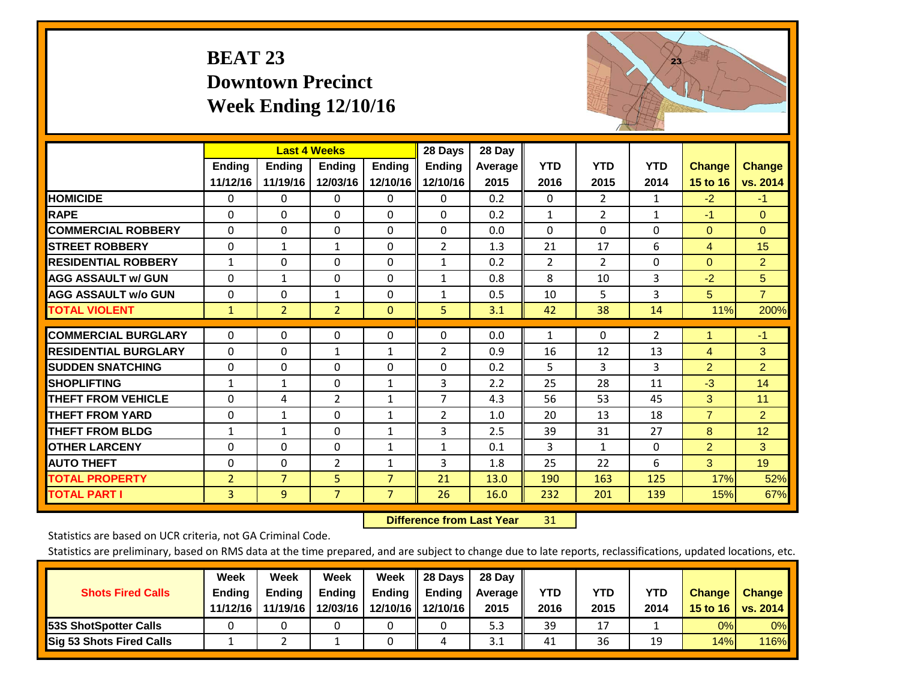# BEAT 23
## Downtown Precinct
## Week Ending 12/10/16

| | Last 4 Weeks | | | | 28 Days | 28 Day | | | | | |
|---|---|---|---|---|---|---|---|---|---|---|---|
| | Ending 11/12/16 | Ending 11/19/16 | Ending 12/03/16 | Ending 12/10/16 | Ending 12/10/16 | Average 2015 | YTD 2016 | YTD 2015 | YTD 2014 | Change 15 to 16 | Change vs. 2014 |
| HOMICIDE | 0 | 0 | 0 | 0 | 0 | 0.2 | 0 | 2 | 1 | -2 | -1 |
| RAPE | 0 | 0 | 0 | 0 | 0 | 0.2 | 1 | 2 | 1 | -1 | 0 |
| COMMERCIAL ROBBERY | 0 | 0 | 0 | 0 | 0 | 0.0 | 0 | 0 | 0 | 0 | 0 |
| STREET ROBBERY | 0 | 1 | 1 | 0 | 2 | 1.3 | 21 | 17 | 6 | 4 | 15 |
| RESIDENTIAL ROBBERY | 1 | 0 | 0 | 0 | 1 | 0.2 | 2 | 2 | 0 | 0 | 2 |
| AGG ASSAULT w/ GUN | 0 | 1 | 0 | 0 | 1 | 0.8 | 8 | 10 | 3 | -2 | 5 |
| AGG ASSAULT w/o GUN | 0 | 0 | 1 | 0 | 1 | 0.5 | 10 | 5 | 3 | 5 | 7 |
| TOTAL VIOLENT | 1 | 2 | 2 | 0 | 5 | 3.1 | 42 | 38 | 14 | 11% | 200% |
| COMMERCIAL BURGLARY | 0 | 0 | 0 | 0 | 0 | 0.0 | 1 | 0 | 2 | 1 | -1 |
| RESIDENTIAL BURGLARY | 0 | 0 | 1 | 1 | 2 | 0.9 | 16 | 12 | 13 | 4 | 3 |
| SUDDEN SNATCHING | 0 | 0 | 0 | 0 | 0 | 0.2 | 5 | 3 | 3 | 2 | 2 |
| SHOPLIFTING | 1 | 1 | 0 | 1 | 3 | 2.2 | 25 | 28 | 11 | -3 | 14 |
| THEFT FROM VEHICLE | 0 | 4 | 2 | 1 | 7 | 4.3 | 56 | 53 | 45 | 3 | 11 |
| THEFT FROM YARD | 0 | 1 | 0 | 1 | 2 | 1.0 | 20 | 13 | 18 | 7 | 2 |
| THEFT FROM BLDG | 1 | 1 | 0 | 1 | 3 | 2.5 | 39 | 31 | 27 | 8 | 12 |
| OTHER LARCENY | 0 | 0 | 0 | 1 | 1 | 0.1 | 3 | 1 | 0 | 2 | 3 |
| AUTO THEFT | 0 | 0 | 2 | 1 | 3 | 1.8 | 25 | 22 | 6 | 3 | 19 |
| TOTAL PROPERTY | 2 | 7 | 5 | 7 | 21 | 13.0 | 190 | 163 | 125 | 17% | 52% |
| TOTAL PART I | 3 | 9 | 7 | 7 | 26 | 16.0 | 232 | 201 | 139 | 15% | 67% |

**Difference from Last Year** 31

Statistics are based on UCR criteria, not GA Criminal Code.

Statistics are preliminary, based on RMS data at the time prepared, and are subject to change due to late reports, reclassifications, updated locations, etc.

| Shots Fired Calls | Week Ending 11/12/16 | Week Ending 11/19/16 | Week Ending 12/03/16 | Week Ending 12/10/16 | 28 Days Ending 12/10/16 | 28 Day Average 2015 | YTD 2016 | YTD 2015 | YTD 2014 | Change 15 to 16 | Change vs. 2014 |
|---|---|---|---|---|---|---|---|---|---|---|---|
| 53S ShotSpotter Calls | 0 | 0 | 0 | 0 | 0 | 5.3 | 39 | 17 | 1 | 0% | 0% |
| Sig 53 Shots Fired Calls | 1 | 2 | 1 | 0 | 4 | 3.1 | 41 | 36 | 19 | 14% | 116% |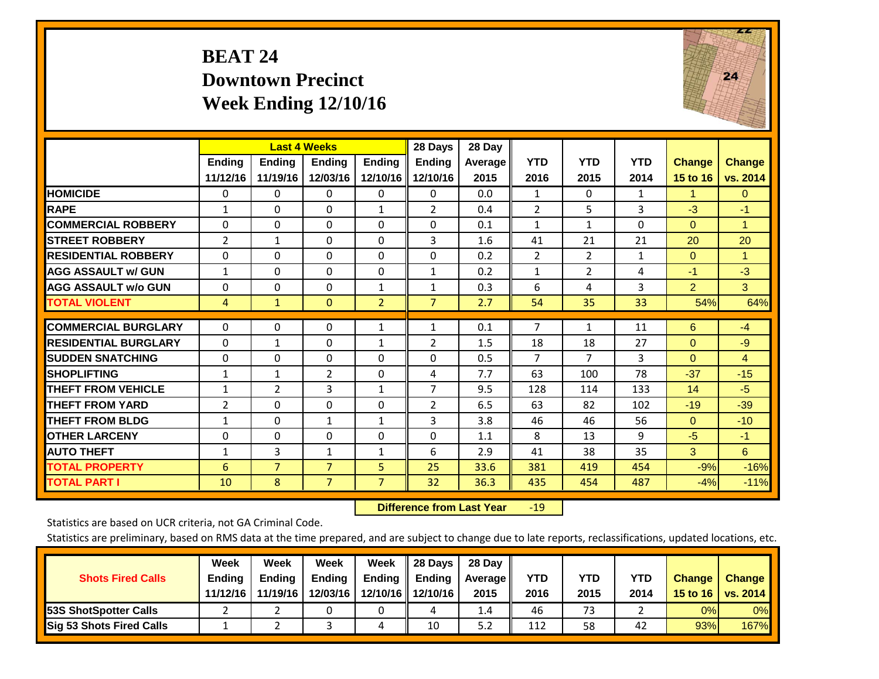# BEAT 24
## Downtown Precinct
## Week Ending 12/10/16

| | Last 4 Weeks | | | | 28 Days | 28 Day | | | | | |
|---|---|---|---|---|---|---|---|---|---|---|---|
| | Ending 11/12/16 | Ending 11/19/16 | Ending 12/03/16 | Ending 12/10/16 | Ending 12/10/16 | Average 2015 | YTD 2016 | YTD 2015 | YTD 2014 | Change 15 to 16 | Change vs. 2014 |
| HOMICIDE | 0 | 0 | 0 | 0 | 0 | 0.0 | 1 | 0 | 1 | 1 | 0 |
| RAPE | 1 | 0 | 0 | 1 | 2 | 0.4 | 2 | 5 | 3 | -3 | -1 |
| COMMERCIAL ROBBERY | 0 | 0 | 0 | 0 | 0 | 0.1 | 1 | 1 | 0 | 0 | 1 |
| STREET ROBBERY | 2 | 1 | 0 | 0 | 3 | 1.6 | 41 | 21 | 21 | 20 | 20 |
| RESIDENTIAL ROBBERY | 0 | 0 | 0 | 0 | 0 | 0.2 | 2 | 2 | 1 | 0 | 1 |
| AGG ASSAULT w/ GUN | 1 | 0 | 0 | 0 | 1 | 0.2 | 1 | 2 | 4 | -1 | -3 |
| AGG ASSAULT w/o GUN | 0 | 0 | 0 | 1 | 1 | 0.3 | 6 | 4 | 3 | 2 | 3 |
| TOTAL VIOLENT | 4 | 1 | 0 | 2 | 7 | 2.7 | 54 | 35 | 33 | 54% | 64% |
| COMMERCIAL BURGLARY | 0 | 0 | 0 | 1 | 1 | 0.1 | 7 | 1 | 11 | 6 | -4 |
| RESIDENTIAL BURGLARY | 0 | 1 | 0 | 1 | 2 | 1.5 | 18 | 18 | 27 | 0 | -9 |
| SUDDEN SNATCHING | 0 | 0 | 0 | 0 | 0 | 0.5 | 7 | 7 | 3 | 0 | 4 |
| SHOPLIFTING | 1 | 1 | 2 | 0 | 4 | 7.7 | 63 | 100 | 78 | -37 | -15 |
| THEFT FROM VEHICLE | 1 | 2 | 3 | 1 | 7 | 9.5 | 128 | 114 | 133 | 14 | -5 |
| THEFT FROM YARD | 2 | 0 | 0 | 0 | 2 | 6.5 | 63 | 82 | 102 | -19 | -39 |
| THEFT FROM BLDG | 1 | 0 | 1 | 1 | 3 | 3.8 | 46 | 46 | 56 | 0 | -10 |
| OTHER LARCENY | 0 | 0 | 0 | 0 | 0 | 1.1 | 8 | 13 | 9 | -5 | -1 |
| AUTO THEFT | 1 | 3 | 1 | 1 | 6 | 2.9 | 41 | 38 | 35 | 3 | 6 |
| TOTAL PROPERTY | 6 | 7 | 7 | 5 | 25 | 33.6 | 381 | 419 | 454 | -9% | -16% |
| TOTAL PART I | 10 | 8 | 7 | 7 | 32 | 36.3 | 435 | 454 | 487 | -4% | -11% |

**Difference from Last Year** -19

Statistics are based on UCR criteria, not GA Criminal Code.

Statistics are preliminary, based on RMS data at the time prepared, and are subject to change due to late reports, reclassifications, updated locations, etc.

| Shots Fired Calls | Week Ending 11/12/16 | Week Ending 11/19/16 | Week Ending 12/03/16 | Week Ending 12/10/16 | 28 Days Ending 12/10/16 | 28 Day Average 2015 | YTD 2016 | YTD 2015 | YTD 2014 | Change 15 to 16 | Change vs. 2014 |
|---|---|---|---|---|---|---|---|---|---|---|---|
| 53S ShotSpotter Calls | 2 | 2 | 0 | 0 | 4 | 1.4 | 46 | 73 | 2 | 0% | 0% |
| Sig 53 Shots Fired Calls | 1 | 2 | 3 | 4 | 10 | 5.2 | 112 | 58 | 42 | 93% | 167% |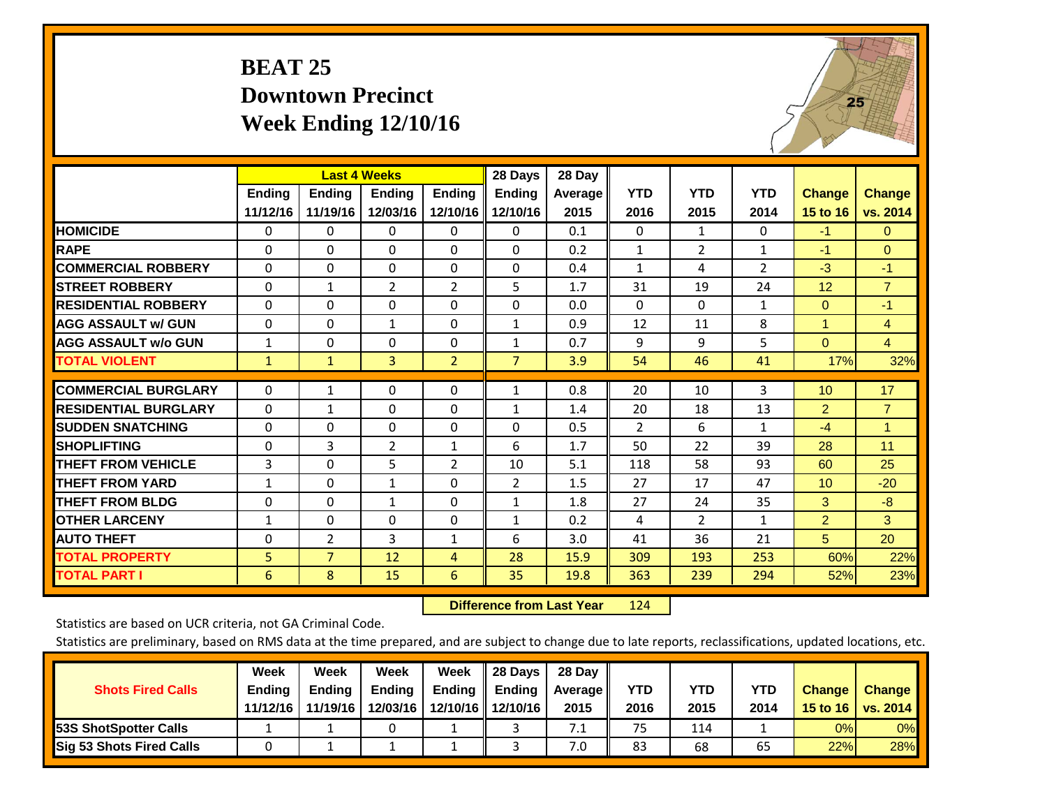# BEAT 25
## Downtown Precinct
## Week Ending 12/10/16

| | Last 4 Weeks | | | | 28 Days | 28 Day | | | | | |
|---|---|---|---|---|---|---|---|---|---|---|---|
| | Ending 11/12/16 | Ending 11/19/16 | Ending 12/03/16 | Ending 12/10/16 | Ending 12/10/16 | Average 2015 | YTD 2016 | YTD 2015 | YTD 2014 | Change 15 to 16 | Change vs. 2014 |
| HOMICIDE | 0 | 0 | 0 | 0 | 0 | 0.1 | 0 | 1 | 0 | -1 | 0 |
| RAPE | 0 | 0 | 0 | 0 | 0 | 0.2 | 1 | 2 | 1 | -1 | 0 |
| COMMERCIAL ROBBERY | 0 | 0 | 0 | 0 | 0 | 0.4 | 1 | 4 | 2 | -3 | -1 |
| STREET ROBBERY | 0 | 1 | 2 | 2 | 5 | 1.7 | 31 | 19 | 24 | 12 | 7 |
| RESIDENTIAL ROBBERY | 0 | 0 | 0 | 0 | 0 | 0.0 | 0 | 0 | 1 | 0 | -1 |
| AGG ASSAULT w/ GUN | 0 | 0 | 1 | 0 | 1 | 0.9 | 12 | 11 | 8 | 1 | 4 |
| AGG ASSAULT w/o GUN | 1 | 0 | 0 | 0 | 1 | 0.7 | 9 | 9 | 5 | 0 | 4 |
| TOTAL VIOLENT | 1 | 1 | 3 | 2 | 7 | 3.9 | 54 | 46 | 41 | 17% | 32% |
| COMMERCIAL BURGLARY | 0 | 1 | 0 | 0 | 1 | 0.8 | 20 | 10 | 3 | 10 | 17 |
| RESIDENTIAL BURGLARY | 0 | 1 | 0 | 0 | 1 | 1.4 | 20 | 18 | 13 | 2 | 7 |
| SUDDEN SNATCHING | 0 | 0 | 0 | 0 | 0 | 0.5 | 2 | 6 | 1 | -4 | 1 |
| SHOPLIFTING | 0 | 3 | 2 | 1 | 6 | 1.7 | 50 | 22 | 39 | 28 | 11 |
| THEFT FROM VEHICLE | 3 | 0 | 5 | 2 | 10 | 5.1 | 118 | 58 | 93 | 60 | 25 |
| THEFT FROM YARD | 1 | 0 | 1 | 0 | 2 | 1.5 | 27 | 17 | 47 | 10 | -20 |
| THEFT FROM BLDG | 0 | 0 | 1 | 0 | 1 | 1.8 | 27 | 24 | 35 | 3 | -8 |
| OTHER LARCENY | 1 | 0 | 0 | 0 | 1 | 0.2 | 4 | 2 | 1 | 2 | 3 |
| AUTO THEFT | 0 | 2 | 3 | 1 | 6 | 3.0 | 41 | 36 | 21 | 5 | 20 |
| TOTAL PROPERTY | 5 | 7 | 12 | 4 | 28 | 15.9 | 309 | 193 | 253 | 60% | 22% |
| TOTAL PART I | 6 | 8 | 15 | 6 | 35 | 19.8 | 363 | 239 | 294 | 52% | 23% |

**Difference from Last Year** 124

Statistics are based on UCR criteria, not GA Criminal Code.

Statistics are preliminary, based on RMS data at the time prepared, and are subject to change due to late reports, reclassifications, updated locations, etc.

| Shots Fired Calls | Week Ending 11/12/16 | Week Ending 11/19/16 | Week Ending 12/03/16 | Week Ending 12/10/16 | 28 Days Ending 12/10/16 | 28 Day Average 2015 | YTD 2016 | YTD 2015 | YTD 2014 | Change 15 to 16 | Change vs. 2014 |
|---|---|---|---|---|---|---|---|---|---|---|---|
| 53S ShotSpotter Calls | 1 | 1 | 0 | 1 | 3 | 7.1 | 75 | 114 | 1 | 0% | 0% |
| Sig 53 Shots Fired Calls | 0 | 1 | 1 | 1 | 3 | 7.0 | 83 | 68 | 65 | 22% | 28% |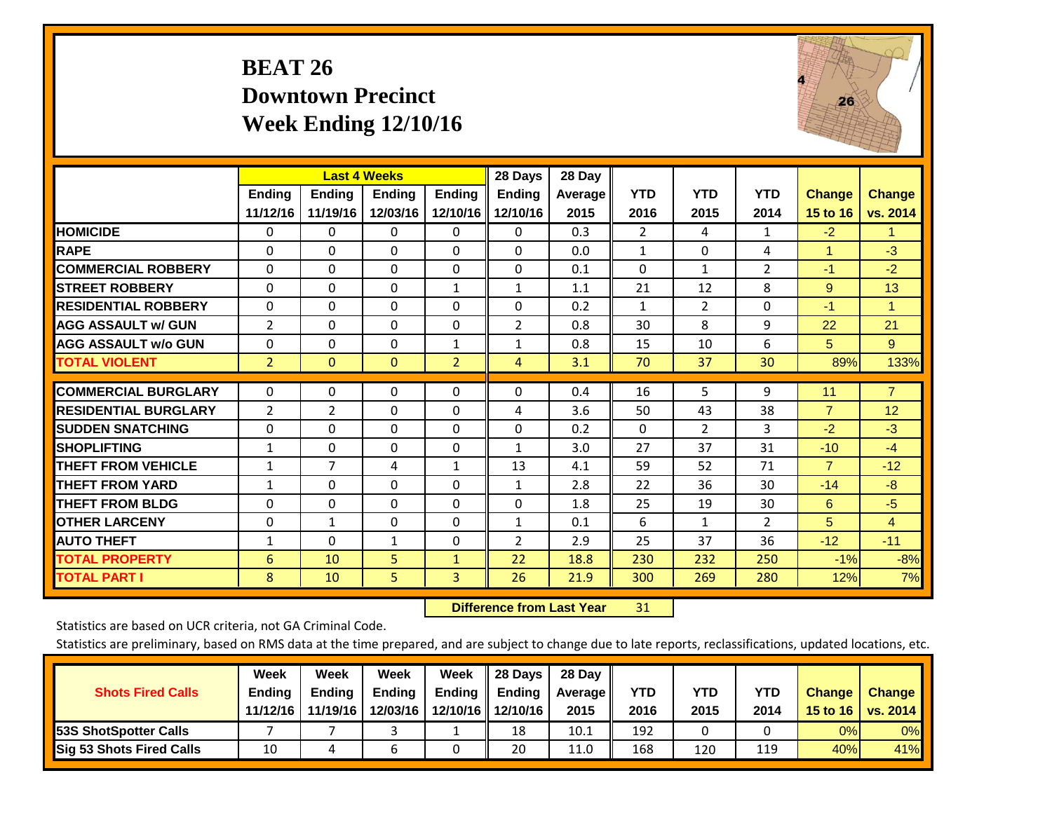# BEAT 26
## Downtown Precinct
## Week Ending 12/10/16

| | Last 4 Weeks | | | | 28 Days | 28 Day | | | | | |
|---|---|---|---|---|---|---|---|---|---|---|---|
| | Ending 11/12/16 | Ending 11/19/16 | Ending 12/03/16 | Ending 12/10/16 | Ending 12/10/16 | Average 2015 | YTD 2016 | YTD 2015 | YTD 2014 | Change 15 to 16 | Change vs. 2014 |
| HOMICIDE | 0 | 0 | 0 | 0 | 0 | 0.3 | 2 | 4 | 1 | -2 | 1 |
| RAPE | 0 | 0 | 0 | 0 | 0 | 0.0 | 1 | 0 | 4 | 1 | -3 |
| COMMERCIAL ROBBERY | 0 | 0 | 0 | 0 | 0 | 0.1 | 0 | 1 | 2 | -1 | -2 |
| STREET ROBBERY | 0 | 0 | 0 | 1 | 1 | 1.1 | 21 | 12 | 8 | 9 | 13 |
| RESIDENTIAL ROBBERY | 0 | 0 | 0 | 0 | 0 | 0.2 | 1 | 2 | 0 | -1 | 1 |
| AGG ASSAULT w/ GUN | 2 | 0 | 0 | 0 | 2 | 0.8 | 30 | 8 | 9 | 22 | 21 |
| AGG ASSAULT w/o GUN | 0 | 0 | 0 | 1 | 1 | 0.8 | 15 | 10 | 6 | 5 | 9 |
| TOTAL VIOLENT | 2 | 0 | 0 | 2 | 4 | 3.1 | 70 | 37 | 30 | 89% | 133% |
| COMMERCIAL BURGLARY | 0 | 0 | 0 | 0 | 0 | 0.4 | 16 | 5 | 9 | 11 | 7 |
| RESIDENTIAL BURGLARY | 2 | 2 | 0 | 0 | 4 | 3.6 | 50 | 43 | 38 | 7 | 12 |
| SUDDEN SNATCHING | 0 | 0 | 0 | 0 | 0 | 0.2 | 0 | 2 | 3 | -2 | -3 |
| SHOPLIFTING | 1 | 0 | 0 | 0 | 1 | 3.0 | 27 | 37 | 31 | -10 | -4 |
| THEFT FROM VEHICLE | 1 | 7 | 4 | 1 | 13 | 4.1 | 59 | 52 | 71 | 7 | -12 |
| THEFT FROM YARD | 1 | 0 | 0 | 0 | 1 | 2.8 | 22 | 36 | 30 | -14 | -8 |
| THEFT FROM BLDG | 0 | 0 | 0 | 0 | 0 | 1.8 | 25 | 19 | 30 | 6 | -5 |
| OTHER LARCENY | 0 | 1 | 0 | 0 | 1 | 0.1 | 6 | 1 | 2 | 5 | 4 |
| AUTO THEFT | 1 | 0 | 1 | 0 | 2 | 2.9 | 25 | 37 | 36 | -12 | -11 |
| TOTAL PROPERTY | 6 | 10 | 5 | 1 | 22 | 18.8 | 230 | 232 | 250 | -1% | -8% |
| TOTAL PART I | 8 | 10 | 5 | 3 | 26 | 21.9 | 300 | 269 | 280 | 12% | 7% |

**Difference from Last Year** 31

Statistics are based on UCR criteria, not GA Criminal Code.

Statistics are preliminary, based on RMS data at the time prepared, and are subject to change due to late reports, reclassifications, updated locations, etc.

| Shots Fired Calls | Week Ending 11/12/16 | Week Ending 11/19/16 | Week Ending 12/03/16 | Week Ending 12/10/16 | 28 Days Ending 12/10/16 | 28 Day Average 2015 | YTD 2016 | YTD 2015 | YTD 2014 | Change 15 to 16 | Change vs. 2014 |
|---|---|---|---|---|---|---|---|---|---|---|---|
| 53S ShotSpotter Calls | 7 | 7 | 3 | 1 | 18 | 10.1 | 192 | 0 | 0 | 0% | 0% |
| Sig 53 Shots Fired Calls | 10 | 4 | 6 | 0 | 20 | 11.0 | 168 | 120 | 119 | 40% | 41% |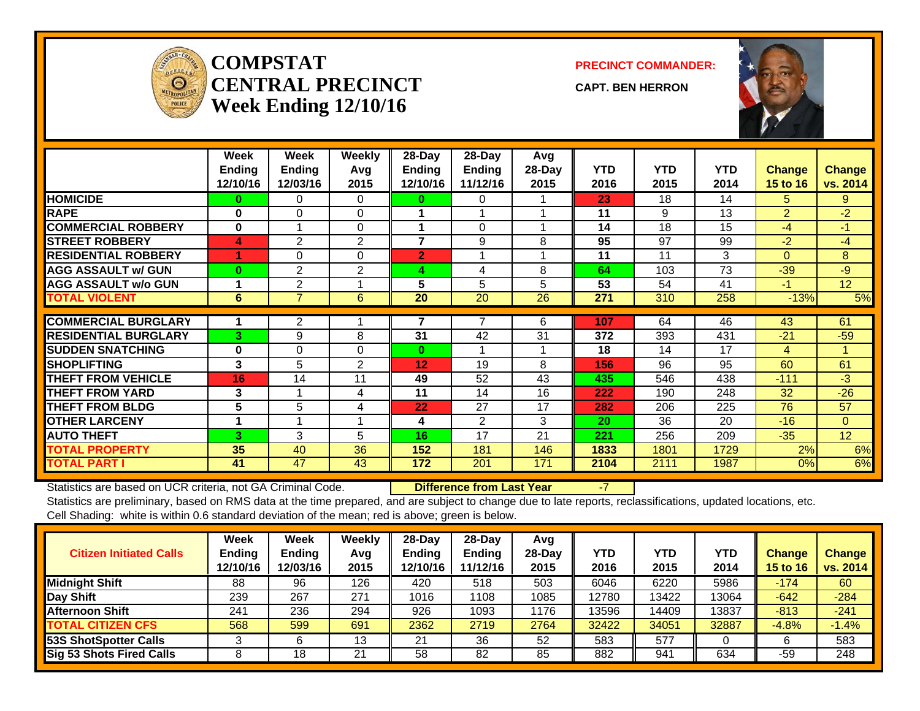# COMPSTAT CENTRAL PRECINCT Week Ending 12/10/16

**PRECINCT COMMANDER:**

**CAPT. BEN HERRON**

| | Week Ending 12/10/16 | Week Ending 12/03/16 | Weekly Avg 2015 | 28-Day Ending 12/10/16 | 28-Day Ending 11/12/16 | Avg 28-Day 2015 | YTD 2016 | YTD 2015 | YTD 2014 | Change 15 to 16 | Change vs. 2014 |
|---|---|---|---|---|---|---|---|---|---|---|---|
| HOMICIDE | 0 | 0 | 0 | 0 | 0 | 1 | 23 | 18 | 14 | 5 | 9 |
| RAPE | 0 | 0 | 0 | 1 | 1 | 1 | 11 | 9 | 13 | 2 | -2 |
| COMMERCIAL ROBBERY | 0 | 1 | 0 | 1 | 0 | 1 | 14 | 18 | 15 | -4 | -1 |
| STREET ROBBERY | 4 | 2 | 2 | 7 | 9 | 8 | 95 | 97 | 99 | -2 | -4 |
| RESIDENTIAL ROBBERY | 1 | 0 | 0 | 2 | 1 | 1 | 11 | 11 | 3 | 0 | 8 |
| AGG ASSAULT w/ GUN | 0 | 2 | 2 | 4 | 4 | 8 | 64 | 103 | 73 | -39 | -9 |
| AGG ASSAULT w/o GUN | 1 | 2 | 1 | 5 | 5 | 5 | 53 | 54 | 41 | -1 | 12 |
| TOTAL VIOLENT | 6 | 7 | 6 | 20 | 20 | 26 | 271 | 310 | 258 | -13% | 5% |
| COMMERCIAL BURGLARY | 1 | 2 | 1 | 7 | 7 | 6 | 107 | 64 | 46 | 43 | 61 |
| RESIDENTIAL BURGLARY | 3 | 9 | 8 | 31 | 42 | 31 | 372 | 393 | 431 | -21 | -59 |
| SUDDEN SNATCHING | 0 | 0 | 0 | 0 | 1 | 1 | 18 | 14 | 17 | 4 | 1 |
| SHOPLIFTING | 3 | 5 | 2 | 12 | 19 | 8 | 156 | 96 | 95 | 60 | 61 |
| THEFT FROM VEHICLE | 16 | 14 | 11 | 49 | 52 | 43 | 435 | 546 | 438 | -111 | -3 |
| THEFT FROM YARD | 3 | 1 | 4 | 11 | 14 | 16 | 222 | 190 | 248 | 32 | -26 |
| THEFT FROM BLDG | 5 | 5 | 4 | 22 | 27 | 17 | 282 | 206 | 225 | 76 | 57 |
| OTHER LARCENY | 1 | 1 | 1 | 4 | 2 | 3 | 20 | 36 | 20 | -16 | 0 |
| AUTO THEFT | 3 | 3 | 5 | 16 | 17 | 21 | 221 | 256 | 209 | -35 | 12 |
| TOTAL PROPERTY | 35 | 40 | 36 | 152 | 181 | 146 | 1833 | 1801 | 1729 | 2% | 6% |
| TOTAL PART I | 41 | 47 | 43 | 172 | 201 | 171 | 2104 | 2111 | 1987 | 0% | 6% |

Statistics are based on UCR criteria, not GA Criminal Code. **Difference from Last Year** -7

Statistics are preliminary, based on RMS data at the time prepared, and are subject to change due to late reports, reclassifications, updated locations, etc.

Cell Shading: white is within 0.6 standard deviation of the mean; red is above; green is below.

| Citizen Initiated Calls | Week Ending 12/10/16 | Week Ending 12/03/16 | Weekly Avg 2015 | 28-Day Ending 12/10/16 | 28-Day Ending 11/12/16 | Avg 28-Day 2015 | YTD 2016 | YTD 2015 | YTD 2014 | Change 15 to 16 | Change vs. 2014 |
|---|---|---|---|---|---|---|---|---|---|---|---|
| Midnight Shift | 88 | 96 | 126 | 420 | 518 | 503 | 6046 | 6220 | 5986 | -174 | 60 |
| Day Shift | 239 | 267 | 271 | 1016 | 1108 | 1085 | 12780 | 13422 | 13064 | -642 | -284 |
| Afternoon Shift | 241 | 236 | 294 | 926 | 1093 | 1176 | 13596 | 14409 | 13837 | -813 | -241 |
| TOTAL CITIZEN CFS | 568 | 599 | 691 | 2362 | 2719 | 2764 | 32422 | 34051 | 32887 | -4.8% | -1.4% |
| 53S ShotSpotter Calls | 3 | 6 | 13 | 21 | 36 | 52 | 583 | 577 | 0 | 6 | 583 |
| Sig 53 Shots Fired Calls | 8 | 18 | 21 | 58 | 82 | 85 | 882 | 941 | 634 | -59 | 248 |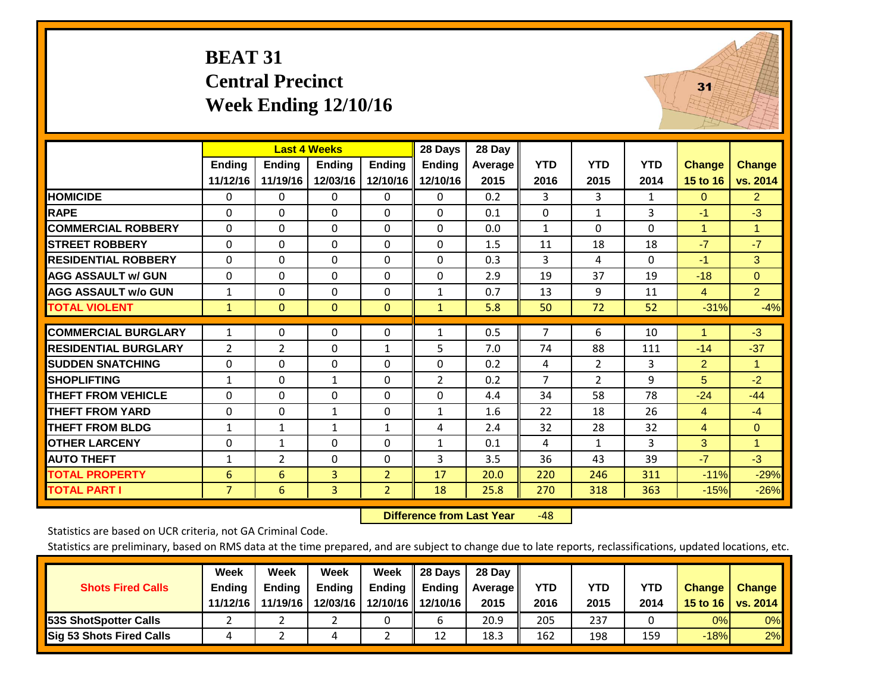# BEAT 31
## Central Precinct
## Week Ending 12/10/16

| | Last 4 Weeks | | | | 28 Days | 28 Day | | | | | |
|---|---|---|---|---|---|---|---|---|---|---|---|
| | Ending 11/12/16 | Ending 11/19/16 | Ending 12/03/16 | Ending 12/10/16 | Ending 12/10/16 | Average 2015 | YTD 2016 | YTD 2015 | YTD 2014 | Change 15 to 16 | Change vs. 2014 |
| HOMICIDE | 0 | 0 | 0 | 0 | 0 | 0.2 | 3 | 3 | 1 | 0 | 2 |
| RAPE | 0 | 0 | 0 | 0 | 0 | 0.1 | 0 | 1 | 3 | -1 | -3 |
| COMMERCIAL ROBBERY | 0 | 0 | 0 | 0 | 0 | 0.0 | 1 | 0 | 0 | 1 | 1 |
| STREET ROBBERY | 0 | 0 | 0 | 0 | 0 | 1.5 | 11 | 18 | 18 | -7 | -7 |
| RESIDENTIAL ROBBERY | 0 | 0 | 0 | 0 | 0 | 0.3 | 3 | 4 | 0 | -1 | 3 |
| AGG ASSAULT w/ GUN | 0 | 0 | 0 | 0 | 0 | 2.9 | 19 | 37 | 19 | -18 | 0 |
| AGG ASSAULT w/o GUN | 1 | 0 | 0 | 0 | 1 | 0.7 | 13 | 9 | 11 | 4 | 2 |
| TOTAL VIOLENT | 1 | 0 | 0 | 0 | 1 | 5.8 | 50 | 72 | 52 | -31% | -4% |
| COMMERCIAL BURGLARY | 1 | 0 | 0 | 0 | 1 | 0.5 | 7 | 6 | 10 | 1 | -3 |
| RESIDENTIAL BURGLARY | 2 | 2 | 0 | 1 | 5 | 7.0 | 74 | 88 | 111 | -14 | -37 |
| SUDDEN SNATCHING | 0 | 0 | 0 | 0 | 0 | 0.2 | 4 | 2 | 3 | 2 | 1 |
| SHOPLIFTING | 1 | 0 | 1 | 0 | 2 | 0.2 | 7 | 2 | 9 | 5 | -2 |
| THEFT FROM VEHICLE | 0 | 0 | 0 | 0 | 0 | 4.4 | 34 | 58 | 78 | -24 | -44 |
| THEFT FROM YARD | 0 | 0 | 1 | 0 | 1 | 1.6 | 22 | 18 | 26 | 4 | -4 |
| THEFT FROM BLDG | 1 | 1 | 1 | 1 | 4 | 2.4 | 32 | 28 | 32 | 4 | 0 |
| OTHER LARCENY | 0 | 1 | 0 | 0 | 1 | 0.1 | 4 | 1 | 3 | 3 | 1 |
| AUTO THEFT | 1 | 2 | 0 | 0 | 3 | 3.5 | 36 | 43 | 39 | -7 | -3 |
| TOTAL PROPERTY | 6 | 6 | 3 | 2 | 17 | 20.0 | 220 | 246 | 311 | -11% | -29% |
| TOTAL PART I | 7 | 6 | 3 | 2 | 18 | 25.8 | 270 | 318 | 363 | -15% | -26% |

**Difference from Last Year** -48

Statistics are based on UCR criteria, not GA Criminal Code.

Statistics are preliminary, based on RMS data at the time prepared, and are subject to change due to late reports, reclassifications, updated locations, etc.

| Shots Fired Calls | Week Ending 11/12/16 | Week Ending 11/19/16 | Week Ending 12/03/16 | Week Ending 12/10/16 | 28 Days Ending 12/10/16 | 28 Day Average 2015 | YTD 2016 | YTD 2015 | YTD 2014 | Change 15 to 16 | Change vs. 2014 |
|---|---|---|---|---|---|---|---|---|---|---|---|
| 53S ShotSpotter Calls | 2 | 2 | 2 | 0 | 6 | 20.9 | 205 | 237 | 0 | 0% | 0% |
| Sig 53 Shots Fired Calls | 4 | 2 | 4 | 2 | 12 | 18.3 | 162 | 198 | 159 | -18% | 2% |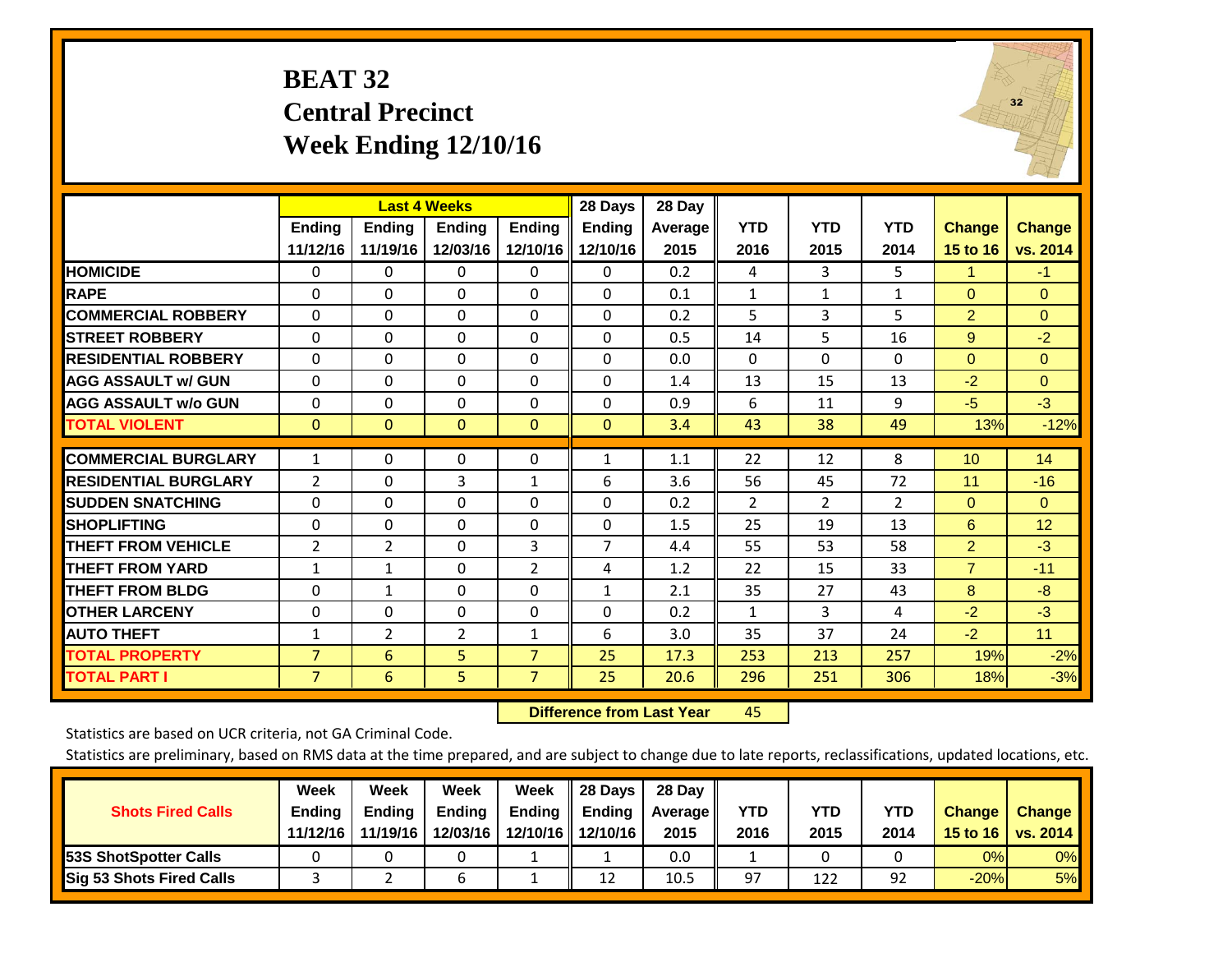# BEAT 32
## Central Precinct
## Week Ending 12/10/16

| | Last 4 Weeks | | | | 28 Days | 28 Day | | | | | |
|---|---|---|---|---|---|---|---|---|---|---|---|
| | Ending 11/12/16 | Ending 11/19/16 | Ending 12/03/16 | Ending 12/10/16 | Ending 12/10/16 | Average 2015 | YTD 2016 | YTD 2015 | YTD 2014 | Change 15 to 16 | Change vs. 2014 |
| HOMICIDE | 0 | 0 | 0 | 0 | 0 | 0.2 | 4 | 3 | 5 | 1 | -1 |
| RAPE | 0 | 0 | 0 | 0 | 0 | 0.1 | 1 | 1 | 1 | 0 | 0 |
| COMMERCIAL ROBBERY | 0 | 0 | 0 | 0 | 0 | 0.2 | 5 | 3 | 5 | 2 | 0 |
| STREET ROBBERY | 0 | 0 | 0 | 0 | 0 | 0.5 | 14 | 5 | 16 | 9 | -2 |
| RESIDENTIAL ROBBERY | 0 | 0 | 0 | 0 | 0 | 0.0 | 0 | 0 | 0 | 0 | 0 |
| AGG ASSAULT w/ GUN | 0 | 0 | 0 | 0 | 0 | 1.4 | 13 | 15 | 13 | -2 | 0 |
| AGG ASSAULT w/o GUN | 0 | 0 | 0 | 0 | 0 | 0.9 | 6 | 11 | 9 | -5 | -3 |
| TOTAL VIOLENT | 0 | 0 | 0 | 0 | 0 | 3.4 | 43 | 38 | 49 | 13% | -12% |
| COMMERCIAL BURGLARY | 1 | 0 | 0 | 0 | 1 | 1.1 | 22 | 12 | 8 | 10 | 14 |
| RESIDENTIAL BURGLARY | 2 | 0 | 3 | 1 | 6 | 3.6 | 56 | 45 | 72 | 11 | -16 |
| SUDDEN SNATCHING | 0 | 0 | 0 | 0 | 0 | 0.2 | 2 | 2 | 2 | 0 | 0 |
| SHOPLIFTING | 0 | 0 | 0 | 0 | 0 | 1.5 | 25 | 19 | 13 | 6 | 12 |
| THEFT FROM VEHICLE | 2 | 2 | 0 | 3 | 7 | 4.4 | 55 | 53 | 58 | 2 | -3 |
| THEFT FROM YARD | 1 | 1 | 0 | 2 | 4 | 1.2 | 22 | 15 | 33 | 7 | -11 |
| THEFT FROM BLDG | 0 | 1 | 0 | 0 | 1 | 2.1 | 35 | 27 | 43 | 8 | -8 |
| OTHER LARCENY | 0 | 0 | 0 | 0 | 0 | 0.2 | 1 | 3 | 4 | -2 | -3 |
| AUTO THEFT | 1 | 2 | 2 | 1 | 6 | 3.0 | 35 | 37 | 24 | -2 | 11 |
| TOTAL PROPERTY | 7 | 6 | 5 | 7 | 25 | 17.3 | 253 | 213 | 257 | 19% | -2% |
| TOTAL PART I | 7 | 6 | 5 | 7 | 25 | 20.6 | 296 | 251 | 306 | 18% | -3% |

**Difference from Last Year** 45

Statistics are based on UCR criteria, not GA Criminal Code.

Statistics are preliminary, based on RMS data at the time prepared, and are subject to change due to late reports, reclassifications, updated locations, etc.

| Shots Fired Calls | Week Ending 11/12/16 | Week Ending 11/19/16 | Week Ending 12/03/16 | Week Ending 12/10/16 | 28 Days Ending 12/10/16 | 28 Day Average 2015 | YTD 2016 | YTD 2015 | YTD 2014 | Change 15 to 16 | Change vs. 2014 |
|---|---|---|---|---|---|---|---|---|---|---|---|
| 53S ShotSpotter Calls | 0 | 0 | 0 | 1 | 1 | 0.0 | 1 | 0 | 0 | 0% | 0% |
| Sig 53 Shots Fired Calls | 3 | 2 | 6 | 1 | 12 | 10.5 | 97 | 122 | 92 | -20% | 5% |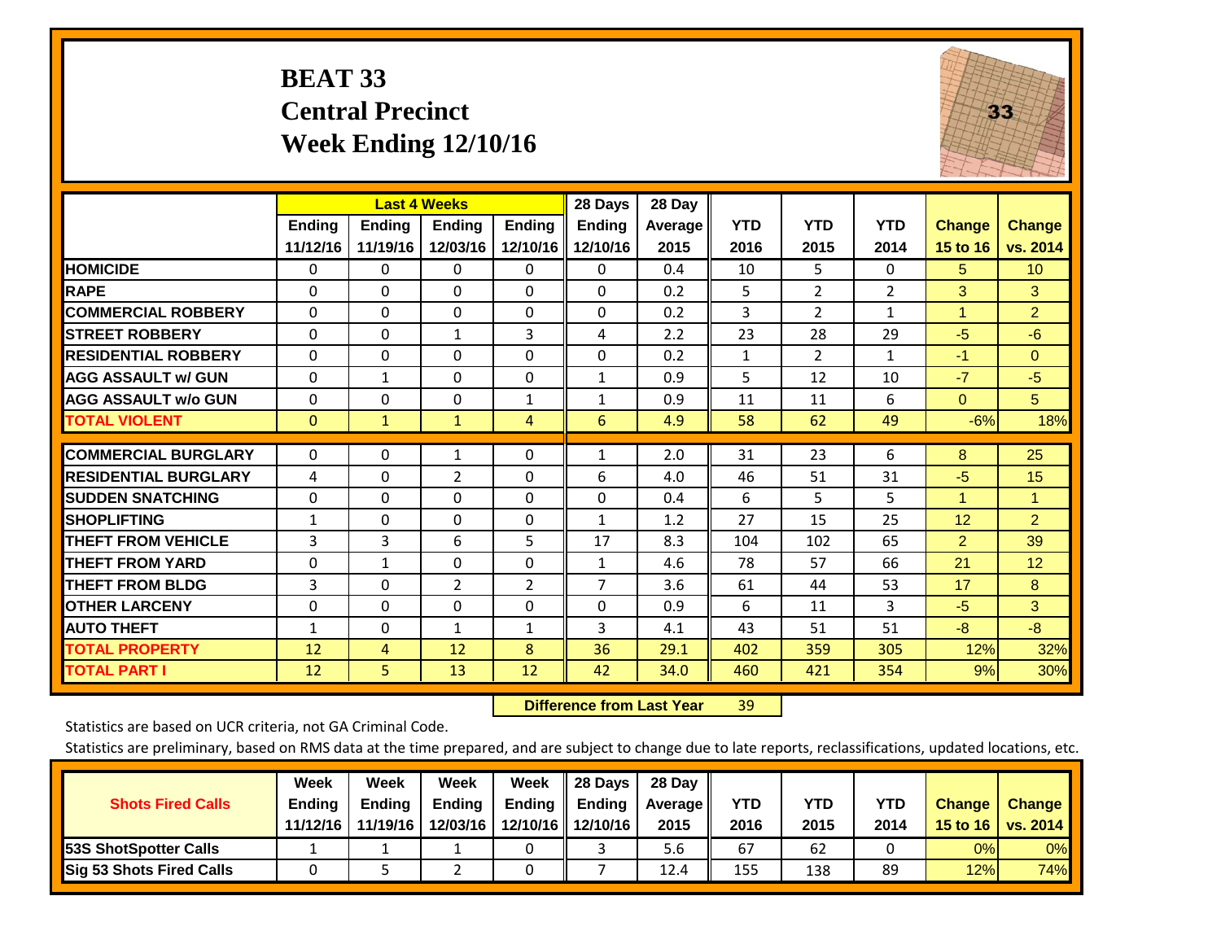# BEAT 33
## Central Precinct
## Week Ending 12/10/16

| | Last 4 Weeks | | | | 28 Days | 28 Day | | | | | |
|---|---|---|---|---|---|---|---|---|---|---|---|
| | Ending 11/12/16 | Ending 11/19/16 | Ending 12/03/16 | Ending 12/10/16 | Ending 12/10/16 | Average 2015 | YTD 2016 | YTD 2015 | YTD 2014 | Change 15 to 16 | Change vs. 2014 |
| HOMICIDE | 0 | 0 | 0 | 0 | 0 | 0.4 | 10 | 5 | 0 | 5 | 10 |
| RAPE | 0 | 0 | 0 | 0 | 0 | 0.2 | 5 | 2 | 2 | 3 | 3 |
| COMMERCIAL ROBBERY | 0 | 0 | 0 | 0 | 0 | 0.2 | 3 | 2 | 1 | 1 | 2 |
| STREET ROBBERY | 0 | 0 | 1 | 3 | 4 | 2.2 | 23 | 28 | 29 | -5 | -6 |
| RESIDENTIAL ROBBERY | 0 | 0 | 0 | 0 | 0 | 0.2 | 1 | 2 | 1 | -1 | 0 |
| AGG ASSAULT w/ GUN | 0 | 1 | 0 | 0 | 1 | 0.9 | 5 | 12 | 10 | -7 | -5 |
| AGG ASSAULT w/o GUN | 0 | 0 | 0 | 1 | 1 | 0.9 | 11 | 11 | 6 | 0 | 5 |
| TOTAL VIOLENT | 0 | 1 | 1 | 4 | 6 | 4.9 | 58 | 62 | 49 | -6% | 18% |
| COMMERCIAL BURGLARY | 0 | 0 | 1 | 0 | 1 | 2.0 | 31 | 23 | 6 | 8 | 25 |
| RESIDENTIAL BURGLARY | 4 | 0 | 2 | 0 | 6 | 4.0 | 46 | 51 | 31 | -5 | 15 |
| SUDDEN SNATCHING | 0 | 0 | 0 | 0 | 0 | 0.4 | 6 | 5 | 5 | 1 | 1 |
| SHOPLIFTING | 1 | 0 | 0 | 0 | 1 | 1.2 | 27 | 15 | 25 | 12 | 2 |
| THEFT FROM VEHICLE | 3 | 3 | 6 | 5 | 17 | 8.3 | 104 | 102 | 65 | 2 | 39 |
| THEFT FROM YARD | 0 | 1 | 0 | 0 | 1 | 4.6 | 78 | 57 | 66 | 21 | 12 |
| THEFT FROM BLDG | 3 | 0 | 2 | 2 | 7 | 3.6 | 61 | 44 | 53 | 17 | 8 |
| OTHER LARCENY | 0 | 0 | 0 | 0 | 0 | 0.9 | 6 | 11 | 3 | -5 | 3 |
| AUTO THEFT | 1 | 0 | 1 | 1 | 3 | 4.1 | 43 | 51 | 51 | -8 | -8 |
| TOTAL PROPERTY | 12 | 4 | 12 | 8 | 36 | 29.1 | 402 | 359 | 305 | 12% | 32% |
| TOTAL PART I | 12 | 5 | 13 | 12 | 42 | 34.0 | 460 | 421 | 354 | 9% | 30% |

**Difference from Last Year** 39

Statistics are based on UCR criteria, not GA Criminal Code.

Statistics are preliminary, based on RMS data at the time prepared, and are subject to change due to late reports, reclassifications, updated locations, etc.

| Shots Fired Calls | Week Ending 11/12/16 | Week Ending 11/19/16 | Week Ending 12/03/16 | Week Ending 12/10/16 | 28 Days Ending 12/10/16 | 28 Day Average 2015 | YTD 2016 | YTD 2015 | YTD 2014 | Change 15 to 16 | Change vs. 2014 |
|---|---|---|---|---|---|---|---|---|---|---|---|
| 53S ShotSpotter Calls | 1 | 1 | 1 | 0 | 3 | 5.6 | 67 | 62 | 0 | 0% | 0% |
| Sig 53 Shots Fired Calls | 0 | 5 | 2 | 0 | 7 | 12.4 | 155 | 138 | 89 | 12% | 74% |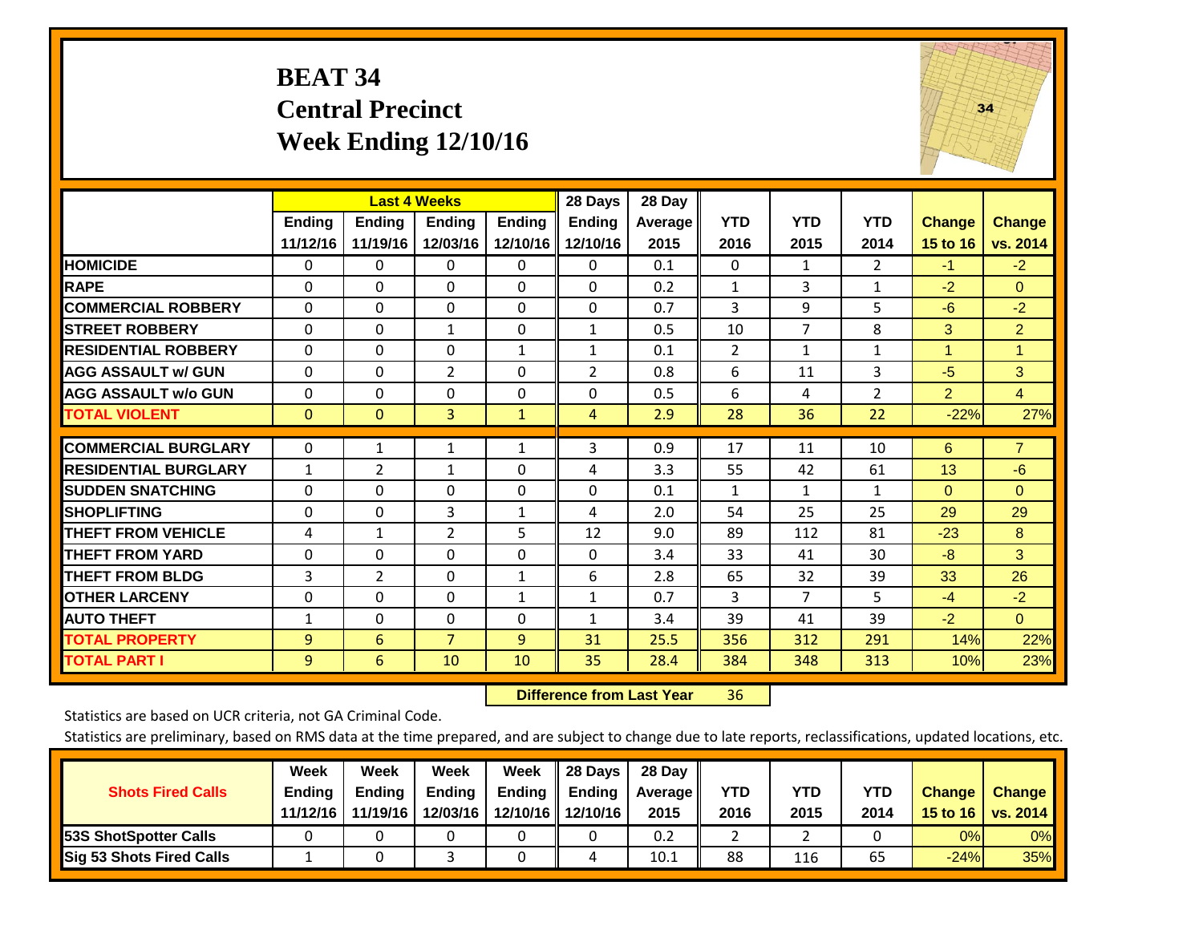# BEAT 34
## Central Precinct
## Week Ending 12/10/16

| | Last 4 Weeks | | | | 28 Days | 28 Day | | | | | |
|---|---|---|---|---|---|---|---|---|---|---|---|
| | Ending 11/12/16 | Ending 11/19/16 | Ending 12/03/16 | Ending 12/10/16 | Ending 12/10/16 | Average 2015 | YTD 2016 | YTD 2015 | YTD 2014 | Change 15 to 16 | Change vs. 2014 |
| HOMICIDE | 0 | 0 | 0 | 0 | 0 | 0.1 | 0 | 1 | 2 | -1 | -2 |
| RAPE | 0 | 0 | 0 | 0 | 0 | 0.2 | 1 | 3 | 1 | -2 | 0 |
| COMMERCIAL ROBBERY | 0 | 0 | 0 | 0 | 0 | 0.7 | 3 | 9 | 5 | -6 | -2 |
| STREET ROBBERY | 0 | 0 | 1 | 0 | 1 | 0.5 | 10 | 7 | 8 | 3 | 2 |
| RESIDENTIAL ROBBERY | 0 | 0 | 0 | 1 | 1 | 0.1 | 2 | 1 | 1 | 1 | 1 |
| AGG ASSAULT w/ GUN | 0 | 0 | 2 | 0 | 2 | 0.8 | 6 | 11 | 3 | -5 | 3 |
| AGG ASSAULT w/o GUN | 0 | 0 | 0 | 0 | 0 | 0.5 | 6 | 4 | 2 | 2 | 4 |
| TOTAL VIOLENT | 0 | 0 | 3 | 1 | 4 | 2.9 | 28 | 36 | 22 | -22% | 27% |
| COMMERCIAL BURGLARY | 0 | 1 | 1 | 1 | 3 | 0.9 | 17 | 11 | 10 | 6 | 7 |
| RESIDENTIAL BURGLARY | 1 | 2 | 1 | 0 | 4 | 3.3 | 55 | 42 | 61 | 13 | -6 |
| SUDDEN SNATCHING | 0 | 0 | 0 | 0 | 0 | 0.1 | 1 | 1 | 1 | 0 | 0 |
| SHOPLIFTING | 0 | 0 | 3 | 1 | 4 | 2.0 | 54 | 25 | 25 | 29 | 29 |
| THEFT FROM VEHICLE | 4 | 1 | 2 | 5 | 12 | 9.0 | 89 | 112 | 81 | -23 | 8 |
| THEFT FROM YARD | 0 | 0 | 0 | 0 | 0 | 3.4 | 33 | 41 | 30 | -8 | 3 |
| THEFT FROM BLDG | 3 | 2 | 0 | 1 | 6 | 2.8 | 65 | 32 | 39 | 33 | 26 |
| OTHER LARCENY | 0 | 0 | 0 | 1 | 1 | 0.7 | 3 | 7 | 5 | -4 | -2 |
| AUTO THEFT | 1 | 0 | 0 | 0 | 1 | 3.4 | 39 | 41 | 39 | -2 | 0 |
| TOTAL PROPERTY | 9 | 6 | 7 | 9 | 31 | 25.5 | 356 | 312 | 291 | 14% | 22% |
| TOTAL PART I | 9 | 6 | 10 | 10 | 35 | 28.4 | 384 | 348 | 313 | 10% | 23% |

**Difference from Last Year** 36

Statistics are based on UCR criteria, not GA Criminal Code.

Statistics are preliminary, based on RMS data at the time prepared, and are subject to change due to late reports, reclassifications, updated locations, etc.

| Shots Fired Calls | Week Ending 11/12/16 | Week Ending 11/19/16 | Week Ending 12/03/16 | Week Ending 12/10/16 | 28 Days Ending 12/10/16 | 28 Day Average 2015 | YTD 2016 | YTD 2015 | YTD 2014 | Change 15 to 16 | Change vs. 2014 |
|---|---|---|---|---|---|---|---|---|---|---|---|
| 53S ShotSpotter Calls | 0 | 0 | 0 | 0 | 0 | 0.2 | 2 | 2 | 0 | 0% | 0% |
| Sig 53 Shots Fired Calls | 1 | 0 | 3 | 0 | 4 | 10.1 | 88 | 116 | 65 | -24% | 35% |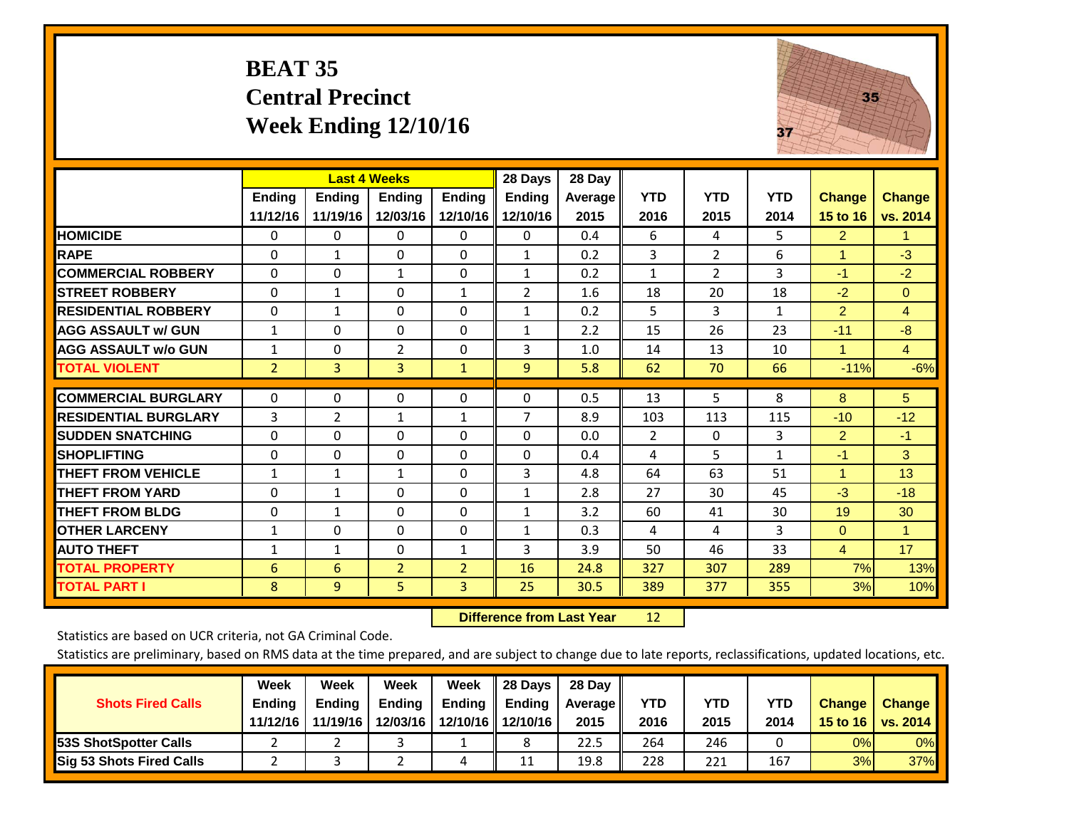# BEAT 35
# Central Precinct
# Week Ending 12/10/16

| | Last 4 Weeks | | | | 28 Days | 28 Day | | | | | |
|---|---|---|---|---|---|---|---|---|---|---|---|
| | Ending 11/12/16 | Ending 11/19/16 | Ending 12/03/16 | Ending 12/10/16 | Ending 12/10/16 | Average 2015 | YTD 2016 | YTD 2015 | YTD 2014 | Change 15 to 16 | Change vs. 2014 |
| **HOMICIDE** | 0 | 0 | 0 | 0 | 0 | 0.4 | 6 | 4 | 5 | 2 | 1 |
| **RAPE** | 0 | 1 | 0 | 0 | 1 | 0.2 | 3 | 2 | 6 | 1 | -3 |
| **COMMERCIAL ROBBERY** | 0 | 0 | 1 | 0 | 1 | 0.2 | 1 | 2 | 3 | -1 | -2 |
| **STREET ROBBERY** | 0 | 1 | 0 | 1 | 2 | 1.6 | 18 | 20 | 18 | -2 | 0 |
| **RESIDENTIAL ROBBERY** | 0 | 1 | 0 | 0 | 1 | 0.2 | 5 | 3 | 1 | 2 | 4 |
| **AGG ASSAULT w/ GUN** | 1 | 0 | 0 | 0 | 1 | 2.2 | 15 | 26 | 23 | -11 | -8 |
| **AGG ASSAULT w/o GUN** | 1 | 0 | 2 | 0 | 3 | 1.0 | 14 | 13 | 10 | 1 | 4 |
| **TOTAL VIOLENT** | 2 | 3 | 3 | 1 | 9 | 5.8 | 62 | 70 | 66 | -11% | -6% |
| **COMMERCIAL BURGLARY** | 0 | 0 | 0 | 0 | 0 | 0.5 | 13 | 5 | 8 | 8 | 5 |
| **RESIDENTIAL BURGLARY** | 3 | 2 | 1 | 1 | 7 | 8.9 | 103 | 113 | 115 | -10 | -12 |
| **SUDDEN SNATCHING** | 0 | 0 | 0 | 0 | 0 | 0.0 | 2 | 0 | 3 | 2 | -1 |
| **SHOPLIFTING** | 0 | 0 | 0 | 0 | 0 | 0.4 | 4 | 5 | 1 | -1 | 3 |
| **THEFT FROM VEHICLE** | 1 | 1 | 1 | 0 | 3 | 4.8 | 64 | 63 | 51 | 1 | 13 |
| **THEFT FROM YARD** | 0 | 1 | 0 | 0 | 1 | 2.8 | 27 | 30 | 45 | -3 | -18 |
| **THEFT FROM BLDG** | 0 | 1 | 0 | 0 | 1 | 3.2 | 60 | 41 | 30 | 19 | 30 |
| **OTHER LARCENY** | 1 | 0 | 0 | 0 | 1 | 0.3 | 4 | 4 | 3 | 0 | 1 |
| **AUTO THEFT** | 1 | 1 | 0 | 1 | 3 | 3.9 | 50 | 46 | 33 | 4 | 17 |
| **TOTAL PROPERTY** | 6 | 6 | 2 | 2 | 16 | 24.8 | 327 | 307 | 289 | 7% | 13% |
| **TOTAL PART I** | 8 | 9 | 5 | 3 | 25 | 30.5 | 389 | 377 | 355 | 3% | 10% |

**Difference from Last Year** 12

Statistics are based on UCR criteria, not GA Criminal Code.

Statistics are preliminary, based on RMS data at the time prepared, and are subject to change due to late reports, reclassifications, updated locations, etc.

| Shots Fired Calls | Week Ending 11/12/16 | Week Ending 11/19/16 | Week Ending 12/03/16 | Week Ending 12/10/16 | 28 Days Ending 12/10/16 | 28 Day Average 2015 | YTD 2016 | YTD 2015 | YTD 2014 | Change 15 to 16 | Change vs. 2014 |
|---|---|---|---|---|---|---|---|---|---|---|---|
| **53S ShotSpotter Calls** | 2 | 2 | 3 | 1 | 8 | 22.5 | 264 | 246 | 0 | 0% | 0% |
| **Sig 53 Shots Fired Calls** | 2 | 3 | 2 | 4 | 11 | 19.8 | 228 | 221 | 167 | 3% | 37% |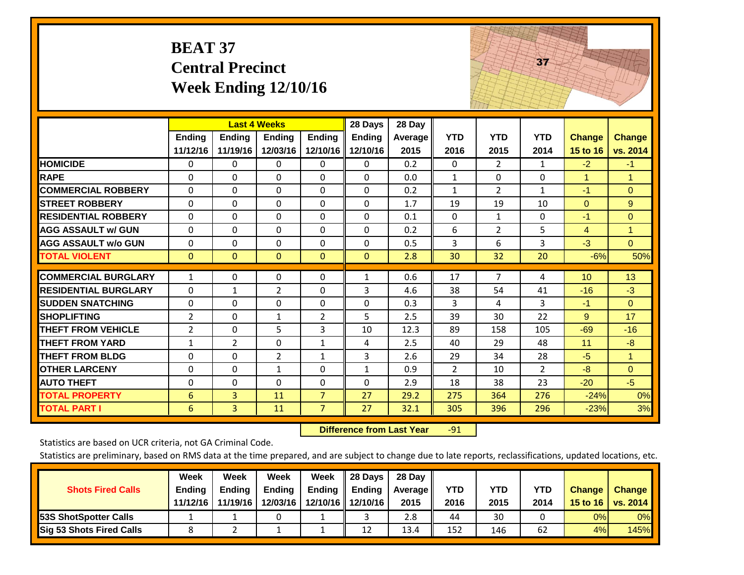# BEAT 37
## Central Precinct
## Week Ending 12/10/16

| | Last 4 Weeks | | | | 28 Days | 28 Day | | | | | |
|---|---|---|---|---|---|---|---|---|---|---|---|
| | Ending 11/12/16 | Ending 11/19/16 | Ending 12/03/16 | Ending 12/10/16 | Ending 12/10/16 | Average 2015 | YTD 2016 | YTD 2015 | YTD 2014 | Change 15 to 16 | Change vs. 2014 |
| HOMICIDE | 0 | 0 | 0 | 0 | 0 | 0.2 | 0 | 2 | 1 | -2 | -1 |
| RAPE | 0 | 0 | 0 | 0 | 0 | 0.0 | 1 | 0 | 0 | 1 | 1 |
| COMMERCIAL ROBBERY | 0 | 0 | 0 | 0 | 0 | 0.2 | 1 | 2 | 1 | -1 | 0 |
| STREET ROBBERY | 0 | 0 | 0 | 0 | 0 | 1.7 | 19 | 19 | 10 | 0 | 9 |
| RESIDENTIAL ROBBERY | 0 | 0 | 0 | 0 | 0 | 0.1 | 0 | 1 | 0 | -1 | 0 |
| AGG ASSAULT w/ GUN | 0 | 0 | 0 | 0 | 0 | 0.2 | 6 | 2 | 5 | 4 | 1 |
| AGG ASSAULT w/o GUN | 0 | 0 | 0 | 0 | 0 | 0.5 | 3 | 6 | 3 | -3 | 0 |
| TOTAL VIOLENT | 0 | 0 | 0 | 0 | 0 | 2.8 | 30 | 32 | 20 | -6% | 50% |
| COMMERCIAL BURGLARY | 1 | 0 | 0 | 0 | 1 | 0.6 | 17 | 7 | 4 | 10 | 13 |
| RESIDENTIAL BURGLARY | 0 | 1 | 2 | 0 | 3 | 4.6 | 38 | 54 | 41 | -16 | -3 |
| SUDDEN SNATCHING | 0 | 0 | 0 | 0 | 0 | 0.3 | 3 | 4 | 3 | -1 | 0 |
| SHOPLIFTING | 2 | 0 | 1 | 2 | 5 | 2.5 | 39 | 30 | 22 | 9 | 17 |
| THEFT FROM VEHICLE | 2 | 0 | 5 | 3 | 10 | 12.3 | 89 | 158 | 105 | -69 | -16 |
| THEFT FROM YARD | 1 | 2 | 0 | 1 | 4 | 2.5 | 40 | 29 | 48 | 11 | -8 |
| THEFT FROM BLDG | 0 | 0 | 2 | 1 | 3 | 2.6 | 29 | 34 | 28 | -5 | 1 |
| OTHER LARCENY | 0 | 0 | 1 | 0 | 1 | 0.9 | 2 | 10 | 2 | -8 | 0 |
| AUTO THEFT | 0 | 0 | 0 | 0 | 0 | 2.9 | 18 | 38 | 23 | -20 | -5 |
| TOTAL PROPERTY | 6 | 3 | 11 | 7 | 27 | 29.2 | 275 | 364 | 276 | -24% | 0% |
| TOTAL PART I | 6 | 3 | 11 | 7 | 27 | 32.1 | 305 | 396 | 296 | -23% | 3% |

**Difference from Last Year** -91

Statistics are based on UCR criteria, not GA Criminal Code.

Statistics are preliminary, based on RMS data at the time prepared, and are subject to change due to late reports, reclassifications, updated locations, etc.

| Shots Fired Calls | Week Ending 11/12/16 | Week Ending 11/19/16 | Week Ending 12/03/16 | Week Ending 12/10/16 | 28 Days Ending 12/10/16 | 28 Day Average 2015 | YTD 2016 | YTD 2015 | YTD 2014 | Change 15 to 16 | Change vs. 2014 |
|---|---|---|---|---|---|---|---|---|---|---|---|
| 53S ShotSpotter Calls | 1 | 1 | 0 | 1 | 3 | 2.8 | 44 | 30 | 0 | 0% | 0% |
| Sig 53 Shots Fired Calls | 8 | 2 | 1 | 1 | 12 | 13.4 | 152 | 146 | 62 | 4% | 145% |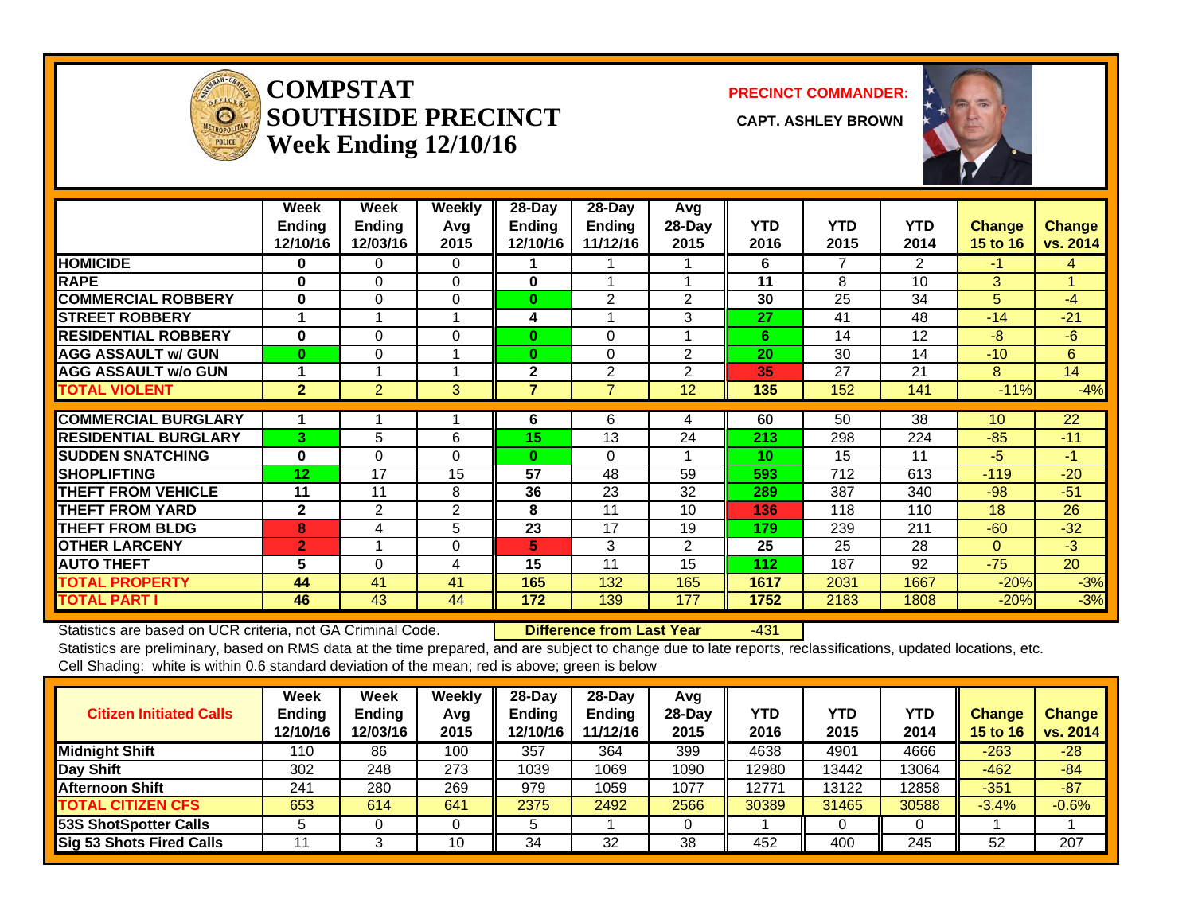# COMPSTAT SOUTHSIDE PRECINCT
## Week Ending 12/10/16

**PRECINCT COMMANDER:**

**CAPT. ASHLEY BROWN**

| | Week Ending 12/10/16 | Week Ending 12/03/16 | Weekly Avg 2015 | 28-Day Ending 12/10/16 | 28-Day Ending 11/12/16 | Avg 28-Day 2015 | YTD 2016 | YTD 2015 | YTD 2014 | Change 15 to 16 | Change vs. 2014 |
|---|---|---|---|---|---|---|---|---|---|---|---|
| HOMICIDE | 0 | 0 | 0 | 1 | 1 | 1 | 6 | 7 | 2 | -1 | 4 |
| RAPE | 0 | 0 | 0 | 0 | 1 | 1 | 11 | 8 | 10 | 3 | 1 |
| COMMERCIAL ROBBERY | 0 | 0 | 0 | 0 | 2 | 2 | 30 | 25 | 34 | 5 | -4 |
| STREET ROBBERY | 1 | 1 | 1 | 4 | 1 | 3 | 27 | 41 | 48 | -14 | -21 |
| RESIDENTIAL ROBBERY | 0 | 0 | 0 | 0 | 0 | 1 | 6 | 14 | 12 | -8 | -6 |
| AGG ASSAULT w/ GUN | 0 | 0 | 1 | 0 | 0 | 2 | 20 | 30 | 14 | -10 | 6 |
| AGG ASSAULT w/o GUN | 1 | 1 | 1 | 2 | 2 | 2 | 35 | 27 | 21 | 8 | 14 |
| TOTAL VIOLENT | 2 | 2 | 3 | 7 | 7 | 12 | 135 | 152 | 141 | -11% | -4% |
| COMMERCIAL BURGLARY | 1 | 1 | 1 | 6 | 6 | 4 | 60 | 50 | 38 | 10 | 22 |
| RESIDENTIAL BURGLARY | 3 | 5 | 6 | 15 | 13 | 24 | 213 | 298 | 224 | -85 | -11 |
| SUDDEN SNATCHING | 0 | 0 | 0 | 0 | 0 | 1 | 10 | 15 | 11 | -5 | -1 |
| SHOPLIFTING | 12 | 17 | 15 | 57 | 48 | 59 | 593 | 712 | 613 | -119 | -20 |
| THEFT FROM VEHICLE | 11 | 11 | 8 | 36 | 23 | 32 | 289 | 387 | 340 | -98 | -51 |
| THEFT FROM YARD | 2 | 2 | 2 | 8 | 11 | 10 | 136 | 118 | 110 | 18 | 26 |
| THEFT FROM BLDG | 8 | 4 | 5 | 23 | 17 | 19 | 179 | 239 | 211 | -60 | -32 |
| OTHER LARCENY | 2 | 1 | 0 | 5 | 3 | 2 | 25 | 25 | 28 | 0 | -3 |
| AUTO THEFT | 5 | 0 | 4 | 15 | 11 | 15 | 112 | 187 | 92 | -75 | 20 |
| TOTAL PROPERTY | 44 | 41 | 41 | 165 | 132 | 165 | 1617 | 2031 | 1667 | -20% | -3% |
| TOTAL PART I | 46 | 43 | 44 | 172 | 139 | 177 | 1752 | 2183 | 1808 | -20% | -3% |

Statistics are based on UCR criteria, not GA Criminal Code. **Difference from Last Year** -431

Statistics are preliminary, based on RMS data at the time prepared, and are subject to change due to late reports, reclassifications, updated locations, etc.

Cell Shading: white is within 0.6 standard deviation of the mean; red is above; green is below

| Citizen Initiated Calls | Week Ending 12/10/16 | Week Ending 12/03/16 | Weekly Avg 2015 | 28-Day Ending 12/10/16 | 28-Day Ending 11/12/16 | Avg 28-Day 2015 | YTD 2016 | YTD 2015 | YTD 2014 | Change 15 to 16 | Change vs. 2014 |
|---|---|---|---|---|---|---|---|---|---|---|---|
| Midnight Shift | 110 | 86 | 100 | 357 | 364 | 399 | 4638 | 4901 | 4666 | -263 | -28 |
| Day Shift | 302 | 248 | 273 | 1039 | 1069 | 1090 | 12980 | 13442 | 13064 | -462 | -84 |
| Afternoon Shift | 241 | 280 | 269 | 979 | 1059 | 1077 | 12771 | 13122 | 12858 | -351 | -87 |
| TOTAL CITIZEN CFS | 653 | 614 | 641 | 2375 | 2492 | 2566 | 30389 | 31465 | 30588 | -3.4% | -0.6% |
| 53S ShotSpotter Calls | 5 | 0 | 0 | 5 | 1 | 0 | 1 | 0 | 0 | 1 | 1 |
| Sig 53 Shots Fired Calls | 11 | 3 | 10 | 34 | 32 | 38 | 452 | 400 | 245 | 52 | 207 |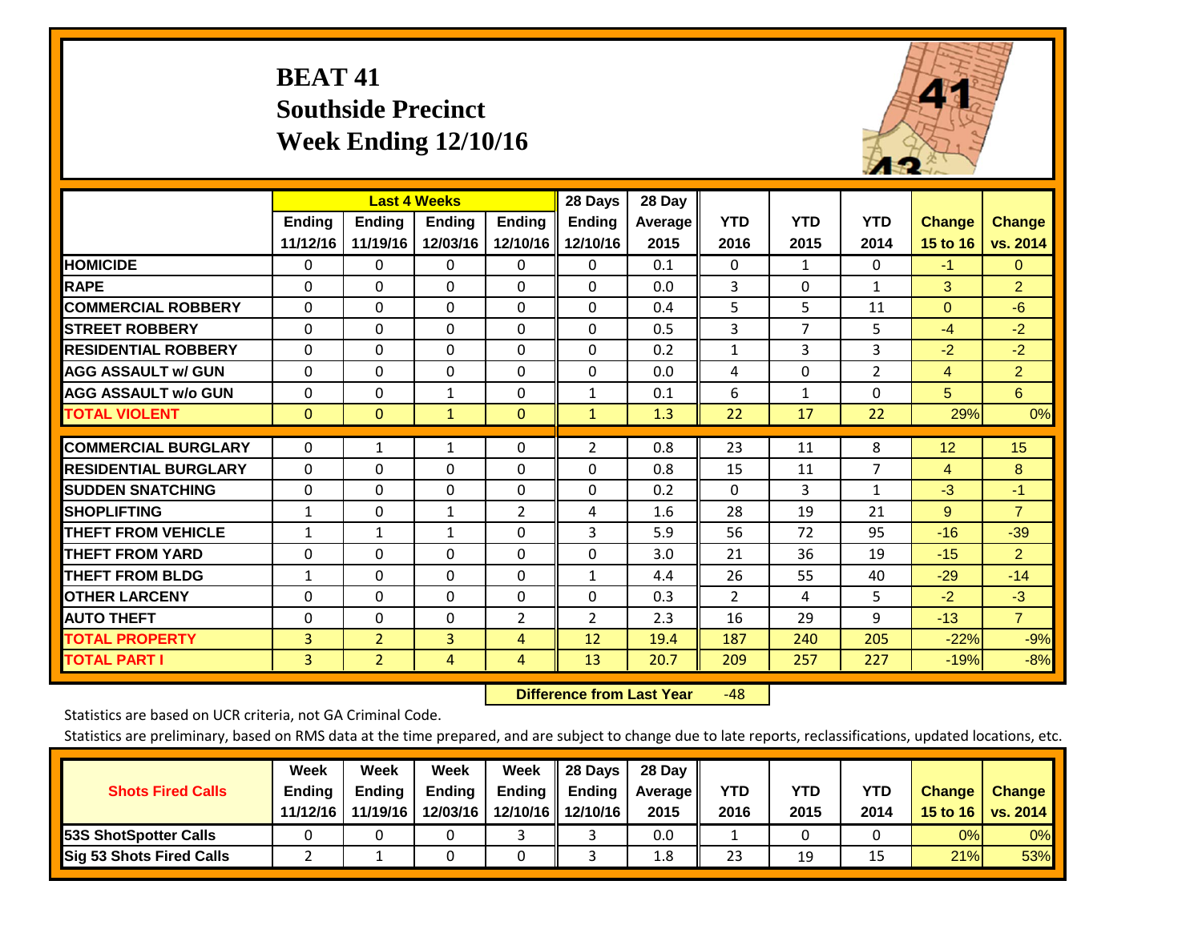# BEAT 41
## Southside Precinct
## Week Ending 12/10/16

| | Last 4 Weeks | | | | 28 Days | 28 Day | | | | | |
|---|---|---|---|---|---|---|---|---|---|---|---|
| | Ending 11/12/16 | Ending 11/19/16 | Ending 12/03/16 | Ending 12/10/16 | Ending 12/10/16 | Average 2015 | YTD 2016 | YTD 2015 | YTD 2014 | Change 15 to 16 | Change vs. 2014 |
| HOMICIDE | 0 | 0 | 0 | 0 | 0 | 0.1 | 0 | 1 | 0 | -1 | 0 |
| RAPE | 0 | 0 | 0 | 0 | 0 | 0.0 | 3 | 0 | 1 | 3 | 2 |
| COMMERCIAL ROBBERY | 0 | 0 | 0 | 0 | 0 | 0.4 | 5 | 5 | 11 | 0 | -6 |
| STREET ROBBERY | 0 | 0 | 0 | 0 | 0 | 0.5 | 3 | 7 | 5 | -4 | -2 |
| RESIDENTIAL ROBBERY | 0 | 0 | 0 | 0 | 0 | 0.2 | 1 | 3 | 3 | -2 | -2 |
| AGG ASSAULT w/ GUN | 0 | 0 | 0 | 0 | 0 | 0.0 | 4 | 0 | 2 | 4 | 2 |
| AGG ASSAULT w/o GUN | 0 | 0 | 1 | 0 | 1 | 0.1 | 6 | 1 | 0 | 5 | 6 |
| TOTAL VIOLENT | 0 | 0 | 1 | 0 | 1 | 1.3 | 22 | 17 | 22 | 29% | 0% |
| COMMERCIAL BURGLARY | 0 | 1 | 1 | 0 | 2 | 0.8 | 23 | 11 | 8 | 12 | 15 |
| RESIDENTIAL BURGLARY | 0 | 0 | 0 | 0 | 0 | 0.8 | 15 | 11 | 7 | 4 | 8 |
| SUDDEN SNATCHING | 0 | 0 | 0 | 0 | 0 | 0.2 | 0 | 3 | 1 | -3 | -1 |
| SHOPLIFTING | 1 | 0 | 1 | 2 | 4 | 1.6 | 28 | 19 | 21 | 9 | 7 |
| THEFT FROM VEHICLE | 1 | 1 | 1 | 0 | 3 | 5.9 | 56 | 72 | 95 | -16 | -39 |
| THEFT FROM YARD | 0 | 0 | 0 | 0 | 0 | 3.0 | 21 | 36 | 19 | -15 | 2 |
| THEFT FROM BLDG | 1 | 0 | 0 | 0 | 1 | 4.4 | 26 | 55 | 40 | -29 | -14 |
| OTHER LARCENY | 0 | 0 | 0 | 0 | 0 | 0.3 | 2 | 4 | 5 | -2 | -3 |
| AUTO THEFT | 0 | 0 | 0 | 2 | 2 | 2.3 | 16 | 29 | 9 | -13 | 7 |
| TOTAL PROPERTY | 3 | 2 | 3 | 4 | 12 | 19.4 | 187 | 240 | 205 | -22% | -9% |
| TOTAL PART I | 3 | 2 | 4 | 4 | 13 | 20.7 | 209 | 257 | 227 | -19% | -8% |

**Difference from Last Year** -48

Statistics are based on UCR criteria, not GA Criminal Code.

Statistics are preliminary, based on RMS data at the time prepared, and are subject to change due to late reports, reclassifications, updated locations, etc.

| Shots Fired Calls | Week Ending 11/12/16 | Week Ending 11/19/16 | Week Ending 12/03/16 | Week Ending 12/10/16 | 28 Days Ending 12/10/16 | 28 Day Average 2015 | YTD 2016 | YTD 2015 | YTD 2014 | Change 15 to 16 | Change vs. 2014 |
|---|---|---|---|---|---|---|---|---|---|---|---|
| 53S ShotSpotter Calls | 0 | 0 | 0 | 3 | 3 | 0.0 | 1 | 0 | 0 | 0% | 0% |
| Sig 53 Shots Fired Calls | 2 | 1 | 0 | 0 | 3 | 1.8 | 23 | 19 | 15 | 21% | 53% |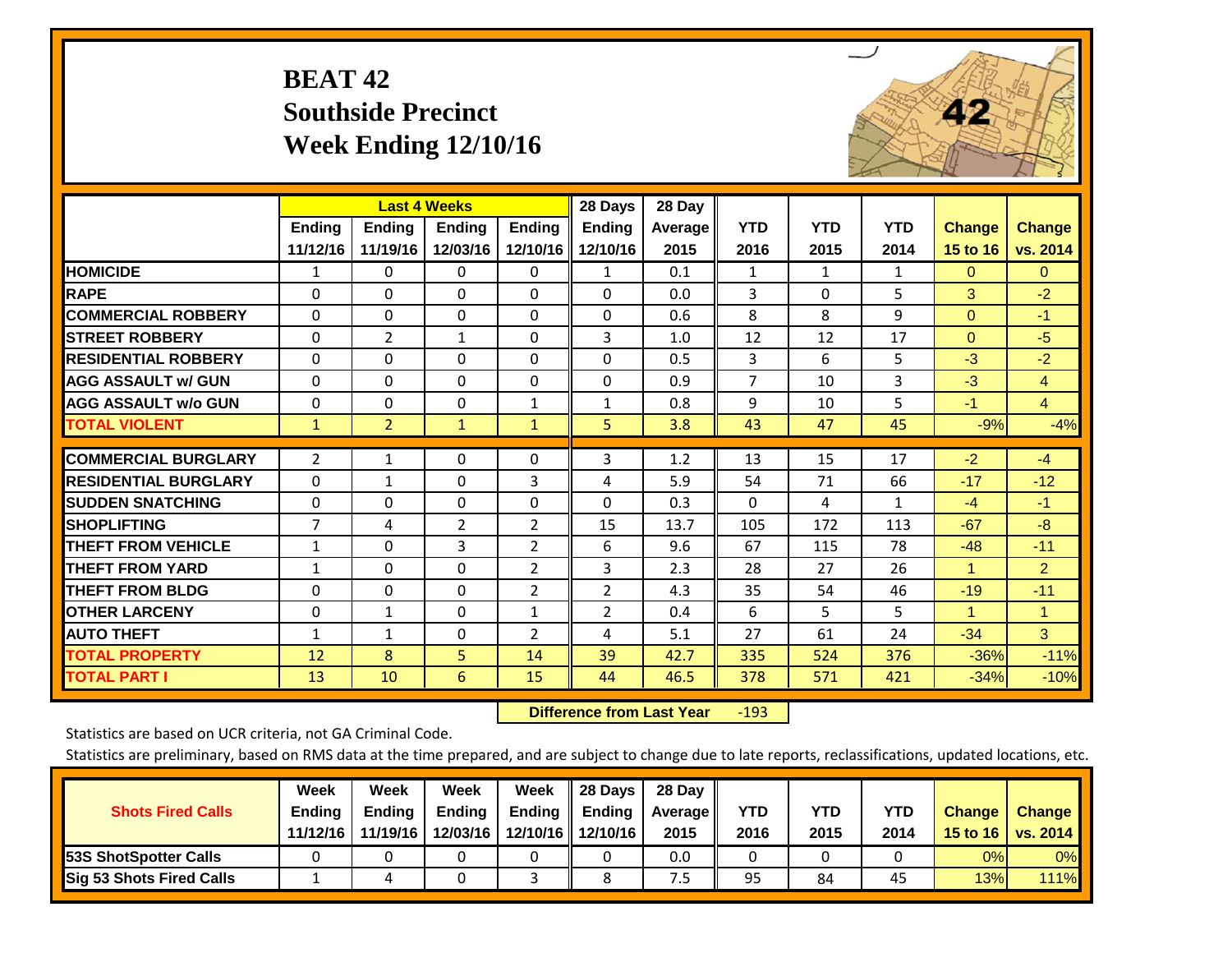# BEAT 42
## Southside Precinct
## Week Ending 12/10/16

| | Last 4 Weeks | | | | 28 Days | 28 Day | | | | | |
|---|---|---|---|---|---|---|---|---|---|---|---|
| | Ending 11/12/16 | Ending 11/19/16 | Ending 12/03/16 | Ending 12/10/16 | Ending 12/10/16 | Average 2015 | YTD 2016 | YTD 2015 | YTD 2014 | Change 15 to 16 | Change vs. 2014 |
| HOMICIDE | 1 | 0 | 0 | 0 | 1 | 0.1 | 1 | 1 | 1 | 0 | 0 |
| RAPE | 0 | 0 | 0 | 0 | 0 | 0.0 | 3 | 0 | 5 | 3 | -2 |
| COMMERCIAL ROBBERY | 0 | 0 | 0 | 0 | 0 | 0.6 | 8 | 8 | 9 | 0 | -1 |
| STREET ROBBERY | 0 | 2 | 1 | 0 | 3 | 1.0 | 12 | 12 | 17 | 0 | -5 |
| RESIDENTIAL ROBBERY | 0 | 0 | 0 | 0 | 0 | 0.5 | 3 | 6 | 5 | -3 | -2 |
| AGG ASSAULT w/ GUN | 0 | 0 | 0 | 0 | 0 | 0.9 | 7 | 10 | 3 | -3 | 4 |
| AGG ASSAULT w/o GUN | 0 | 0 | 0 | 1 | 1 | 0.8 | 9 | 10 | 5 | -1 | 4 |
| TOTAL VIOLENT | 1 | 2 | 1 | 1 | 5 | 3.8 | 43 | 47 | 45 | -9% | -4% |
| COMMERCIAL BURGLARY | 2 | 1 | 0 | 0 | 3 | 1.2 | 13 | 15 | 17 | -2 | -4 |
| RESIDENTIAL BURGLARY | 0 | 1 | 0 | 3 | 4 | 5.9 | 54 | 71 | 66 | -17 | -12 |
| SUDDEN SNATCHING | 0 | 0 | 0 | 0 | 0 | 0.3 | 0 | 4 | 1 | -4 | -1 |
| SHOPLIFTING | 7 | 4 | 2 | 2 | 15 | 13.7 | 105 | 172 | 113 | -67 | -8 |
| THEFT FROM VEHICLE | 1 | 0 | 3 | 2 | 6 | 9.6 | 67 | 115 | 78 | -48 | -11 |
| THEFT FROM YARD | 1 | 0 | 0 | 2 | 3 | 2.3 | 28 | 27 | 26 | 1 | 2 |
| THEFT FROM BLDG | 0 | 0 | 0 | 2 | 2 | 4.3 | 35 | 54 | 46 | -19 | -11 |
| OTHER LARCENY | 0 | 1 | 0 | 1 | 2 | 0.4 | 6 | 5 | 5 | 1 | 1 |
| AUTO THEFT | 1 | 1 | 0 | 2 | 4 | 5.1 | 27 | 61 | 24 | -34 | 3 |
| TOTAL PROPERTY | 12 | 8 | 5 | 14 | 39 | 42.7 | 335 | 524 | 376 | -36% | -11% |
| TOTAL PART I | 13 | 10 | 6 | 15 | 44 | 46.5 | 378 | 571 | 421 | -34% | -10% |

**Difference from Last Year** -193

Statistics are based on UCR criteria, not GA Criminal Code.

Statistics are preliminary, based on RMS data at the time prepared, and are subject to change due to late reports, reclassifications, updated locations, etc.

| Shots Fired Calls | Week Ending 11/12/16 | Week Ending 11/19/16 | Week Ending 12/03/16 | Week Ending 12/10/16 | 28 Days Ending 12/10/16 | 28 Day Average 2015 | YTD 2016 | YTD 2015 | YTD 2014 | Change 15 to 16 | Change vs. 2014 |
|---|---|---|---|---|---|---|---|---|---|---|---|
| 53S ShotSpotter Calls | 0 | 0 | 0 | 0 | 0 | 0.0 | 0 | 0 | 0 | 0% | 0% |
| Sig 53 Shots Fired Calls | 1 | 4 | 0 | 3 | 8 | 7.5 | 95 | 84 | 45 | 13% | 111% |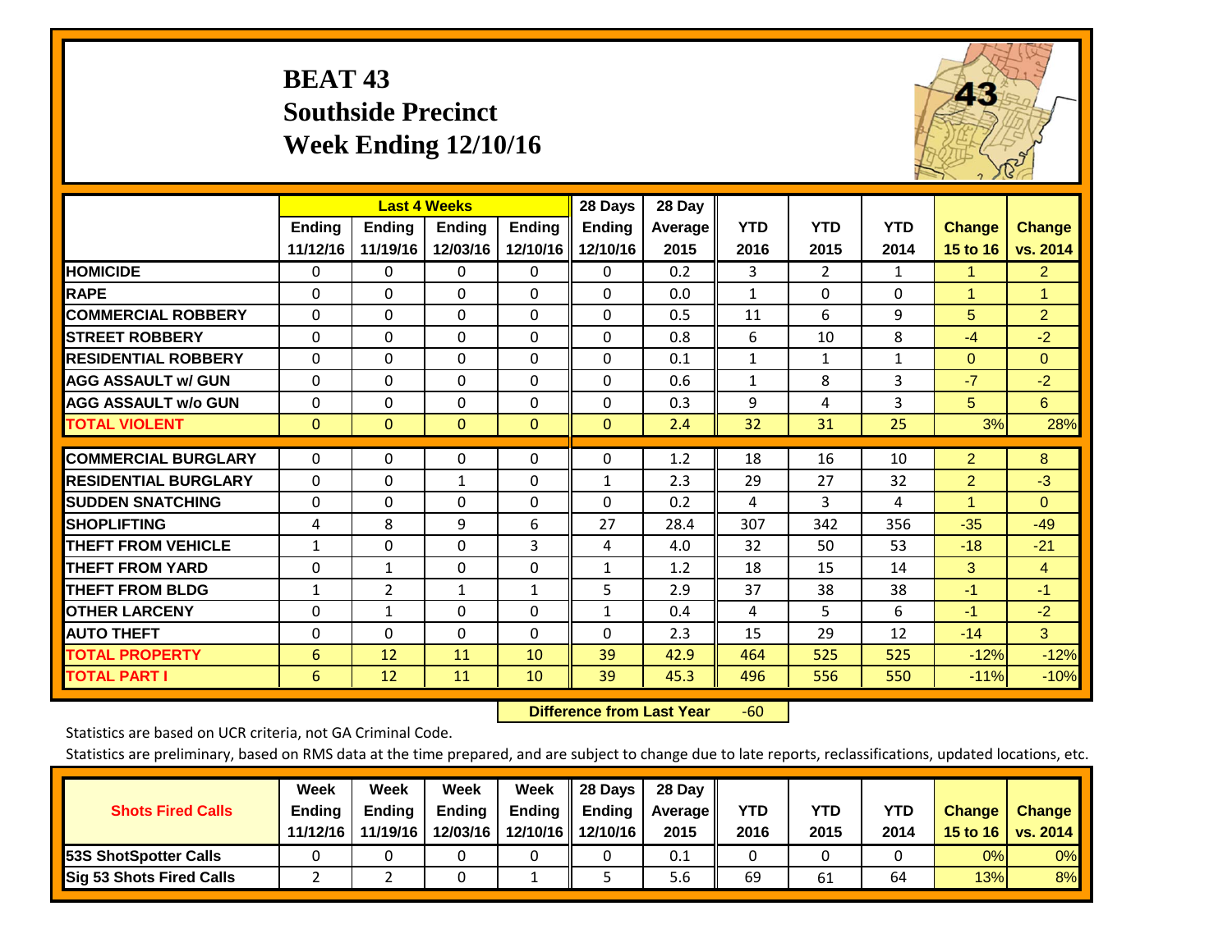# BEAT 43
## Southside Precinct
## Week Ending 12/10/16

| | Last 4 Weeks | | | | 28 Days | 28 Day | | | | | |
|---|---|---|---|---|---|---|---|---|---|---|---|
| | Ending 11/12/16 | Ending 11/19/16 | Ending 12/03/16 | Ending 12/10/16 | Ending 12/10/16 | Average 2015 | YTD 2016 | YTD 2015 | YTD 2014 | Change 15 to 16 | Change vs. 2014 |
| HOMICIDE | 0 | 0 | 0 | 0 | 0 | 0.2 | 3 | 2 | 1 | 1 | 2 |
| RAPE | 0 | 0 | 0 | 0 | 0 | 0.0 | 1 | 0 | 0 | 1 | 1 |
| COMMERCIAL ROBBERY | 0 | 0 | 0 | 0 | 0 | 0.5 | 11 | 6 | 9 | 5 | 2 |
| STREET ROBBERY | 0 | 0 | 0 | 0 | 0 | 0.8 | 6 | 10 | 8 | -4 | -2 |
| RESIDENTIAL ROBBERY | 0 | 0 | 0 | 0 | 0 | 0.1 | 1 | 1 | 1 | 0 | 0 |
| AGG ASSAULT w/ GUN | 0 | 0 | 0 | 0 | 0 | 0.6 | 1 | 8 | 3 | -7 | -2 |
| AGG ASSAULT w/o GUN | 0 | 0 | 0 | 0 | 0 | 0.3 | 9 | 4 | 3 | 5 | 6 |
| TOTAL VIOLENT | 0 | 0 | 0 | 0 | 0 | 2.4 | 32 | 31 | 25 | 3% | 28% |
| COMMERCIAL BURGLARY | 0 | 0 | 0 | 0 | 0 | 1.2 | 18 | 16 | 10 | 2 | 8 |
| RESIDENTIAL BURGLARY | 0 | 0 | 1 | 0 | 1 | 2.3 | 29 | 27 | 32 | 2 | -3 |
| SUDDEN SNATCHING | 0 | 0 | 0 | 0 | 0 | 0.2 | 4 | 3 | 4 | 1 | 0 |
| SHOPLIFTING | 4 | 8 | 9 | 6 | 27 | 28.4 | 307 | 342 | 356 | -35 | -49 |
| THEFT FROM VEHICLE | 1 | 0 | 0 | 3 | 4 | 4.0 | 32 | 50 | 53 | -18 | -21 |
| THEFT FROM YARD | 0 | 1 | 0 | 0 | 1 | 1.2 | 18 | 15 | 14 | 3 | 4 |
| THEFT FROM BLDG | 1 | 2 | 1 | 1 | 5 | 2.9 | 37 | 38 | 38 | -1 | -1 |
| OTHER LARCENY | 0 | 1 | 0 | 0 | 1 | 0.4 | 4 | 5 | 6 | -1 | -2 |
| AUTO THEFT | 0 | 0 | 0 | 0 | 0 | 2.3 | 15 | 29 | 12 | -14 | 3 |
| TOTAL PROPERTY | 6 | 12 | 11 | 10 | 39 | 42.9 | 464 | 525 | 525 | -12% | -12% |
| TOTAL PART I | 6 | 12 | 11 | 10 | 39 | 45.3 | 496 | 556 | 550 | -11% | -10% |

**Difference from Last Year** -60

Statistics are based on UCR criteria, not GA Criminal Code.

Statistics are preliminary, based on RMS data at the time prepared, and are subject to change due to late reports, reclassifications, updated locations, etc.

| Shots Fired Calls | Week Ending 11/12/16 | Week Ending 11/19/16 | Week Ending 12/03/16 | Week Ending 12/10/16 | 28 Days Ending 12/10/16 | 28 Day Average 2015 | YTD 2016 | YTD 2015 | YTD 2014 | Change 15 to 16 | Change vs. 2014 |
|---|---|---|---|---|---|---|---|---|---|---|---|
| 53S ShotSpotter Calls | 0 | 0 | 0 | 0 | 0 | 0.1 | 0 | 0 | 0 | 0% | 0% |
| Sig 53 Shots Fired Calls | 2 | 2 | 0 | 1 | 5 | 5.6 | 69 | 61 | 64 | 13% | 8% |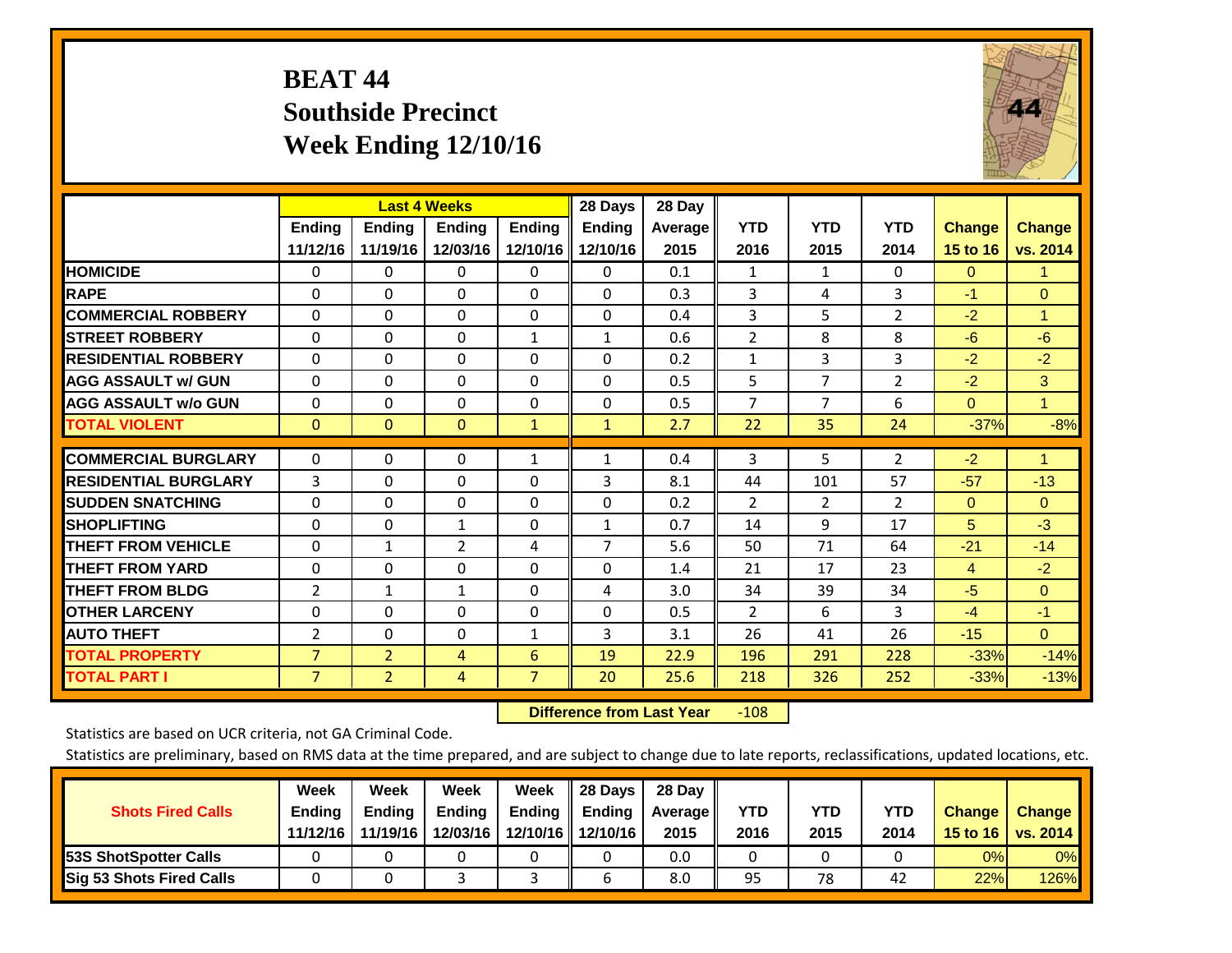# BEAT 44
## Southside Precinct
## Week Ending 12/10/16

| | Last 4 Weeks | | | | 28 Days | 28 Day | | | | | |
|---|---|---|---|---|---|---|---|---|---|---|---|
| | Ending 11/12/16 | Ending 11/19/16 | Ending 12/03/16 | Ending 12/10/16 | Ending 12/10/16 | Average 2015 | YTD 2016 | YTD 2015 | YTD 2014 | Change 15 to 16 | Change vs. 2014 |
| HOMICIDE | 0 | 0 | 0 | 0 | 0 | 0.1 | 1 | 1 | 0 | 0 | 1 |
| RAPE | 0 | 0 | 0 | 0 | 0 | 0.3 | 3 | 4 | 3 | -1 | 0 |
| COMMERCIAL ROBBERY | 0 | 0 | 0 | 0 | 0 | 0.4 | 3 | 5 | 2 | -2 | 1 |
| STREET ROBBERY | 0 | 0 | 0 | 1 | 1 | 0.6 | 2 | 8 | 8 | -6 | -6 |
| RESIDENTIAL ROBBERY | 0 | 0 | 0 | 0 | 0 | 0.2 | 1 | 3 | 3 | -2 | -2 |
| AGG ASSAULT w/ GUN | 0 | 0 | 0 | 0 | 0 | 0.5 | 5 | 7 | 2 | -2 | 3 |
| AGG ASSAULT w/o GUN | 0 | 0 | 0 | 0 | 0 | 0.5 | 7 | 7 | 6 | 0 | 1 |
| TOTAL VIOLENT | 0 | 0 | 0 | 1 | 1 | 2.7 | 22 | 35 | 24 | -37% | -8% |
| COMMERCIAL BURGLARY | 0 | 0 | 0 | 1 | 1 | 0.4 | 3 | 5 | 2 | -2 | 1 |
| RESIDENTIAL BURGLARY | 3 | 0 | 0 | 0 | 3 | 8.1 | 44 | 101 | 57 | -57 | -13 |
| SUDDEN SNATCHING | 0 | 0 | 0 | 0 | 0 | 0.2 | 2 | 2 | 2 | 0 | 0 |
| SHOPLIFTING | 0 | 0 | 1 | 0 | 1 | 0.7 | 14 | 9 | 17 | 5 | -3 |
| THEFT FROM VEHICLE | 0 | 1 | 2 | 4 | 7 | 5.6 | 50 | 71 | 64 | -21 | -14 |
| THEFT FROM YARD | 0 | 0 | 0 | 0 | 0 | 1.4 | 21 | 17 | 23 | 4 | -2 |
| THEFT FROM BLDG | 2 | 1 | 1 | 0 | 4 | 3.0 | 34 | 39 | 34 | -5 | 0 |
| OTHER LARCENY | 0 | 0 | 0 | 0 | 0 | 0.5 | 2 | 6 | 3 | -4 | -1 |
| AUTO THEFT | 2 | 0 | 0 | 1 | 3 | 3.1 | 26 | 41 | 26 | -15 | 0 |
| TOTAL PROPERTY | 7 | 2 | 4 | 6 | 19 | 22.9 | 196 | 291 | 228 | -33% | -14% |
| TOTAL PART I | 7 | 2 | 4 | 7 | 20 | 25.6 | 218 | 326 | 252 | -33% | -13% |

**Difference from Last Year** -108

Statistics are based on UCR criteria, not GA Criminal Code.

Statistics are preliminary, based on RMS data at the time prepared, and are subject to change due to late reports, reclassifications, updated locations, etc.

| Shots Fired Calls | Week Ending 11/12/16 | Week Ending 11/19/16 | Week Ending 12/03/16 | Week Ending 12/10/16 | 28 Days Ending 12/10/16 | 28 Day Average 2015 | YTD 2016 | YTD 2015 | YTD 2014 | Change 15 to 16 | Change vs. 2014 |
|---|---|---|---|---|---|---|---|---|---|---|---|
| 53S ShotSpotter Calls | 0 | 0 | 0 | 0 | 0 | 0.0 | 0 | 0 | 0 | 0% | 0% |
| Sig 53 Shots Fired Calls | 0 | 0 | 3 | 3 | 6 | 8.0 | 95 | 78 | 42 | 22% | 126% |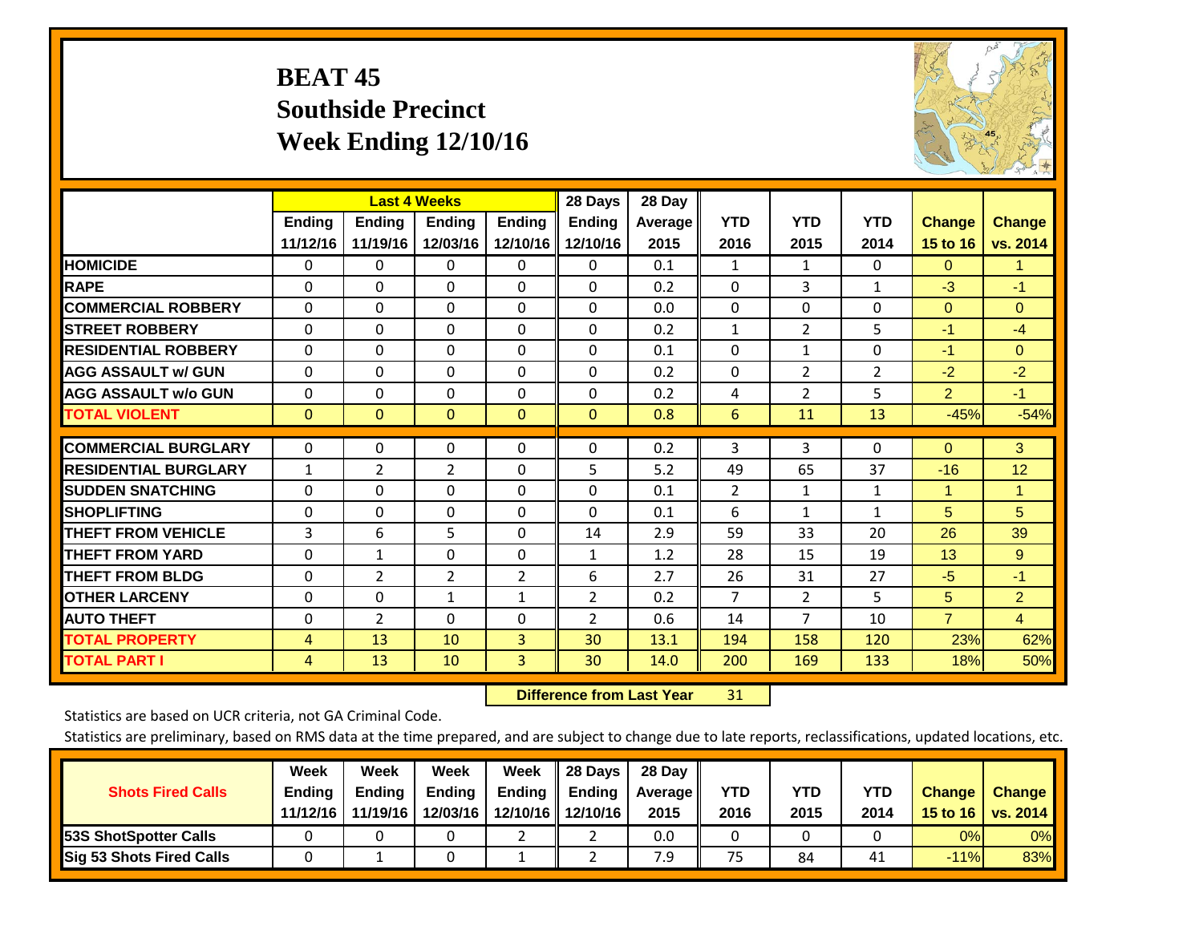# BEAT 45
## Southside Precinct
## Week Ending 12/10/16

| | Last 4 Weeks | | | | 28 Days | 28 Day | | | | | |
|---|---|---|---|---|---|---|---|---|---|---|---|
| | Ending 11/12/16 | Ending 11/19/16 | Ending 12/03/16 | Ending 12/10/16 | Ending 12/10/16 | Average 2015 | YTD 2016 | YTD 2015 | YTD 2014 | Change 15 to 16 | Change vs. 2014 |
| HOMICIDE | 0 | 0 | 0 | 0 | 0 | 0.1 | 1 | 1 | 0 | 0 | 1 |
| RAPE | 0 | 0 | 0 | 0 | 0 | 0.2 | 0 | 3 | 1 | -3 | -1 |
| COMMERCIAL ROBBERY | 0 | 0 | 0 | 0 | 0 | 0.0 | 0 | 0 | 0 | 0 | 0 |
| STREET ROBBERY | 0 | 0 | 0 | 0 | 0 | 0.2 | 1 | 2 | 5 | -1 | -4 |
| RESIDENTIAL ROBBERY | 0 | 0 | 0 | 0 | 0 | 0.1 | 0 | 1 | 0 | -1 | 0 |
| AGG ASSAULT w/ GUN | 0 | 0 | 0 | 0 | 0 | 0.2 | 0 | 2 | 2 | -2 | -2 |
| AGG ASSAULT w/o GUN | 0 | 0 | 0 | 0 | 0 | 0.2 | 4 | 2 | 5 | 2 | -1 |
| TOTAL VIOLENT | 0 | 0 | 0 | 0 | 0 | 0.8 | 6 | 11 | 13 | -45% | -54% |
| COMMERCIAL BURGLARY | 0 | 0 | 0 | 0 | 0 | 0.2 | 3 | 3 | 0 | 0 | 3 |
| RESIDENTIAL BURGLARY | 1 | 2 | 2 | 0 | 5 | 5.2 | 49 | 65 | 37 | -16 | 12 |
| SUDDEN SNATCHING | 0 | 0 | 0 | 0 | 0 | 0.1 | 2 | 1 | 1 | 1 | 1 |
| SHOPLIFTING | 0 | 0 | 0 | 0 | 0 | 0.1 | 6 | 1 | 1 | 5 | 5 |
| THEFT FROM VEHICLE | 3 | 6 | 5 | 0 | 14 | 2.9 | 59 | 33 | 20 | 26 | 39 |
| THEFT FROM YARD | 0 | 1 | 0 | 0 | 1 | 1.2 | 28 | 15 | 19 | 13 | 9 |
| THEFT FROM BLDG | 0 | 2 | 2 | 2 | 6 | 2.7 | 26 | 31 | 27 | -5 | -1 |
| OTHER LARCENY | 0 | 0 | 1 | 1 | 2 | 0.2 | 7 | 2 | 5 | 5 | 2 |
| AUTO THEFT | 0 | 2 | 0 | 0 | 2 | 0.6 | 14 | 7 | 10 | 7 | 4 |
| TOTAL PROPERTY | 4 | 13 | 10 | 3 | 30 | 13.1 | 194 | 158 | 120 | 23% | 62% |
| TOTAL PART I | 4 | 13 | 10 | 3 | 30 | 14.0 | 200 | 169 | 133 | 18% | 50% |

**Difference from Last Year** 31

Statistics are based on UCR criteria, not GA Criminal Code.

Statistics are preliminary, based on RMS data at the time prepared, and are subject to change due to late reports, reclassifications, updated locations, etc.

| Shots Fired Calls | Week Ending 11/12/16 | Week Ending 11/19/16 | Week Ending 12/03/16 | Week Ending 12/10/16 | 28 Days Ending 12/10/16 | 28 Day Average 2015 | YTD 2016 | YTD 2015 | YTD 2014 | Change 15 to 16 | Change vs. 2014 |
|---|---|---|---|---|---|---|---|---|---|---|---|
| 53S ShotSpotter Calls | 0 | 0 | 0 | 2 | 2 | 0.0 | 0 | 0 | 0 | 0% | 0% |
| Sig 53 Shots Fired Calls | 0 | 1 | 0 | 1 | 2 | 7.9 | 75 | 84 | 41 | -11% | 83% |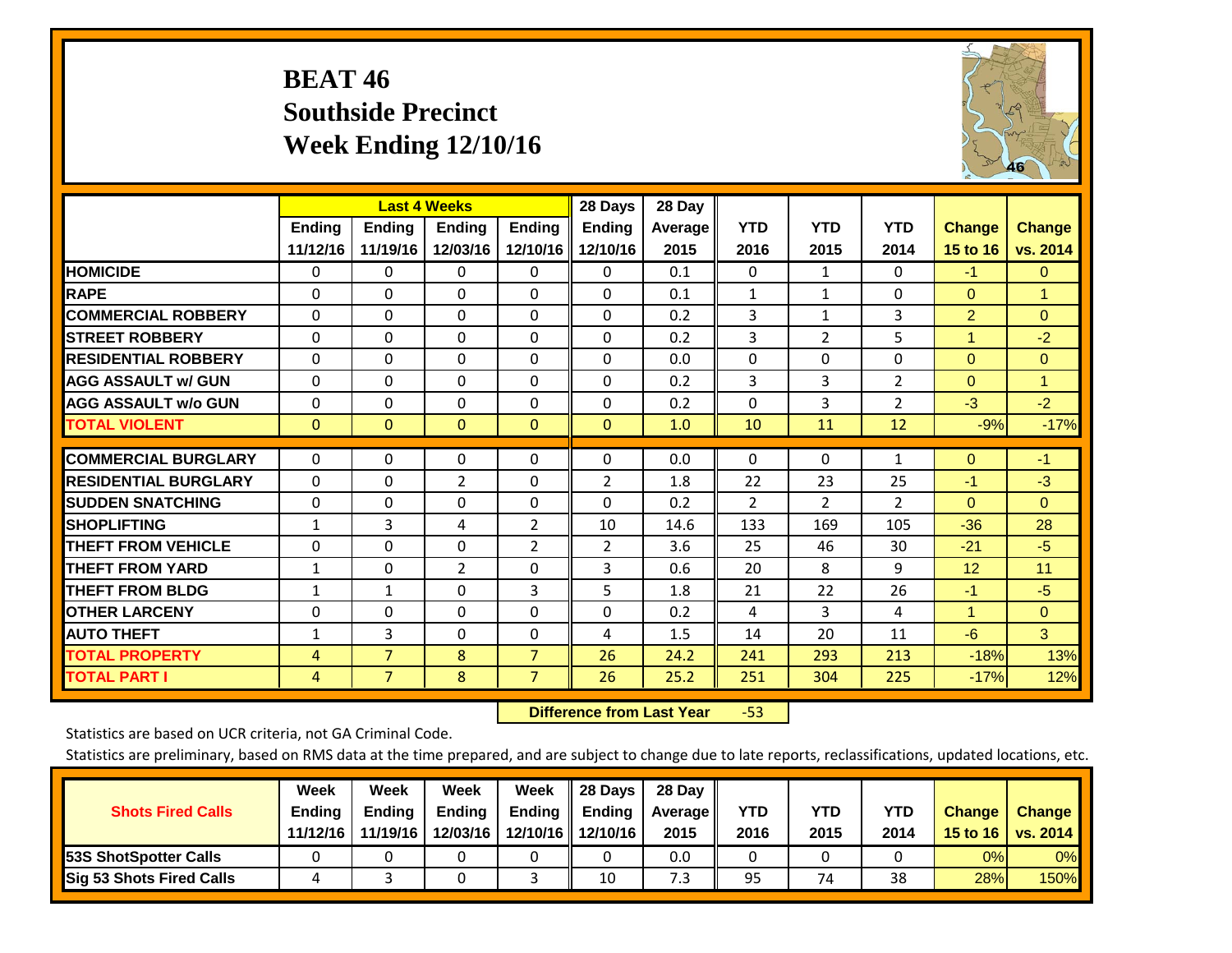# BEAT 46
## Southside Precinct
## Week Ending 12/10/16

| | Last 4 Weeks | | | | 28 Days | 28 Day | | | | | |
|---|---|---|---|---|---|---|---|---|---|---|---|
| | Ending 11/12/16 | Ending 11/19/16 | Ending 12/03/16 | Ending 12/10/16 | Ending 12/10/16 | Average 2015 | YTD 2016 | YTD 2015 | YTD 2014 | Change 15 to 16 | Change vs. 2014 |
| HOMICIDE | 0 | 0 | 0 | 0 | 0 | 0.1 | 0 | 1 | 0 | -1 | 0 |
| RAPE | 0 | 0 | 0 | 0 | 0 | 0.1 | 1 | 1 | 0 | 0 | 1 |
| COMMERCIAL ROBBERY | 0 | 0 | 0 | 0 | 0 | 0.2 | 3 | 1 | 3 | 2 | 0 |
| STREET ROBBERY | 0 | 0 | 0 | 0 | 0 | 0.2 | 3 | 2 | 5 | 1 | -2 |
| RESIDENTIAL ROBBERY | 0 | 0 | 0 | 0 | 0 | 0.0 | 0 | 0 | 0 | 0 | 0 |
| AGG ASSAULT w/ GUN | 0 | 0 | 0 | 0 | 0 | 0.2 | 3 | 3 | 2 | 0 | 1 |
| AGG ASSAULT w/o GUN | 0 | 0 | 0 | 0 | 0 | 0.2 | 0 | 3 | 2 | -3 | -2 |
| TOTAL VIOLENT | 0 | 0 | 0 | 0 | 0 | 1.0 | 10 | 11 | 12 | -9% | -17% |
| COMMERCIAL BURGLARY | 0 | 0 | 0 | 0 | 0 | 0.0 | 0 | 0 | 1 | 0 | -1 |
| RESIDENTIAL BURGLARY | 0 | 0 | 2 | 0 | 2 | 1.8 | 22 | 23 | 25 | -1 | -3 |
| SUDDEN SNATCHING | 0 | 0 | 0 | 0 | 0 | 0.2 | 2 | 2 | 2 | 0 | 0 |
| SHOPLIFTING | 1 | 3 | 4 | 2 | 10 | 14.6 | 133 | 169 | 105 | -36 | 28 |
| THEFT FROM VEHICLE | 0 | 0 | 0 | 2 | 2 | 3.6 | 25 | 46 | 30 | -21 | -5 |
| THEFT FROM YARD | 1 | 0 | 2 | 0 | 3 | 0.6 | 20 | 8 | 9 | 12 | 11 |
| THEFT FROM BLDG | 1 | 1 | 0 | 3 | 5 | 1.8 | 21 | 22 | 26 | -1 | -5 |
| OTHER LARCENY | 0 | 0 | 0 | 0 | 0 | 0.2 | 4 | 3 | 4 | 1 | 0 |
| AUTO THEFT | 1 | 3 | 0 | 0 | 4 | 1.5 | 14 | 20 | 11 | -6 | 3 |
| TOTAL PROPERTY | 4 | 7 | 8 | 7 | 26 | 24.2 | 241 | 293 | 213 | -18% | 13% |
| TOTAL PART I | 4 | 7 | 8 | 7 | 26 | 25.2 | 251 | 304 | 225 | -17% | 12% |

**Difference from Last Year** -53

Statistics are based on UCR criteria, not GA Criminal Code.

Statistics are preliminary, based on RMS data at the time prepared, and are subject to change due to late reports, reclassifications, updated locations, etc.

| Shots Fired Calls | Week Ending 11/12/16 | Week Ending 11/19/16 | Week Ending 12/03/16 | Week Ending 12/10/16 | 28 Days Ending 12/10/16 | 28 Day Average 2015 | YTD 2016 | YTD 2015 | YTD 2014 | Change 15 to 16 | Change vs. 2014 |
|---|---|---|---|---|---|---|---|---|---|---|---|
| 53S ShotSpotter Calls | 0 | 0 | 0 | 0 | 0 | 0.0 | 0 | 0 | 0 | 0% | 0% |
| Sig 53 Shots Fired Calls | 4 | 3 | 0 | 3 | 10 | 7.3 | 95 | 74 | 38 | 28% | 150% |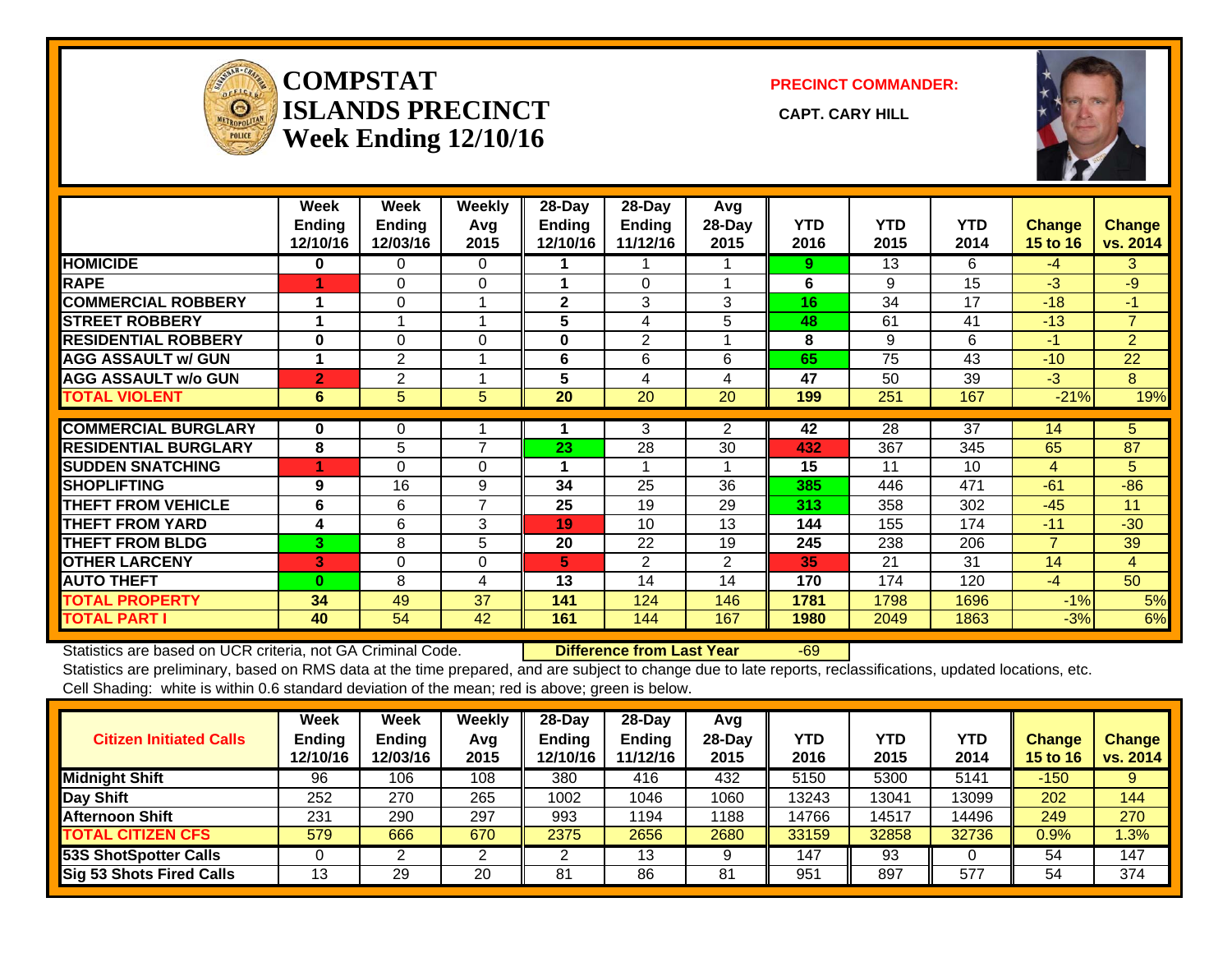# COMPSTAT ISLANDS PRECINCT Week Ending 12/10/16

**PRECINCT COMMANDER:**

**CAPT. CARY HILL**

| | Week Ending 12/10/16 | Week Ending 12/03/16 | Weekly Avg 2015 | 28-Day Ending 12/10/16 | 28-Day Ending 11/12/16 | Avg 28-Day 2015 | YTD 2016 | YTD 2015 | YTD 2014 | Change 15 to 16 | Change vs. 2014 |
|---|---|---|---|---|---|---|---|---|---|---|---|
| **HOMICIDE** | 0 | 0 | 0 | 1 | 1 | 1 | 9 | 13 | 6 | -4 | 3 |
| **RAPE** | 1 | 0 | 0 | 1 | 0 | 1 | 6 | 9 | 15 | -3 | -9 |
| **COMMERCIAL ROBBERY** | 1 | 0 | 1 | 2 | 3 | 3 | 16 | 34 | 17 | -18 | -1 |
| **STREET ROBBERY** | 1 | 1 | 1 | 5 | 4 | 5 | 48 | 61 | 41 | -13 | 7 |
| **RESIDENTIAL ROBBERY** | 0 | 0 | 0 | 0 | 2 | 1 | 8 | 9 | 6 | -1 | 2 |
| **AGG ASSAULT w/ GUN** | 1 | 2 | 1 | 6 | 6 | 6 | 65 | 75 | 43 | -10 | 22 |
| **AGG ASSAULT w/o GUN** | 2 | 2 | 1 | 5 | 4 | 4 | 47 | 50 | 39 | -3 | 8 |
| **TOTAL VIOLENT** | 6 | 5 | 5 | 20 | 20 | 20 | 199 | 251 | 167 | -21% | 19% |
| **COMMERCIAL BURGLARY** | 0 | 0 | 1 | 1 | 3 | 2 | 42 | 28 | 37 | 14 | 5 |
| **RESIDENTIAL BURGLARY** | 8 | 5 | 7 | 23 | 28 | 30 | 432 | 367 | 345 | 65 | 87 |
| **SUDDEN SNATCHING** | 1 | 0 | 0 | 1 | 1 | 1 | 15 | 11 | 10 | 4 | 5 |
| **SHOPLIFTING** | 9 | 16 | 9 | 34 | 25 | 36 | 385 | 446 | 471 | -61 | -86 |
| **THEFT FROM VEHICLE** | 6 | 6 | 7 | 25 | 19 | 29 | 313 | 358 | 302 | -45 | 11 |
| **THEFT FROM YARD** | 4 | 6 | 3 | 19 | 10 | 13 | 144 | 155 | 174 | -11 | -30 |
| **THEFT FROM BLDG** | 3 | 8 | 5 | 20 | 22 | 19 | 245 | 238 | 206 | 7 | 39 |
| **OTHER LARCENY** | 3 | 0 | 0 | 5 | 2 | 2 | 35 | 21 | 31 | 14 | 4 |
| **AUTO THEFT** | 0 | 8 | 4 | 13 | 14 | 14 | 170 | 174 | 120 | -4 | 50 |
| **TOTAL PROPERTY** | 34 | 49 | 37 | 141 | 124 | 146 | 1781 | 1798 | 1696 | -1% | 5% |
| **TOTAL PART I** | 40 | 54 | 42 | 161 | 144 | 167 | 1980 | 2049 | 1863 | -3% | 6% |

Statistics are based on UCR criteria, not GA Criminal Code. **Difference from Last Year** -69

Statistics are preliminary, based on RMS data at the time prepared, and are subject to change due to late reports, reclassifications, updated locations, etc.

Cell Shading: white is within 0.6 standard deviation of the mean; red is above; green is below.

| Citizen Initiated Calls | Week Ending 12/10/16 | Week Ending 12/03/16 | Weekly Avg 2015 | 28-Day Ending 12/10/16 | 28-Day Ending 11/12/16 | Avg 28-Day 2015 | YTD 2016 | YTD 2015 | YTD 2014 | Change 15 to 16 | Change vs. 2014 |
|---|---|---|---|---|---|---|---|---|---|---|---|
| **Midnight Shift** | 96 | 106 | 108 | 380 | 416 | 432 | 5150 | 5300 | 5141 | -150 | 9 |
| **Day Shift** | 252 | 270 | 265 | 1002 | 1046 | 1060 | 13243 | 13041 | 13099 | 202 | 144 |
| **Afternoon Shift** | 231 | 290 | 297 | 993 | 1194 | 1188 | 14766 | 14517 | 14496 | 249 | 270 |
| **TOTAL CITIZEN CFS** | 579 | 666 | 670 | 2375 | 2656 | 2680 | 33159 | 32858 | 32736 | 0.9% | 1.3% |
| **53S ShotSpotter Calls** | 0 | 2 | 2 | 2 | 13 | 9 | 147 | 93 | 0 | 54 | 147 |
| **Sig 53 Shots Fired Calls** | 13 | 29 | 20 | 81 | 86 | 81 | 951 | 897 | 577 | 54 | 374 |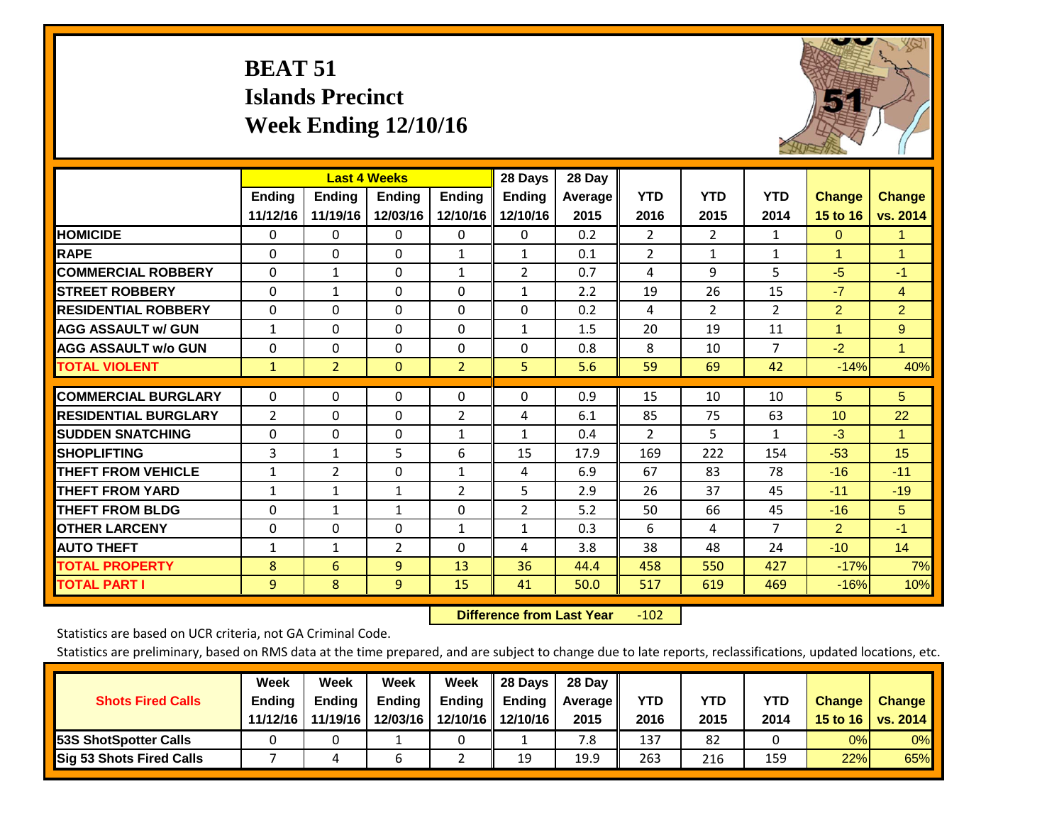# BEAT 51
## Islands Precinct
## Week Ending 12/10/16

| | Last 4 Weeks | | | | 28 Days | 28 Day | | | | | |
|---|---|---|---|---|---|---|---|---|---|---|---|
| | Ending 11/12/16 | Ending 11/19/16 | Ending 12/03/16 | Ending 12/10/16 | Ending 12/10/16 | Average 2015 | YTD 2016 | YTD 2015 | YTD 2014 | Change 15 to 16 | Change vs. 2014 |
| HOMICIDE | 0 | 0 | 0 | 0 | 0 | 0.2 | 2 | 2 | 1 | 0 | 1 |
| RAPE | 0 | 0 | 0 | 1 | 1 | 0.1 | 2 | 1 | 1 | 1 | 1 |
| COMMERCIAL ROBBERY | 0 | 1 | 0 | 1 | 2 | 0.7 | 4 | 9 | 5 | -5 | -1 |
| STREET ROBBERY | 0 | 1 | 0 | 0 | 1 | 2.2 | 19 | 26 | 15 | -7 | 4 |
| RESIDENTIAL ROBBERY | 0 | 0 | 0 | 0 | 0 | 0.2 | 4 | 2 | 2 | 2 | 2 |
| AGG ASSAULT w/ GUN | 1 | 0 | 0 | 0 | 1 | 1.5 | 20 | 19 | 11 | 1 | 9 |
| AGG ASSAULT w/o GUN | 0 | 0 | 0 | 0 | 0 | 0.8 | 8 | 10 | 7 | -2 | 1 |
| TOTAL VIOLENT | 1 | 2 | 0 | 2 | 5 | 5.6 | 59 | 69 | 42 | -14% | 40% |
| COMMERCIAL BURGLARY | 0 | 0 | 0 | 0 | 0 | 0.9 | 15 | 10 | 10 | 5 | 5 |
| RESIDENTIAL BURGLARY | 2 | 0 | 0 | 2 | 4 | 6.1 | 85 | 75 | 63 | 10 | 22 |
| SUDDEN SNATCHING | 0 | 0 | 0 | 1 | 1 | 0.4 | 2 | 5 | 1 | -3 | 1 |
| SHOPLIFTING | 3 | 1 | 5 | 6 | 15 | 17.9 | 169 | 222 | 154 | -53 | 15 |
| THEFT FROM VEHICLE | 1 | 2 | 0 | 1 | 4 | 6.9 | 67 | 83 | 78 | -16 | -11 |
| THEFT FROM YARD | 1 | 1 | 1 | 2 | 5 | 2.9 | 26 | 37 | 45 | -11 | -19 |
| THEFT FROM BLDG | 0 | 1 | 1 | 0 | 2 | 5.2 | 50 | 66 | 45 | -16 | 5 |
| OTHER LARCENY | 0 | 0 | 0 | 1 | 1 | 0.3 | 6 | 4 | 7 | 2 | -1 |
| AUTO THEFT | 1 | 1 | 2 | 0 | 4 | 3.8 | 38 | 48 | 24 | -10 | 14 |
| TOTAL PROPERTY | 8 | 6 | 9 | 13 | 36 | 44.4 | 458 | 550 | 427 | -17% | 7% |
| TOTAL PART I | 9 | 8 | 9 | 15 | 41 | 50.0 | 517 | 619 | 469 | -16% | 10% |

**Difference from Last Year** -102

Statistics are based on UCR criteria, not GA Criminal Code.

Statistics are preliminary, based on RMS data at the time prepared, and are subject to change due to late reports, reclassifications, updated locations, etc.

| Shots Fired Calls | Week Ending 11/12/16 | Week Ending 11/19/16 | Week Ending 12/03/16 | Week Ending 12/10/16 | 28 Days Ending 12/10/16 | 28 Day Average 2015 | YTD 2016 | YTD 2015 | YTD 2014 | Change 15 to 16 | Change vs. 2014 |
|---|---|---|---|---|---|---|---|---|---|---|---|
| 53S ShotSpotter Calls | 0 | 0 | 1 | 0 | 1 | 7.8 | 137 | 82 | 0 | 0% | 0% |
| Sig 53 Shots Fired Calls | 7 | 4 | 6 | 2 | 19 | 19.9 | 263 | 216 | 159 | 22% | 65% |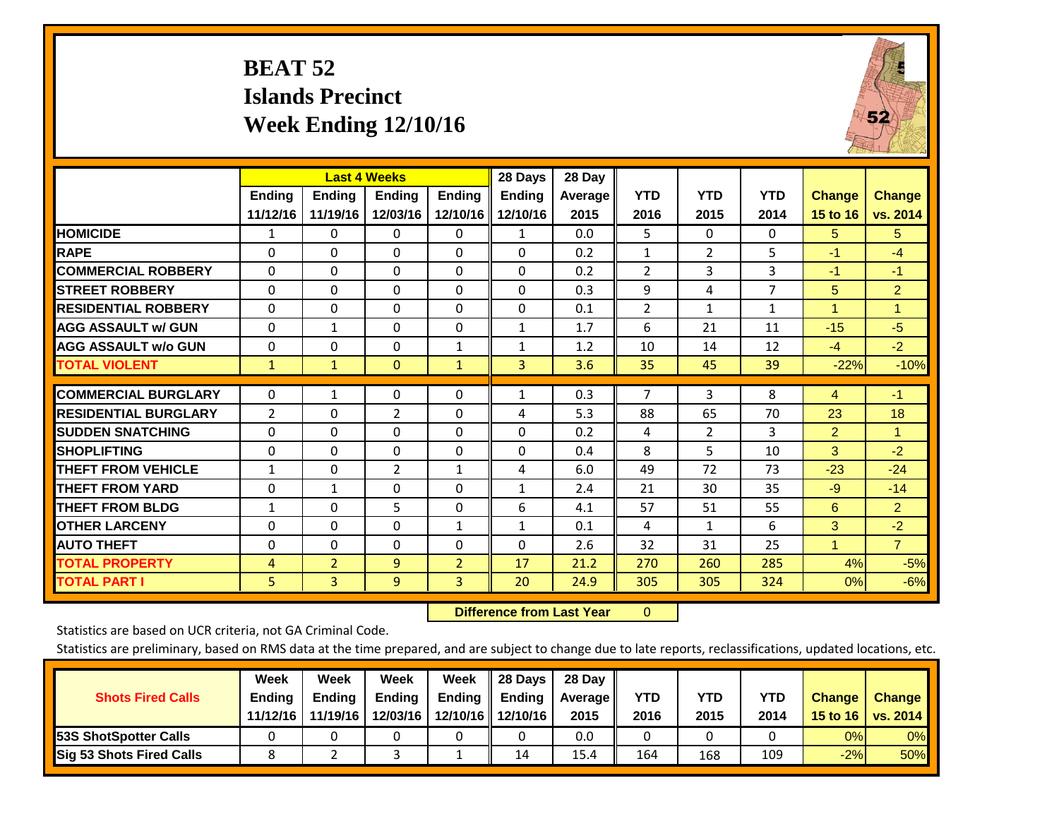# BEAT 52
## Islands Precinct
## Week Ending 12/10/16

| | Last 4 Weeks | | | | 28 Days | 28 Day | | | | | |
|---|---|---|---|---|---|---|---|---|---|---|---|
| | Ending 11/12/16 | Ending 11/19/16 | Ending 12/03/16 | Ending 12/10/16 | Ending 12/10/16 | Average 2015 | YTD 2016 | YTD 2015 | YTD 2014 | Change 15 to 16 | Change vs. 2014 |
| **HOMICIDE** | 1 | 0 | 0 | 0 | 1 | 0.0 | 5 | 0 | 0 | 5 | 5 |
| **RAPE** | 0 | 0 | 0 | 0 | 0 | 0.2 | 1 | 2 | 5 | -1 | -4 |
| **COMMERCIAL ROBBERY** | 0 | 0 | 0 | 0 | 0 | 0.2 | 2 | 3 | 3 | -1 | -1 |
| **STREET ROBBERY** | 0 | 0 | 0 | 0 | 0 | 0.3 | 9 | 4 | 7 | 5 | 2 |
| **RESIDENTIAL ROBBERY** | 0 | 0 | 0 | 0 | 0 | 0.1 | 2 | 1 | 1 | 1 | 1 |
| **AGG ASSAULT w/ GUN** | 0 | 1 | 0 | 0 | 1 | 1.7 | 6 | 21 | 11 | -15 | -5 |
| **AGG ASSAULT w/o GUN** | 0 | 0 | 0 | 1 | 1 | 1.2 | 10 | 14 | 12 | -4 | -2 |
| **TOTAL VIOLENT** | 1 | 1 | 0 | 1 | 3 | 3.6 | 35 | 45 | 39 | -22% | -10% |
| **COMMERCIAL BURGLARY** | 0 | 1 | 0 | 0 | 1 | 0.3 | 7 | 3 | 8 | 4 | -1 |
| **RESIDENTIAL BURGLARY** | 2 | 0 | 2 | 0 | 4 | 5.3 | 88 | 65 | 70 | 23 | 18 |
| **SUDDEN SNATCHING** | 0 | 0 | 0 | 0 | 0 | 0.2 | 4 | 2 | 3 | 2 | 1 |
| **SHOPLIFTING** | 0 | 0 | 0 | 0 | 0 | 0.4 | 8 | 5 | 10 | 3 | -2 |
| **THEFT FROM VEHICLE** | 1 | 0 | 2 | 1 | 4 | 6.0 | 49 | 72 | 73 | -23 | -24 |
| **THEFT FROM YARD** | 0 | 1 | 0 | 0 | 1 | 2.4 | 21 | 30 | 35 | -9 | -14 |
| **THEFT FROM BLDG** | 1 | 0 | 5 | 0 | 6 | 4.1 | 57 | 51 | 55 | 6 | 2 |
| **OTHER LARCENY** | 0 | 0 | 0 | 1 | 1 | 0.1 | 4 | 1 | 6 | 3 | -2 |
| **AUTO THEFT** | 0 | 0 | 0 | 0 | 0 | 2.6 | 32 | 31 | 25 | 1 | 7 |
| **TOTAL PROPERTY** | 4 | 2 | 9 | 2 | 17 | 21.2 | 270 | 260 | 285 | 4% | -5% |
| **TOTAL PART I** | 5 | 3 | 9 | 3 | 20 | 24.9 | 305 | 305 | 324 | 0% | -6% |

**Difference from Last Year** 0

Statistics are based on UCR criteria, not GA Criminal Code.

Statistics are preliminary, based on RMS data at the time prepared, and are subject to change due to late reports, reclassifications, updated locations, etc.

| Shots Fired Calls | Week Ending 11/12/16 | Week Ending 11/19/16 | Week Ending 12/03/16 | Week Ending 12/10/16 | 28 Days Ending 12/10/16 | 28 Day Average 2015 | YTD 2016 | YTD 2015 | YTD 2014 | Change 15 to 16 | Change vs. 2014 |
|---|---|---|---|---|---|---|---|---|---|---|---|
| **53S ShotSpotter Calls** | 0 | 0 | 0 | 0 | 0 | 0.0 | 0 | 0 | 0 | 0% | 0% |
| **Sig 53 Shots Fired Calls** | 8 | 2 | 3 | 1 | 14 | 15.4 | 164 | 168 | 109 | -2% | 50% |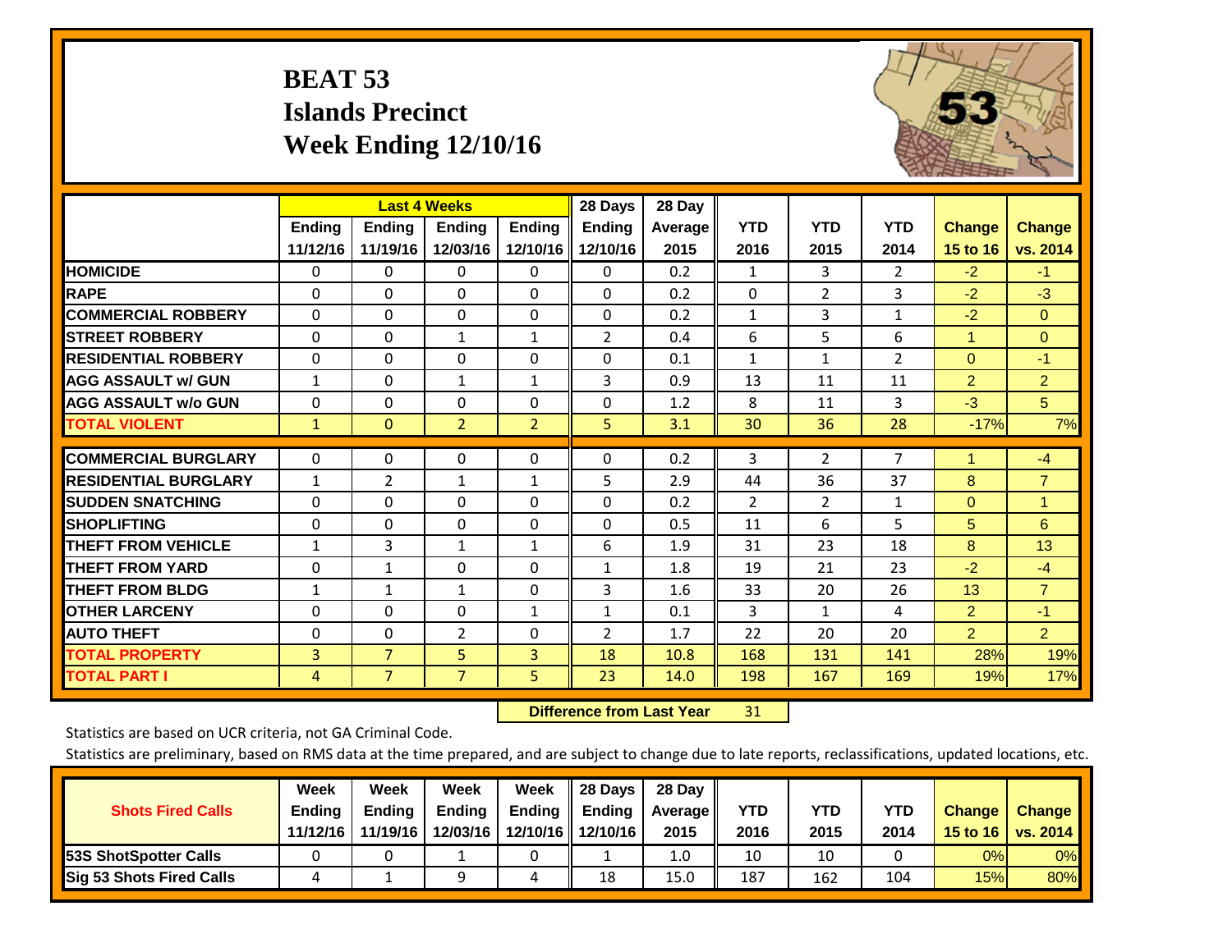# BEAT 53
## Islands Precinct
## Week Ending 12/10/16

| | Last 4 Weeks | | | | 28 Days | 28 Day | | | | | |
|---|---|---|---|---|---|---|---|---|---|---|---|
| | Ending 11/12/16 | Ending 11/19/16 | Ending 12/03/16 | Ending 12/10/16 | Ending 12/10/16 | Average 2015 | YTD 2016 | YTD 2015 | YTD 2014 | Change 15 to 16 | Change vs. 2014 |
| HOMICIDE | 0 | 0 | 0 | 0 | 0 | 0.2 | 1 | 3 | 2 | -2 | -1 |
| RAPE | 0 | 0 | 0 | 0 | 0 | 0.2 | 0 | 2 | 3 | -2 | -3 |
| COMMERCIAL ROBBERY | 0 | 0 | 0 | 0 | 0 | 0.2 | 1 | 3 | 1 | -2 | 0 |
| STREET ROBBERY | 0 | 0 | 1 | 1 | 2 | 0.4 | 6 | 5 | 6 | 1 | 0 |
| RESIDENTIAL ROBBERY | 0 | 0 | 0 | 0 | 0 | 0.1 | 1 | 1 | 2 | 0 | -1 |
| AGG ASSAULT w/ GUN | 1 | 0 | 1 | 1 | 3 | 0.9 | 13 | 11 | 11 | 2 | 2 |
| AGG ASSAULT w/o GUN | 0 | 0 | 0 | 0 | 0 | 1.2 | 8 | 11 | 3 | -3 | 5 |
| TOTAL VIOLENT | 1 | 0 | 2 | 2 | 5 | 3.1 | 30 | 36 | 28 | -17% | 7% |
| COMMERCIAL BURGLARY | 0 | 0 | 0 | 0 | 0 | 0.2 | 3 | 2 | 7 | 1 | -4 |
| RESIDENTIAL BURGLARY | 1 | 2 | 1 | 1 | 5 | 2.9 | 44 | 36 | 37 | 8 | 7 |
| SUDDEN SNATCHING | 0 | 0 | 0 | 0 | 0 | 0.2 | 2 | 2 | 1 | 0 | 1 |
| SHOPLIFTING | 0 | 0 | 0 | 0 | 0 | 0.5 | 11 | 6 | 5 | 5 | 6 |
| THEFT FROM VEHICLE | 1 | 3 | 1 | 1 | 6 | 1.9 | 31 | 23 | 18 | 8 | 13 |
| THEFT FROM YARD | 0 | 1 | 0 | 0 | 1 | 1.8 | 19 | 21 | 23 | -2 | -4 |
| THEFT FROM BLDG | 1 | 1 | 1 | 0 | 3 | 1.6 | 33 | 20 | 26 | 13 | 7 |
| OTHER LARCENY | 0 | 0 | 0 | 1 | 1 | 0.1 | 3 | 1 | 4 | 2 | -1 |
| AUTO THEFT | 0 | 0 | 2 | 0 | 2 | 1.7 | 22 | 20 | 20 | 2 | 2 |
| TOTAL PROPERTY | 3 | 7 | 5 | 3 | 18 | 10.8 | 168 | 131 | 141 | 28% | 19% |
| TOTAL PART I | 4 | 7 | 7 | 5 | 23 | 14.0 | 198 | 167 | 169 | 19% | 17% |

**Difference from Last Year** 31

Statistics are based on UCR criteria, not GA Criminal Code.

Statistics are preliminary, based on RMS data at the time prepared, and are subject to change due to late reports, reclassifications, updated locations, etc.

| Shots Fired Calls | Week Ending 11/12/16 | Week Ending 11/19/16 | Week Ending 12/03/16 | Week Ending 12/10/16 | 28 Days Ending 12/10/16 | 28 Day Average 2015 | YTD 2016 | YTD 2015 | YTD 2014 | Change 15 to 16 | Change vs. 2014 |
|---|---|---|---|---|---|---|---|---|---|---|---|
| 53S ShotSpotter Calls | 0 | 0 | 1 | 0 | 1 | 1.0 | 10 | 10 | 0 | 0% | 0% |
| Sig 53 Shots Fired Calls | 4 | 1 | 9 | 4 | 18 | 15.0 | 187 | 162 | 104 | 15% | 80% |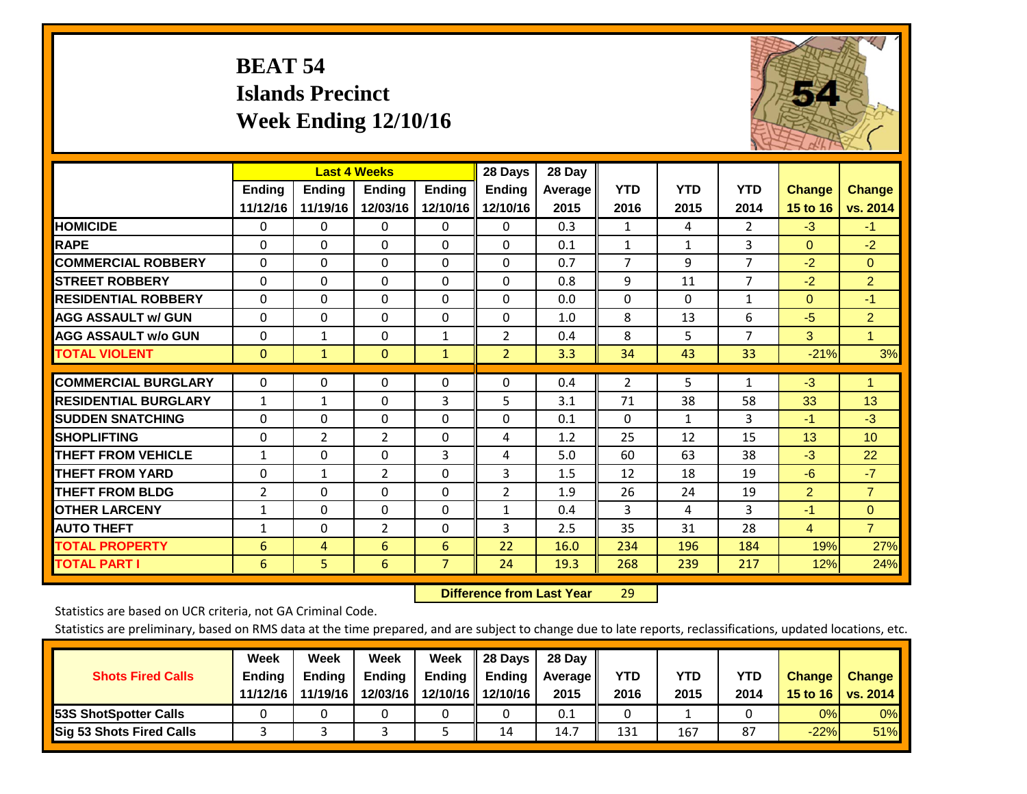# BEAT 54
## Islands Precinct
## Week Ending 12/10/16

| | Last 4 Weeks | | | | 28 Days | 28 Day | | | | | |
|---|---|---|---|---|---|---|---|---|---|---|---|
| | Ending 11/12/16 | Ending 11/19/16 | Ending 12/03/16 | Ending 12/10/16 | Ending 12/10/16 | Average 2015 | YTD 2016 | YTD 2015 | YTD 2014 | Change 15 to 16 | Change vs. 2014 |
| **HOMICIDE** | 0 | 0 | 0 | 0 | 0 | 0.3 | 1 | 4 | 2 | -3 | -1 |
| **RAPE** | 0 | 0 | 0 | 0 | 0 | 0.1 | 1 | 1 | 3 | 0 | -2 |
| **COMMERCIAL ROBBERY** | 0 | 0 | 0 | 0 | 0 | 0.7 | 7 | 9 | 7 | -2 | 0 |
| **STREET ROBBERY** | 0 | 0 | 0 | 0 | 0 | 0.8 | 9 | 11 | 7 | -2 | 2 |
| **RESIDENTIAL ROBBERY** | 0 | 0 | 0 | 0 | 0 | 0.0 | 0 | 0 | 1 | 0 | -1 |
| **AGG ASSAULT w/ GUN** | 0 | 0 | 0 | 0 | 0 | 1.0 | 8 | 13 | 6 | -5 | 2 |
| **AGG ASSAULT w/o GUN** | 0 | 1 | 0 | 1 | 2 | 0.4 | 8 | 5 | 7 | 3 | 1 |
| **TOTAL VIOLENT** | 0 | 1 | 0 | 1 | 2 | 3.3 | 34 | 43 | 33 | -21% | 3% |
| **COMMERCIAL BURGLARY** | 0 | 0 | 0 | 0 | 0 | 0.4 | 2 | 5 | 1 | -3 | 1 |
| **RESIDENTIAL BURGLARY** | 1 | 1 | 0 | 3 | 5 | 3.1 | 71 | 38 | 58 | 33 | 13 |
| **SUDDEN SNATCHING** | 0 | 0 | 0 | 0 | 0 | 0.1 | 0 | 1 | 3 | -1 | -3 |
| **SHOPLIFTING** | 0 | 2 | 2 | 0 | 4 | 1.2 | 25 | 12 | 15 | 13 | 10 |
| **THEFT FROM VEHICLE** | 1 | 0 | 0 | 3 | 4 | 5.0 | 60 | 63 | 38 | -3 | 22 |
| **THEFT FROM YARD** | 0 | 1 | 2 | 0 | 3 | 1.5 | 12 | 18 | 19 | -6 | -7 |
| **THEFT FROM BLDG** | 2 | 0 | 0 | 0 | 2 | 1.9 | 26 | 24 | 19 | 2 | 7 |
| **OTHER LARCENY** | 1 | 0 | 0 | 0 | 1 | 0.4 | 3 | 4 | 3 | -1 | 0 |
| **AUTO THEFT** | 1 | 0 | 2 | 0 | 3 | 2.5 | 35 | 31 | 28 | 4 | 7 |
| **TOTAL PROPERTY** | 6 | 4 | 6 | 6 | 22 | 16.0 | 234 | 196 | 184 | 19% | 27% |
| **TOTAL PART I** | 6 | 5 | 6 | 7 | 24 | 19.3 | 268 | 239 | 217 | 12% | 24% |

**Difference from Last Year** 29

Statistics are based on UCR criteria, not GA Criminal Code.

Statistics are preliminary, based on RMS data at the time prepared, and are subject to change due to late reports, reclassifications, updated locations, etc.

| Shots Fired Calls | Week Ending 11/12/16 | Week Ending 11/19/16 | Week Ending 12/03/16 | Week Ending 12/10/16 | 28 Days Ending 12/10/16 | 28 Day Average 2015 | YTD 2016 | YTD 2015 | YTD 2014 | Change 15 to 16 | Change vs. 2014 |
|---|---|---|---|---|---|---|---|---|---|---|---|
| **53S ShotSpotter Calls** | 0 | 0 | 0 | 0 | 0 | 0.1 | 0 | 1 | 0 | 0% | 0% |
| **Sig 53 Shots Fired Calls** | 3 | 3 | 3 | 5 | 14 | 14.7 | 131 | 167 | 87 | -22% | 51% |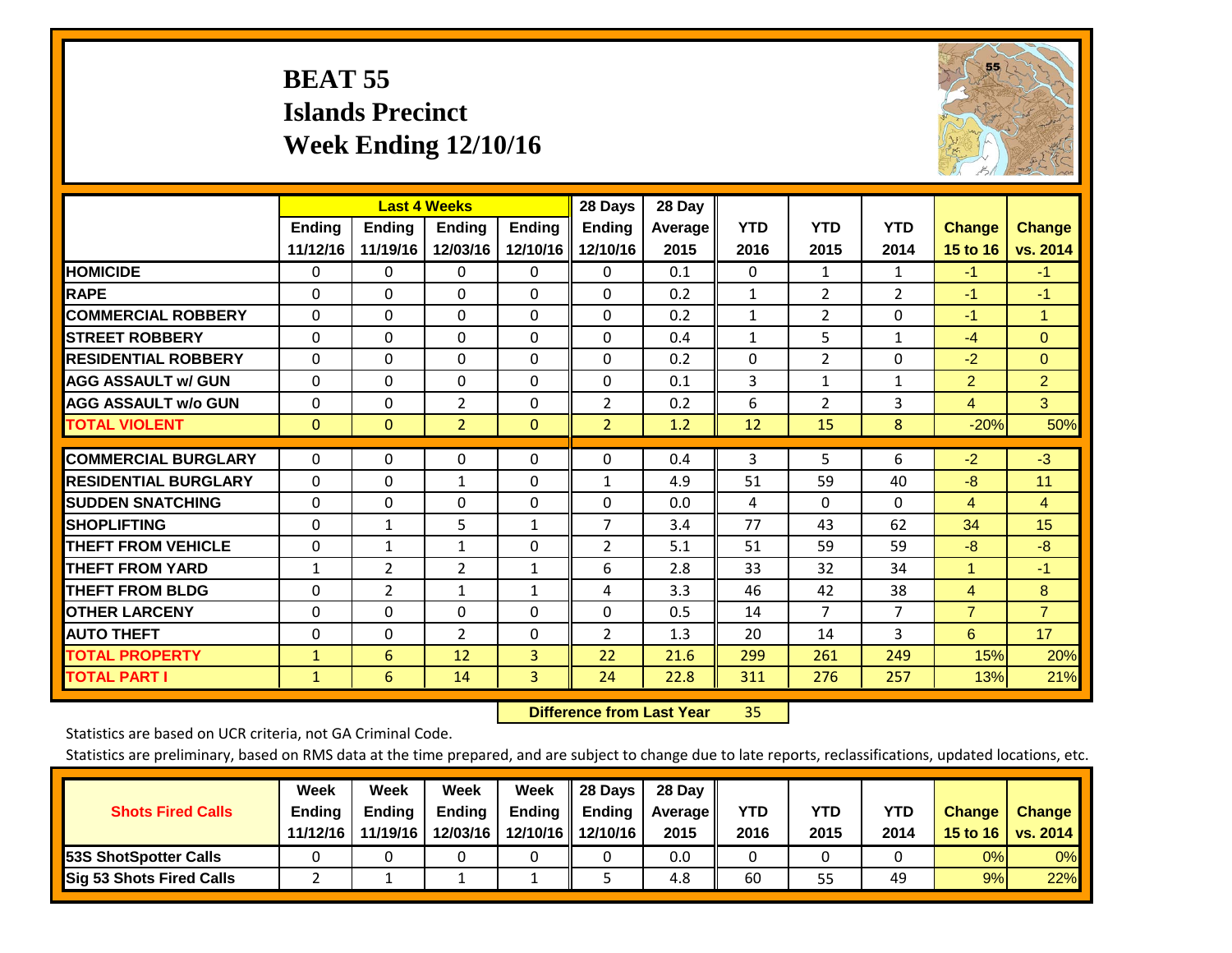# BEAT 55
## Islands Precinct
## Week Ending 12/10/16

| | Last 4 Weeks | | | | 28 Days | 28 Day | YTD | YTD | YTD | Change | Change |
|---|---|---|---|---|---|---|---|---|---|---|---|
| | Ending 11/12/16 | Ending 11/19/16 | Ending 12/03/16 | Ending 12/10/16 | Ending 12/10/16 | Average 2015 | 2016 | 2015 | 2014 | 15 to 16 | vs. 2014 |
| HOMICIDE | 0 | 0 | 0 | 0 | 0 | 0.1 | 0 | 1 | 1 | -1 | -1 |
| RAPE | 0 | 0 | 0 | 0 | 0 | 0.2 | 1 | 2 | 2 | -1 | -1 |
| COMMERCIAL ROBBERY | 0 | 0 | 0 | 0 | 0 | 0.2 | 1 | 2 | 0 | -1 | 1 |
| STREET ROBBERY | 0 | 0 | 0 | 0 | 0 | 0.4 | 1 | 5 | 1 | -4 | 0 |
| RESIDENTIAL ROBBERY | 0 | 0 | 0 | 0 | 0 | 0.2 | 0 | 2 | 0 | -2 | 0 |
| AGG ASSAULT w/ GUN | 0 | 0 | 0 | 0 | 0 | 0.1 | 3 | 1 | 1 | 2 | 2 |
| AGG ASSAULT w/o GUN | 0 | 0 | 2 | 0 | 2 | 0.2 | 6 | 2 | 3 | 4 | 3 |
| TOTAL VIOLENT | 0 | 0 | 2 | 0 | 2 | 1.2 | 12 | 15 | 8 | -20% | 50% |
| COMMERCIAL BURGLARY | 0 | 0 | 0 | 0 | 0 | 0.4 | 3 | 5 | 6 | -2 | -3 |
| RESIDENTIAL BURGLARY | 0 | 0 | 1 | 0 | 1 | 4.9 | 51 | 59 | 40 | -8 | 11 |
| SUDDEN SNATCHING | 0 | 0 | 0 | 0 | 0 | 0.0 | 4 | 0 | 0 | 4 | 4 |
| SHOPLIFTING | 0 | 1 | 5 | 1 | 7 | 3.4 | 77 | 43 | 62 | 34 | 15 |
| THEFT FROM VEHICLE | 0 | 1 | 1 | 0 | 2 | 5.1 | 51 | 59 | 59 | -8 | -8 |
| THEFT FROM YARD | 1 | 2 | 2 | 1 | 6 | 2.8 | 33 | 32 | 34 | 1 | -1 |
| THEFT FROM BLDG | 0 | 2 | 1 | 1 | 4 | 3.3 | 46 | 42 | 38 | 4 | 8 |
| OTHER LARCENY | 0 | 0 | 0 | 0 | 0 | 0.5 | 14 | 7 | 7 | 7 | 7 |
| AUTO THEFT | 0 | 0 | 2 | 0 | 2 | 1.3 | 20 | 14 | 3 | 6 | 17 |
| TOTAL PROPERTY | 1 | 6 | 12 | 3 | 22 | 21.6 | 299 | 261 | 249 | 15% | 20% |
| TOTAL PART I | 1 | 6 | 14 | 3 | 24 | 22.8 | 311 | 276 | 257 | 13% | 21% |

**Difference from Last Year** 35

Statistics are based on UCR criteria, not GA Criminal Code.

Statistics are preliminary, based on RMS data at the time prepared, and are subject to change due to late reports, reclassifications, updated locations, etc.

| Shots Fired Calls | Week Ending 11/12/16 | Week Ending 11/19/16 | Week Ending 12/03/16 | Week Ending 12/10/16 | 28 Days Ending 12/10/16 | 28 Day Average 2015 | YTD 2016 | YTD 2015 | YTD 2014 | Change 15 to 16 | Change vs. 2014 |
|---|---|---|---|---|---|---|---|---|---|---|---|
| 53S ShotSpotter Calls | 0 | 0 | 0 | 0 | 0 | 0.0 | 0 | 0 | 0 | 0% | 0% |
| Sig 53 Shots Fired Calls | 2 | 1 | 1 | 1 | 5 | 4.8 | 60 | 55 | 49 | 9% | 22% |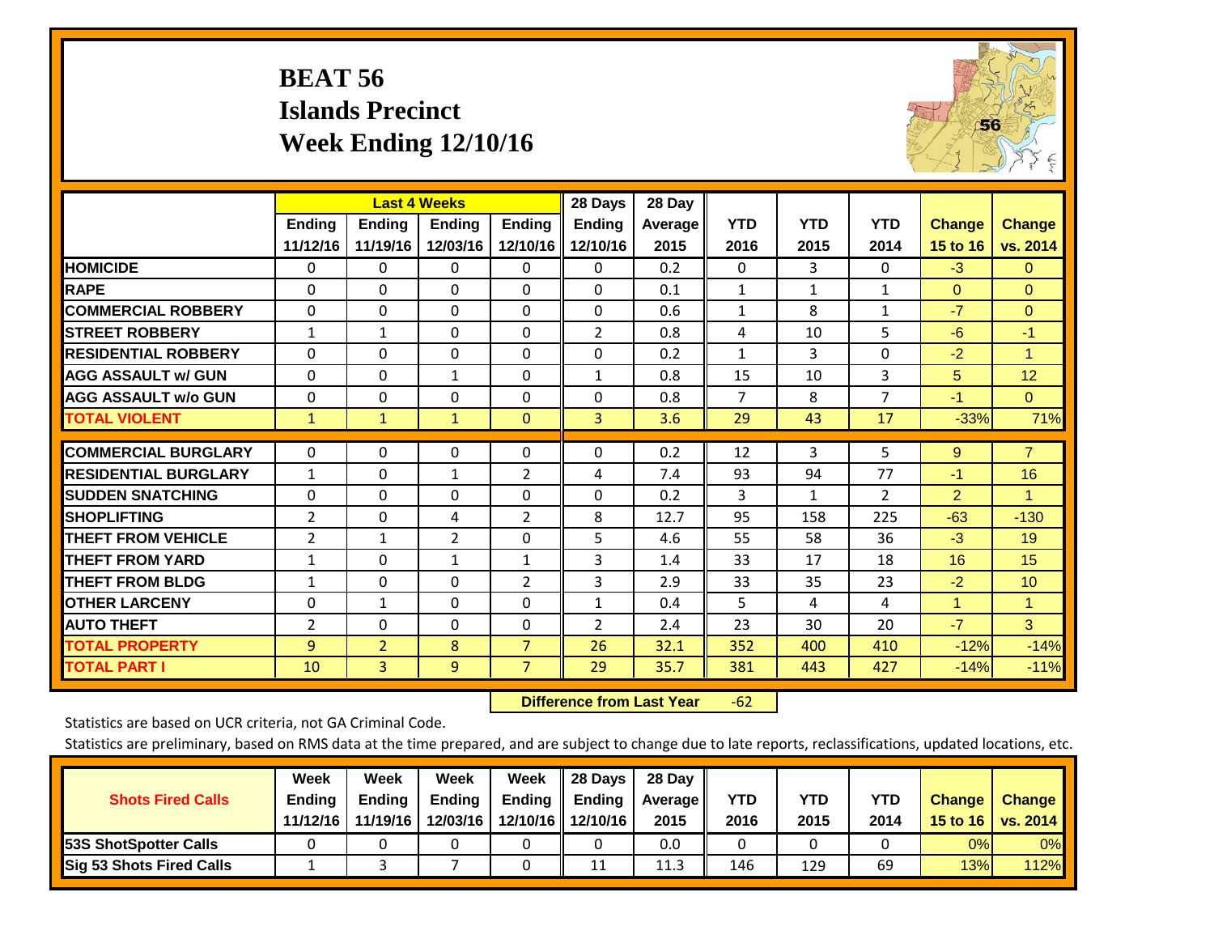# BEAT 56
## Islands Precinct
## Week Ending 12/10/16

| | Last 4 Weeks | | | | 28 Days | 28 Day | | | | | |
|---|---|---|---|---|---|---|---|---|---|---|---|
| | Ending 11/12/16 | Ending 11/19/16 | Ending 12/03/16 | Ending 12/10/16 | Ending 12/10/16 | Average 2015 | YTD 2016 | YTD 2015 | YTD 2014 | Change 15 to 16 | Change vs. 2014 |
| HOMICIDE | 0 | 0 | 0 | 0 | 0 | 0.2 | 0 | 3 | 0 | -3 | 0 |
| RAPE | 0 | 0 | 0 | 0 | 0 | 0.1 | 1 | 1 | 1 | 0 | 0 |
| COMMERCIAL ROBBERY | 0 | 0 | 0 | 0 | 0 | 0.6 | 1 | 8 | 1 | -7 | 0 |
| STREET ROBBERY | 1 | 1 | 0 | 0 | 2 | 0.8 | 4 | 10 | 5 | -6 | -1 |
| RESIDENTIAL ROBBERY | 0 | 0 | 0 | 0 | 0 | 0.2 | 1 | 3 | 0 | -2 | 1 |
| AGG ASSAULT w/ GUN | 0 | 0 | 1 | 0 | 1 | 0.8 | 15 | 10 | 3 | 5 | 12 |
| AGG ASSAULT w/o GUN | 0 | 0 | 0 | 0 | 0 | 0.8 | 7 | 8 | 7 | -1 | 0 |
| TOTAL VIOLENT | 1 | 1 | 1 | 0 | 3 | 3.6 | 29 | 43 | 17 | -33% | 71% |
| COMMERCIAL BURGLARY | 0 | 0 | 0 | 0 | 0 | 0.2 | 12 | 3 | 5 | 9 | 7 |
| RESIDENTIAL BURGLARY | 1 | 0 | 1 | 2 | 4 | 7.4 | 93 | 94 | 77 | -1 | 16 |
| SUDDEN SNATCHING | 0 | 0 | 0 | 0 | 0 | 0.2 | 3 | 1 | 2 | 2 | 1 |
| SHOPLIFTING | 2 | 0 | 4 | 2 | 8 | 12.7 | 95 | 158 | 225 | -63 | -130 |
| THEFT FROM VEHICLE | 2 | 1 | 2 | 0 | 5 | 4.6 | 55 | 58 | 36 | -3 | 19 |
| THEFT FROM YARD | 1 | 0 | 1 | 1 | 3 | 1.4 | 33 | 17 | 18 | 16 | 15 |
| THEFT FROM BLDG | 1 | 0 | 0 | 2 | 3 | 2.9 | 33 | 35 | 23 | -2 | 10 |
| OTHER LARCENY | 0 | 1 | 0 | 0 | 1 | 0.4 | 5 | 4 | 4 | 1 | 1 |
| AUTO THEFT | 2 | 0 | 0 | 0 | 2 | 2.4 | 23 | 30 | 20 | -7 | 3 |
| TOTAL PROPERTY | 9 | 2 | 8 | 7 | 26 | 32.1 | 352 | 400 | 410 | -12% | -14% |
| TOTAL PART I | 10 | 3 | 9 | 7 | 29 | 35.7 | 381 | 443 | 427 | -14% | -11% |

**Difference from Last Year** -62

Statistics are based on UCR criteria, not GA Criminal Code.

Statistics are preliminary, based on RMS data at the time prepared, and are subject to change due to late reports, reclassifications, updated locations, etc.

| Shots Fired Calls | Week Ending 11/12/16 | Week Ending 11/19/16 | Week Ending 12/03/16 | Week Ending 12/10/16 | 28 Days Ending 12/10/16 | 28 Day Average 2015 | YTD 2016 | YTD 2015 | YTD 2014 | Change 15 to 16 | Change vs. 2014 |
|---|---|---|---|---|---|---|---|---|---|---|---|
| 53S ShotSpotter Calls | 0 | 0 | 0 | 0 | 0 | 0.0 | 0 | 0 | 0 | 0% | 0% |
| Sig 53 Shots Fired Calls | 1 | 3 | 7 | 0 | 11 | 11.3 | 146 | 129 | 69 | 13% | 112% |